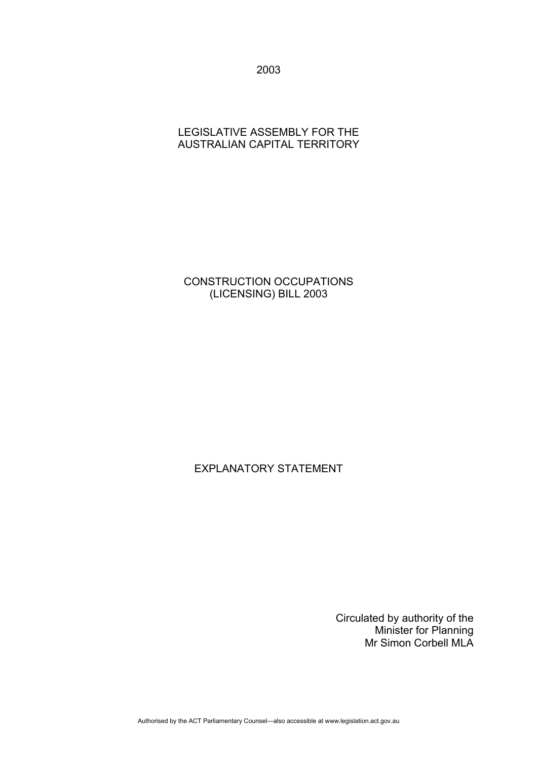2003

LEGISLATIVE ASSEMBLY FOR THE
AUSTRALIAN CAPITAL TERRITORY

# CONSTRUCTION OCCUPATIONS (LICENSING) BILL 2003

# EXPLANATORY STATEMENT

Circulated by authority of the
Minister for Planning
Mr Simon Corbell MLA

Authorised by the ACT Parliamentary Counsel—also accessible at www.legislation.act.gov.au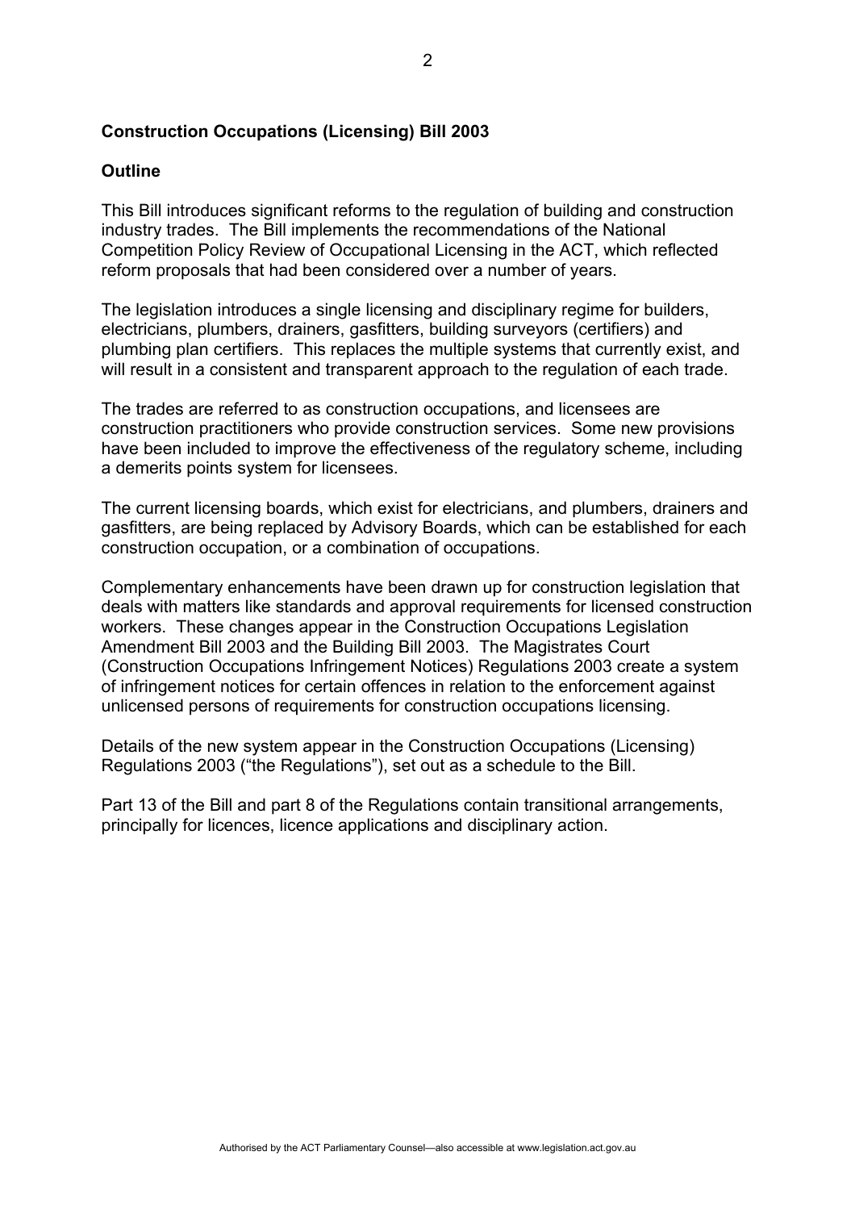**Construction Occupations (Licensing) Bill 2003**

**Outline**

This Bill introduces significant reforms to the regulation of building and construction industry trades. The Bill implements the recommendations of the National Competition Policy Review of Occupational Licensing in the ACT, which reflected reform proposals that had been considered over a number of years.

The legislation introduces a single licensing and disciplinary regime for builders, electricians, plumbers, drainers, gasfitters, building surveyors (certifiers) and plumbing plan certifiers. This replaces the multiple systems that currently exist, and will result in a consistent and transparent approach to the regulation of each trade.

The trades are referred to as construction occupations, and licensees are construction practitioners who provide construction services. Some new provisions have been included to improve the effectiveness of the regulatory scheme, including a demerits points system for licensees.

The current licensing boards, which exist for electricians, and plumbers, drainers and gasfitters, are being replaced by Advisory Boards, which can be established for each construction occupation, or a combination of occupations.

Complementary enhancements have been drawn up for construction legislation that deals with matters like standards and approval requirements for licensed construction workers. These changes appear in the Construction Occupations Legislation Amendment Bill 2003 and the Building Bill 2003. The Magistrates Court (Construction Occupations Infringement Notices) Regulations 2003 create a system of infringement notices for certain offences in relation to the enforcement against unlicensed persons of requirements for construction occupations licensing.

Details of the new system appear in the Construction Occupations (Licensing) Regulations 2003 ("the Regulations"), set out as a schedule to the Bill.

Part 13 of the Bill and part 8 of the Regulations contain transitional arrangements, principally for licences, licence applications and disciplinary action.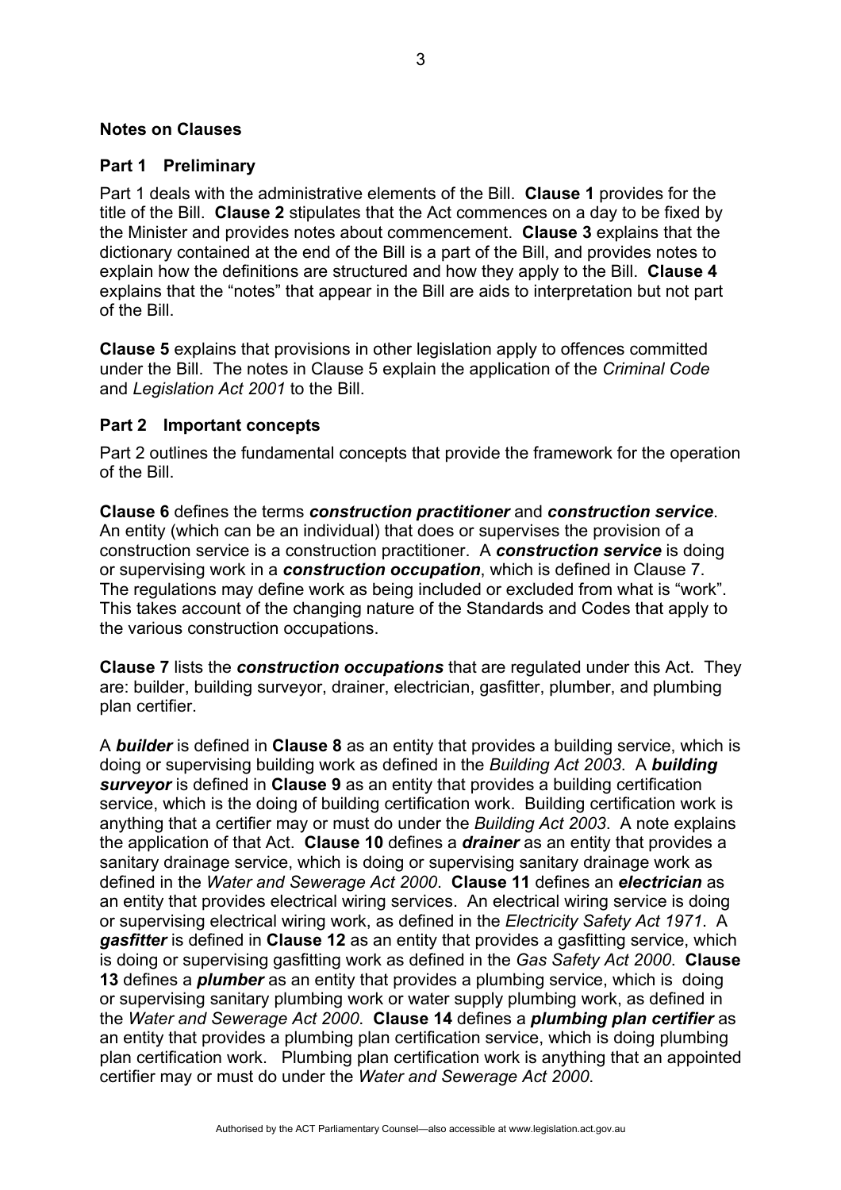## Notes on Clauses

### Part 1 Preliminary

Part 1 deals with the administrative elements of the Bill. **Clause 1** provides for the title of the Bill. **Clause 2** stipulates that the Act commences on a day to be fixed by the Minister and provides notes about commencement. **Clause 3** explains that the dictionary contained at the end of the Bill is a part of the Bill, and provides notes to explain how the definitions are structured and how they apply to the Bill. **Clause 4** explains that the "notes" that appear in the Bill are aids to interpretation but not part of the Bill.

**Clause 5** explains that provisions in other legislation apply to offences committed under the Bill. The notes in Clause 5 explain the application of the *Criminal Code* and *Legislation Act 2001* to the Bill.

### Part 2 Important concepts

Part 2 outlines the fundamental concepts that provide the framework for the operation of the Bill.

**Clause 6** defines the terms ***construction practitioner*** and ***construction service***. An entity (which can be an individual) that does or supervises the provision of a construction service is a construction practitioner. A ***construction service*** is doing or supervising work in a ***construction occupation***, which is defined in Clause 7. The regulations may define work as being included or excluded from what is "work". This takes account of the changing nature of the Standards and Codes that apply to the various construction occupations.

**Clause 7** lists the ***construction occupations*** that are regulated under this Act. They are: builder, building surveyor, drainer, electrician, gasfitter, plumber, and plumbing plan certifier.

A ***builder*** is defined in **Clause 8** as an entity that provides a building service, which is doing or supervising building work as defined in the *Building Act 2003*. A ***building surveyor*** is defined in **Clause 9** as an entity that provides a building certification service, which is the doing of building certification work. Building certification work is anything that a certifier may or must do under the *Building Act 2003*. A note explains the application of that Act. **Clause 10** defines a ***drainer*** as an entity that provides a sanitary drainage service, which is doing or supervising sanitary drainage work as defined in the *Water and Sewerage Act 2000*. **Clause 11** defines an ***electrician*** as an entity that provides electrical wiring services. An electrical wiring service is doing or supervising electrical wiring work, as defined in the *Electricity Safety Act 1971*. A ***gasfitter*** is defined in **Clause 12** as an entity that provides a gasfitting service, which is doing or supervising gasfitting work as defined in the *Gas Safety Act 2000*. **Clause 13** defines a ***plumber*** as an entity that provides a plumbing service, which is doing or supervising sanitary plumbing work or water supply plumbing work, as defined in the *Water and Sewerage Act 2000*. **Clause 14** defines a ***plumbing plan certifier*** as an entity that provides a plumbing plan certification service, which is doing plumbing plan certification work. Plumbing plan certification work is anything that an appointed certifier may or must do under the *Water and Sewerage Act 2000*.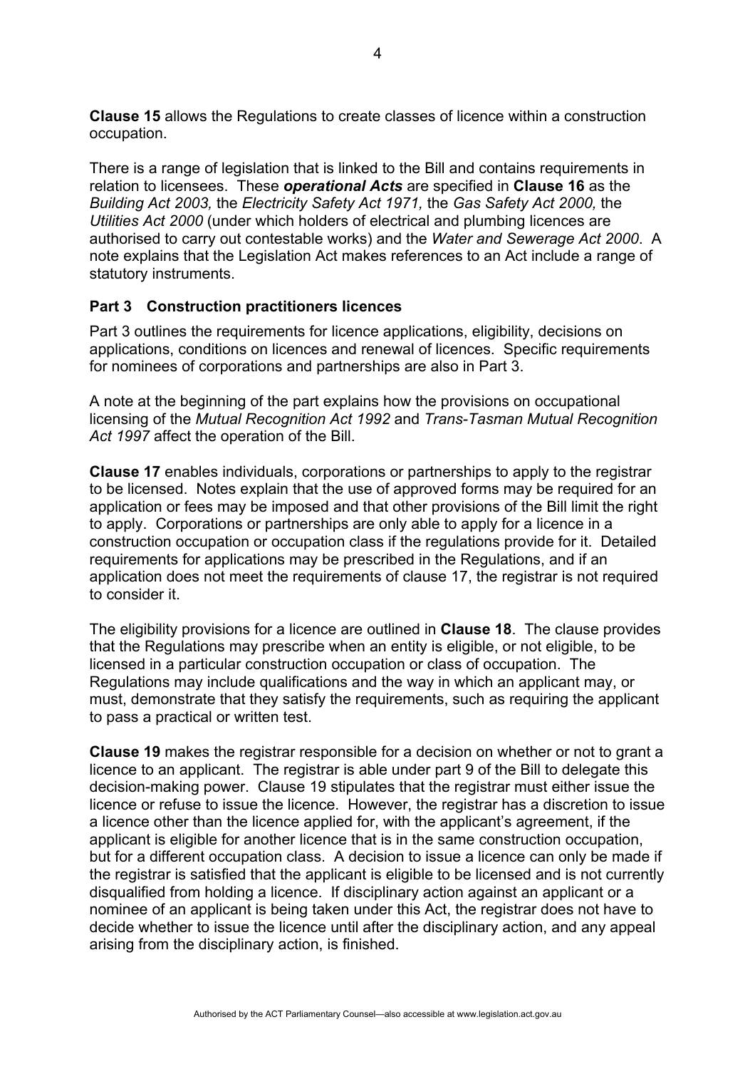**Clause 15** allows the Regulations to create classes of licence within a construction occupation.

There is a range of legislation that is linked to the Bill and contains requirements in relation to licensees. These ***operational Acts*** are specified in **Clause 16** as the *Building Act 2003,* the *Electricity Safety Act 1971,* the *Gas Safety Act 2000,* the *Utilities Act 2000* (under which holders of electrical and plumbing licences are authorised to carry out contestable works) and the *Water and Sewerage Act 2000*. A note explains that the Legislation Act makes references to an Act include a range of statutory instruments.

### Part 3 Construction practitioners licences

Part 3 outlines the requirements for licence applications, eligibility, decisions on applications, conditions on licences and renewal of licences. Specific requirements for nominees of corporations and partnerships are also in Part 3.

A note at the beginning of the part explains how the provisions on occupational licensing of the *Mutual Recognition Act 1992* and *Trans-Tasman Mutual Recognition Act 1997* affect the operation of the Bill.

**Clause 17** enables individuals, corporations or partnerships to apply to the registrar to be licensed. Notes explain that the use of approved forms may be required for an application or fees may be imposed and that other provisions of the Bill limit the right to apply. Corporations or partnerships are only able to apply for a licence in a construction occupation or occupation class if the regulations provide for it. Detailed requirements for applications may be prescribed in the Regulations, and if an application does not meet the requirements of clause 17, the registrar is not required to consider it.

The eligibility provisions for a licence are outlined in **Clause 18**. The clause provides that the Regulations may prescribe when an entity is eligible, or not eligible, to be licensed in a particular construction occupation or class of occupation. The Regulations may include qualifications and the way in which an applicant may, or must, demonstrate that they satisfy the requirements, such as requiring the applicant to pass a practical or written test.

**Clause 19** makes the registrar responsible for a decision on whether or not to grant a licence to an applicant. The registrar is able under part 9 of the Bill to delegate this decision-making power. Clause 19 stipulates that the registrar must either issue the licence or refuse to issue the licence. However, the registrar has a discretion to issue a licence other than the licence applied for, with the applicant's agreement, if the applicant is eligible for another licence that is in the same construction occupation, but for a different occupation class. A decision to issue a licence can only be made if the registrar is satisfied that the applicant is eligible to be licensed and is not currently disqualified from holding a licence. If disciplinary action against an applicant or a nominee of an applicant is being taken under this Act, the registrar does not have to decide whether to issue the licence until after the disciplinary action, and any appeal arising from the disciplinary action, is finished.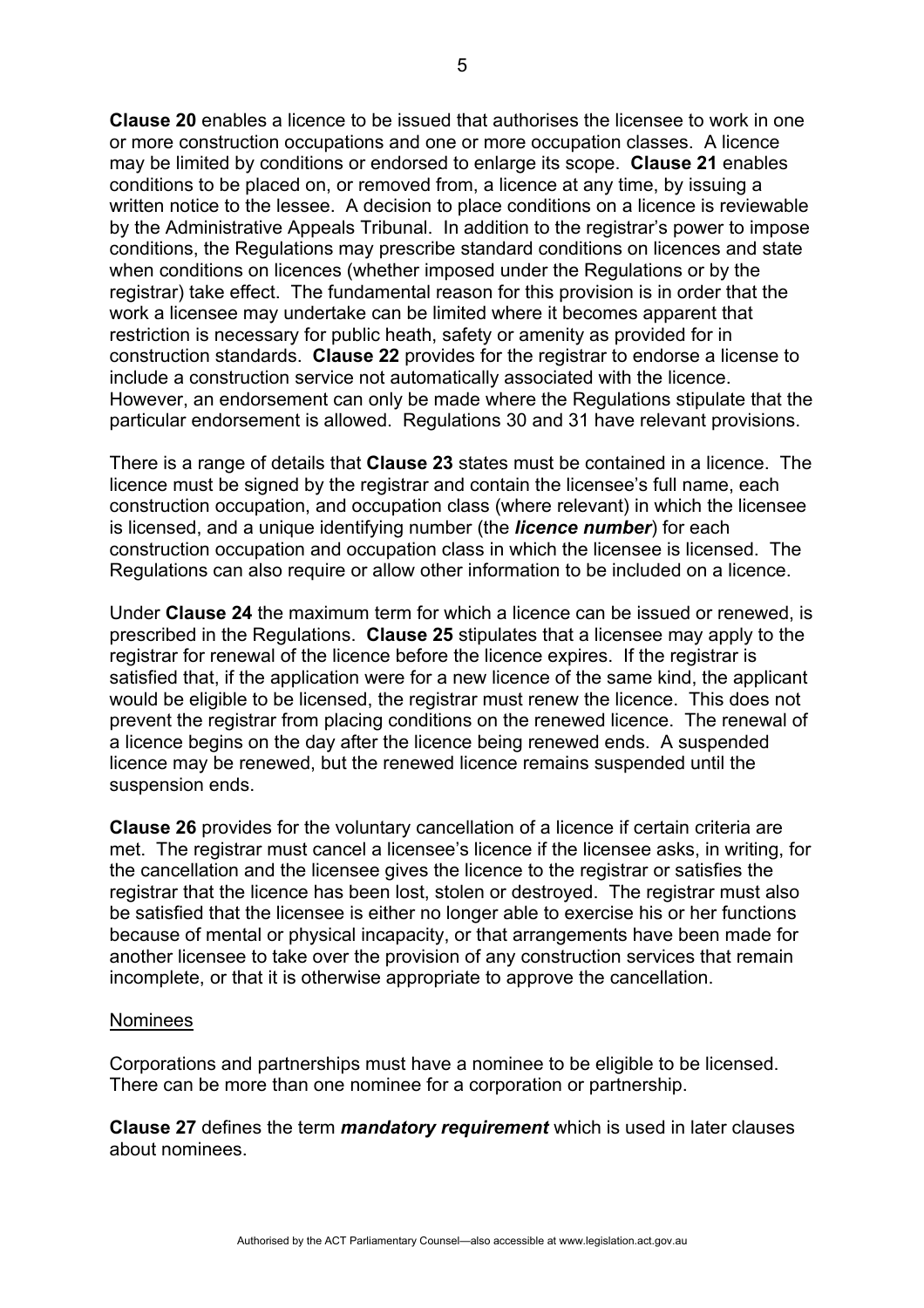**Clause 20** enables a licence to be issued that authorises the licensee to work in one or more construction occupations and one or more occupation classes. A licence may be limited by conditions or endorsed to enlarge its scope. **Clause 21** enables conditions to be placed on, or removed from, a licence at any time, by issuing a written notice to the lessee. A decision to place conditions on a licence is reviewable by the Administrative Appeals Tribunal. In addition to the registrar's power to impose conditions, the Regulations may prescribe standard conditions on licences and state when conditions on licences (whether imposed under the Regulations or by the registrar) take effect. The fundamental reason for this provision is in order that the work a licensee may undertake can be limited where it becomes apparent that restriction is necessary for public heath, safety or amenity as provided for in construction standards. **Clause 22** provides for the registrar to endorse a license to include a construction service not automatically associated with the licence. However, an endorsement can only be made where the Regulations stipulate that the particular endorsement is allowed. Regulations 30 and 31 have relevant provisions.

There is a range of details that **Clause 23** states must be contained in a licence. The licence must be signed by the registrar and contain the licensee's full name, each construction occupation, and occupation class (where relevant) in which the licensee is licensed, and a unique identifying number (the ***licence number***) for each construction occupation and occupation class in which the licensee is licensed. The Regulations can also require or allow other information to be included on a licence.

Under **Clause 24** the maximum term for which a licence can be issued or renewed, is prescribed in the Regulations. **Clause 25** stipulates that a licensee may apply to the registrar for renewal of the licence before the licence expires. If the registrar is satisfied that, if the application were for a new licence of the same kind, the applicant would be eligible to be licensed, the registrar must renew the licence. This does not prevent the registrar from placing conditions on the renewed licence. The renewal of a licence begins on the day after the licence being renewed ends. A suspended licence may be renewed, but the renewed licence remains suspended until the suspension ends.

**Clause 26** provides for the voluntary cancellation of a licence if certain criteria are met. The registrar must cancel a licensee's licence if the licensee asks, in writing, for the cancellation and the licensee gives the licence to the registrar or satisfies the registrar that the licence has been lost, stolen or destroyed. The registrar must also be satisfied that the licensee is either no longer able to exercise his or her functions because of mental or physical incapacity, or that arrangements have been made for another licensee to take over the provision of any construction services that remain incomplete, or that it is otherwise appropriate to approve the cancellation.

<u>Nominees</u>

Corporations and partnerships must have a nominee to be eligible to be licensed. There can be more than one nominee for a corporation or partnership.

**Clause 27** defines the term ***mandatory requirement*** which is used in later clauses about nominees.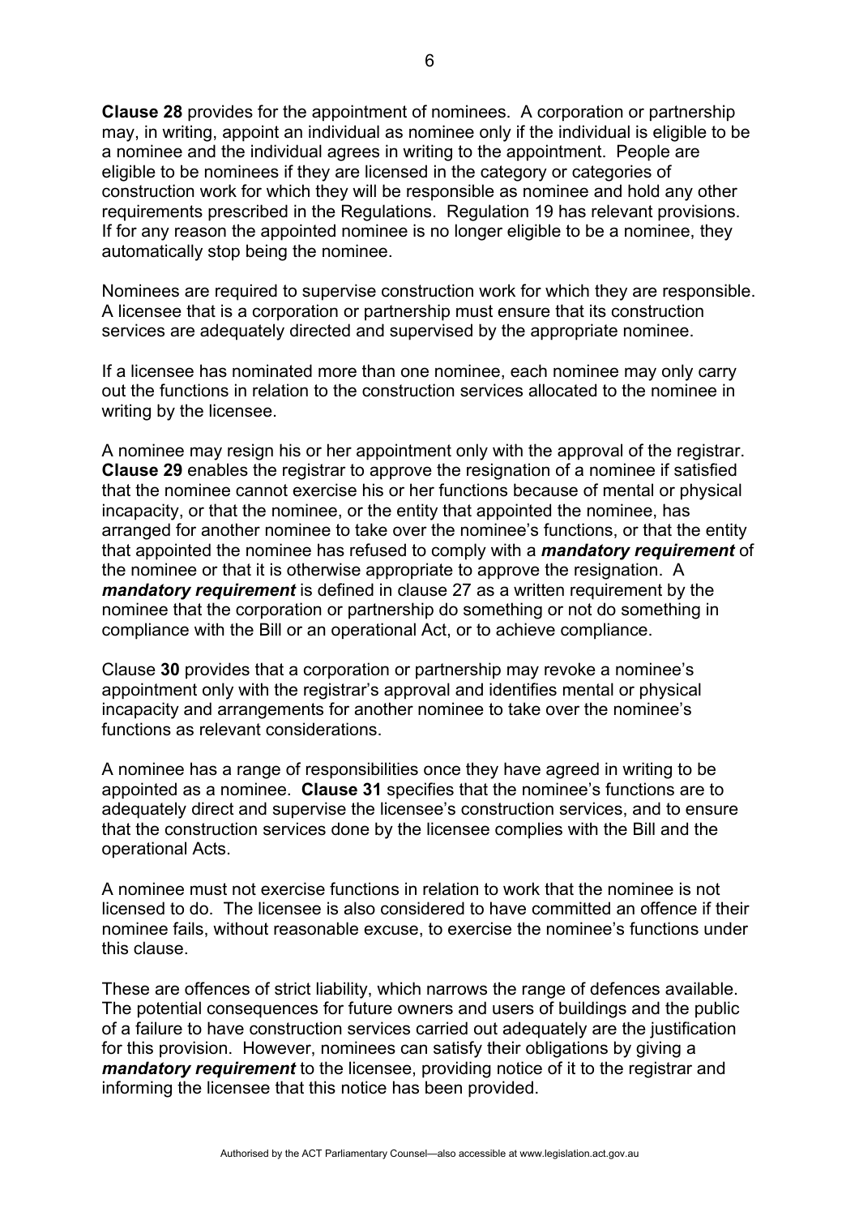**Clause 28** provides for the appointment of nominees. A corporation or partnership may, in writing, appoint an individual as nominee only if the individual is eligible to be a nominee and the individual agrees in writing to the appointment. People are eligible to be nominees if they are licensed in the category or categories of construction work for which they will be responsible as nominee and hold any other requirements prescribed in the Regulations. Regulation 19 has relevant provisions. If for any reason the appointed nominee is no longer eligible to be a nominee, they automatically stop being the nominee.

Nominees are required to supervise construction work for which they are responsible. A licensee that is a corporation or partnership must ensure that its construction services are adequately directed and supervised by the appropriate nominee.

If a licensee has nominated more than one nominee, each nominee may only carry out the functions in relation to the construction services allocated to the nominee in writing by the licensee.

A nominee may resign his or her appointment only with the approval of the registrar. **Clause 29** enables the registrar to approve the resignation of a nominee if satisfied that the nominee cannot exercise his or her functions because of mental or physical incapacity, or that the nominee, or the entity that appointed the nominee, has arranged for another nominee to take over the nominee's functions, or that the entity that appointed the nominee has refused to comply with a ***mandatory requirement*** of the nominee or that it is otherwise appropriate to approve the resignation. A ***mandatory requirement*** is defined in clause 27 as a written requirement by the nominee that the corporation or partnership do something or not do something in compliance with the Bill or an operational Act, or to achieve compliance.

Clause **30** provides that a corporation or partnership may revoke a nominee's appointment only with the registrar's approval and identifies mental or physical incapacity and arrangements for another nominee to take over the nominee's functions as relevant considerations.

A nominee has a range of responsibilities once they have agreed in writing to be appointed as a nominee. **Clause 31** specifies that the nominee's functions are to adequately direct and supervise the licensee's construction services, and to ensure that the construction services done by the licensee complies with the Bill and the operational Acts.

A nominee must not exercise functions in relation to work that the nominee is not licensed to do. The licensee is also considered to have committed an offence if their nominee fails, without reasonable excuse, to exercise the nominee's functions under this clause.

These are offences of strict liability, which narrows the range of defences available. The potential consequences for future owners and users of buildings and the public of a failure to have construction services carried out adequately are the justification for this provision. However, nominees can satisfy their obligations by giving a ***mandatory requirement*** to the licensee, providing notice of it to the registrar and informing the licensee that this notice has been provided.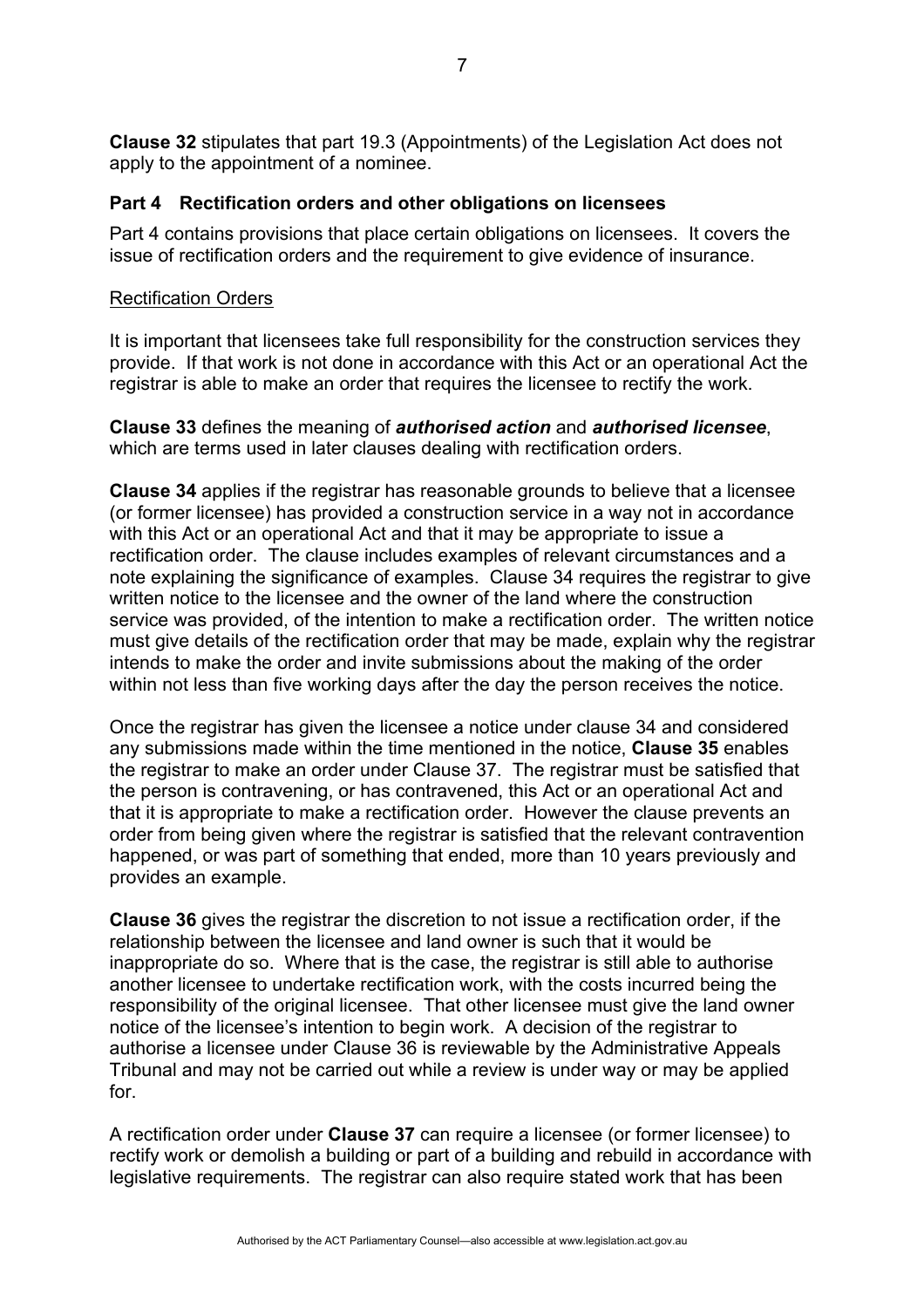**Clause 32** stipulates that part 19.3 (Appointments) of the Legislation Act does not apply to the appointment of a nominee.

## Part 4 Rectification orders and other obligations on licensees

Part 4 contains provisions that place certain obligations on licensees. It covers the issue of rectification orders and the requirement to give evidence of insurance.

### Rectification Orders

It is important that licensees take full responsibility for the construction services they provide. If that work is not done in accordance with this Act or an operational Act the registrar is able to make an order that requires the licensee to rectify the work.

**Clause 33** defines the meaning of ***authorised action*** and ***authorised licensee***, which are terms used in later clauses dealing with rectification orders.

**Clause 34** applies if the registrar has reasonable grounds to believe that a licensee (or former licensee) has provided a construction service in a way not in accordance with this Act or an operational Act and that it may be appropriate to issue a rectification order. The clause includes examples of relevant circumstances and a note explaining the significance of examples. Clause 34 requires the registrar to give written notice to the licensee and the owner of the land where the construction service was provided, of the intention to make a rectification order. The written notice must give details of the rectification order that may be made, explain why the registrar intends to make the order and invite submissions about the making of the order within not less than five working days after the day the person receives the notice.

Once the registrar has given the licensee a notice under clause 34 and considered any submissions made within the time mentioned in the notice, **Clause 35** enables the registrar to make an order under Clause 37. The registrar must be satisfied that the person is contravening, or has contravened, this Act or an operational Act and that it is appropriate to make a rectification order. However the clause prevents an order from being given where the registrar is satisfied that the relevant contravention happened, or was part of something that ended, more than 10 years previously and provides an example.

**Clause 36** gives the registrar the discretion to not issue a rectification order, if the relationship between the licensee and land owner is such that it would be inappropriate do so. Where that is the case, the registrar is still able to authorise another licensee to undertake rectification work, with the costs incurred being the responsibility of the original licensee. That other licensee must give the land owner notice of the licensee's intention to begin work. A decision of the registrar to authorise a licensee under Clause 36 is reviewable by the Administrative Appeals Tribunal and may not be carried out while a review is under way or may be applied for.

A rectification order under **Clause 37** can require a licensee (or former licensee) to rectify work or demolish a building or part of a building and rebuild in accordance with legislative requirements. The registrar can also require stated work that has been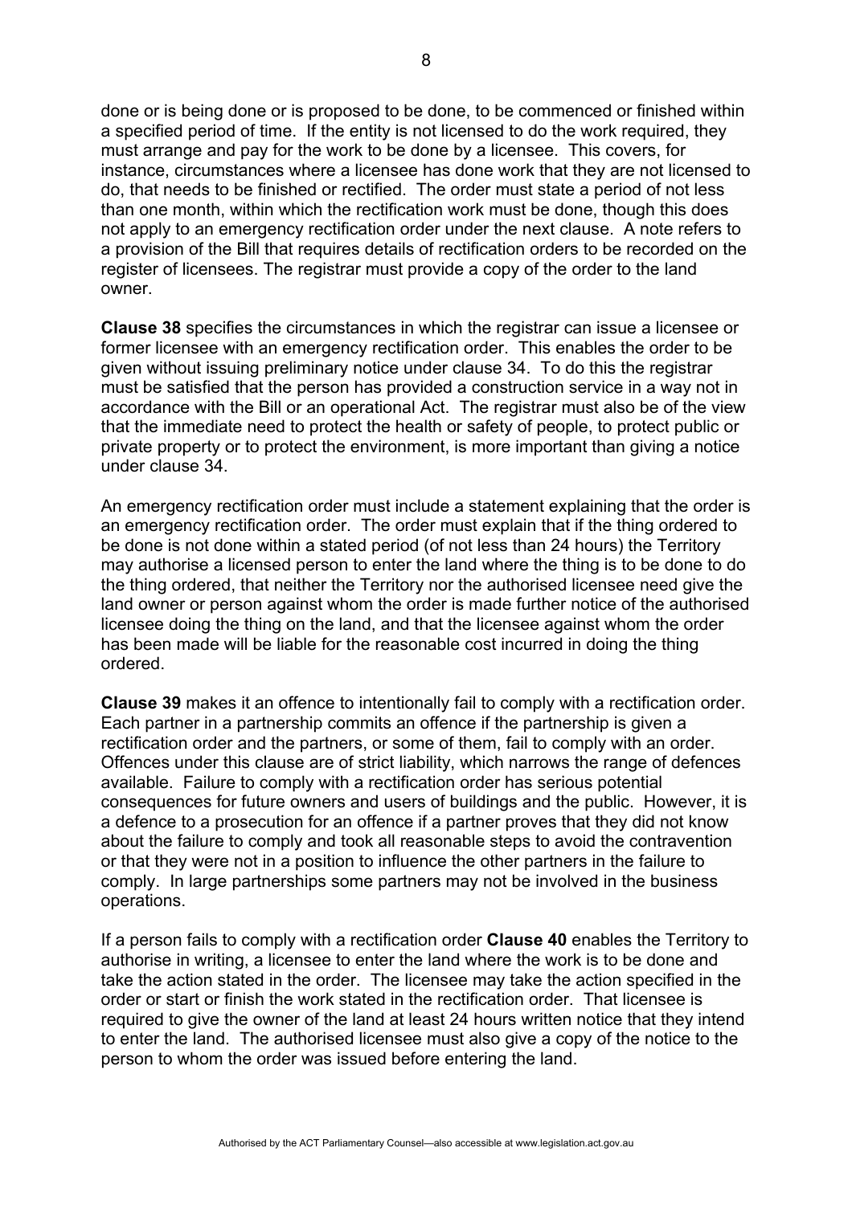done or is being done or is proposed to be done, to be commenced or finished within a specified period of time. If the entity is not licensed to do the work required, they must arrange and pay for the work to be done by a licensee. This covers, for instance, circumstances where a licensee has done work that they are not licensed to do, that needs to be finished or rectified. The order must state a period of not less than one month, within which the rectification work must be done, though this does not apply to an emergency rectification order under the next clause. A note refers to a provision of the Bill that requires details of rectification orders to be recorded on the register of licensees. The registrar must provide a copy of the order to the land owner.

**Clause 38** specifies the circumstances in which the registrar can issue a licensee or former licensee with an emergency rectification order. This enables the order to be given without issuing preliminary notice under clause 34. To do this the registrar must be satisfied that the person has provided a construction service in a way not in accordance with the Bill or an operational Act. The registrar must also be of the view that the immediate need to protect the health or safety of people, to protect public or private property or to protect the environment, is more important than giving a notice under clause 34.

An emergency rectification order must include a statement explaining that the order is an emergency rectification order. The order must explain that if the thing ordered to be done is not done within a stated period (of not less than 24 hours) the Territory may authorise a licensed person to enter the land where the thing is to be done to do the thing ordered, that neither the Territory nor the authorised licensee need give the land owner or person against whom the order is made further notice of the authorised licensee doing the thing on the land, and that the licensee against whom the order has been made will be liable for the reasonable cost incurred in doing the thing ordered.

**Clause 39** makes it an offence to intentionally fail to comply with a rectification order. Each partner in a partnership commits an offence if the partnership is given a rectification order and the partners, or some of them, fail to comply with an order. Offences under this clause are of strict liability, which narrows the range of defences available. Failure to comply with a rectification order has serious potential consequences for future owners and users of buildings and the public. However, it is a defence to a prosecution for an offence if a partner proves that they did not know about the failure to comply and took all reasonable steps to avoid the contravention or that they were not in a position to influence the other partners in the failure to comply. In large partnerships some partners may not be involved in the business operations.

If a person fails to comply with a rectification order **Clause 40** enables the Territory to authorise in writing, a licensee to enter the land where the work is to be done and take the action stated in the order. The licensee may take the action specified in the order or start or finish the work stated in the rectification order. That licensee is required to give the owner of the land at least 24 hours written notice that they intend to enter the land. The authorised licensee must also give a copy of the notice to the person to whom the order was issued before entering the land.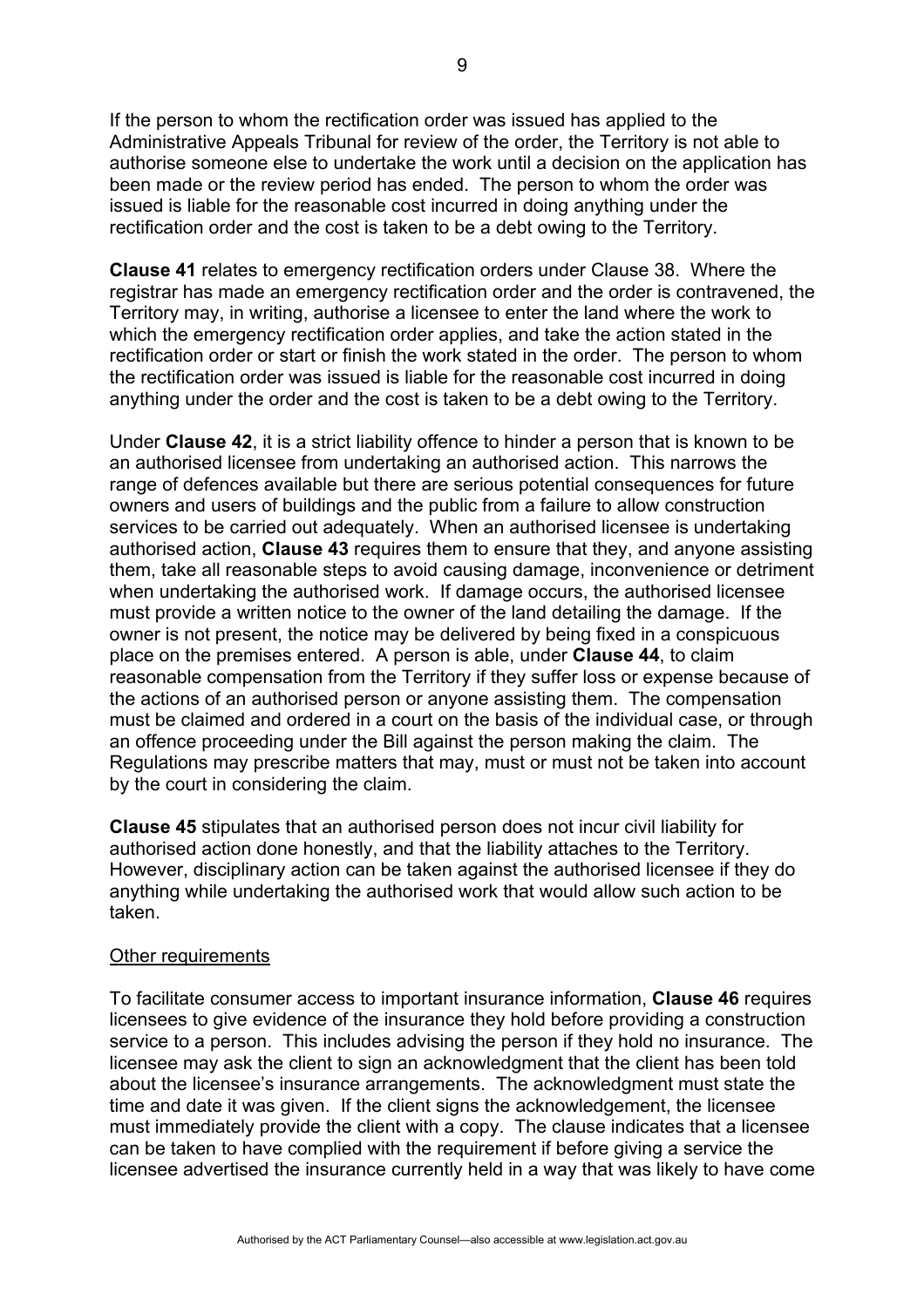If the person to whom the rectification order was issued has applied to the Administrative Appeals Tribunal for review of the order, the Territory is not able to authorise someone else to undertake the work until a decision on the application has been made or the review period has ended. The person to whom the order was issued is liable for the reasonable cost incurred in doing anything under the rectification order and the cost is taken to be a debt owing to the Territory.

**Clause 41** relates to emergency rectification orders under Clause 38. Where the registrar has made an emergency rectification order and the order is contravened, the Territory may, in writing, authorise a licensee to enter the land where the work to which the emergency rectification order applies, and take the action stated in the rectification order or start or finish the work stated in the order. The person to whom the rectification order was issued is liable for the reasonable cost incurred in doing anything under the order and the cost is taken to be a debt owing to the Territory.

Under **Clause 42**, it is a strict liability offence to hinder a person that is known to be an authorised licensee from undertaking an authorised action. This narrows the range of defences available but there are serious potential consequences for future owners and users of buildings and the public from a failure to allow construction services to be carried out adequately. When an authorised licensee is undertaking authorised action, **Clause 43** requires them to ensure that they, and anyone assisting them, take all reasonable steps to avoid causing damage, inconvenience or detriment when undertaking the authorised work. If damage occurs, the authorised licensee must provide a written notice to the owner of the land detailing the damage. If the owner is not present, the notice may be delivered by being fixed in a conspicuous place on the premises entered. A person is able, under **Clause 44**, to claim reasonable compensation from the Territory if they suffer loss or expense because of the actions of an authorised person or anyone assisting them. The compensation must be claimed and ordered in a court on the basis of the individual case, or through an offence proceeding under the Bill against the person making the claim. The Regulations may prescribe matters that may, must or must not be taken into account by the court in considering the claim.

**Clause 45** stipulates that an authorised person does not incur civil liability for authorised action done honestly, and that the liability attaches to the Territory. However, disciplinary action can be taken against the authorised licensee if they do anything while undertaking the authorised work that would allow such action to be taken.

<u>Other requirements</u>

To facilitate consumer access to important insurance information, **Clause 46** requires licensees to give evidence of the insurance they hold before providing a construction service to a person. This includes advising the person if they hold no insurance. The licensee may ask the client to sign an acknowledgment that the client has been told about the licensee's insurance arrangements. The acknowledgment must state the time and date it was given. If the client signs the acknowledgement, the licensee must immediately provide the client with a copy. The clause indicates that a licensee can be taken to have complied with the requirement if before giving a service the licensee advertised the insurance currently held in a way that was likely to have come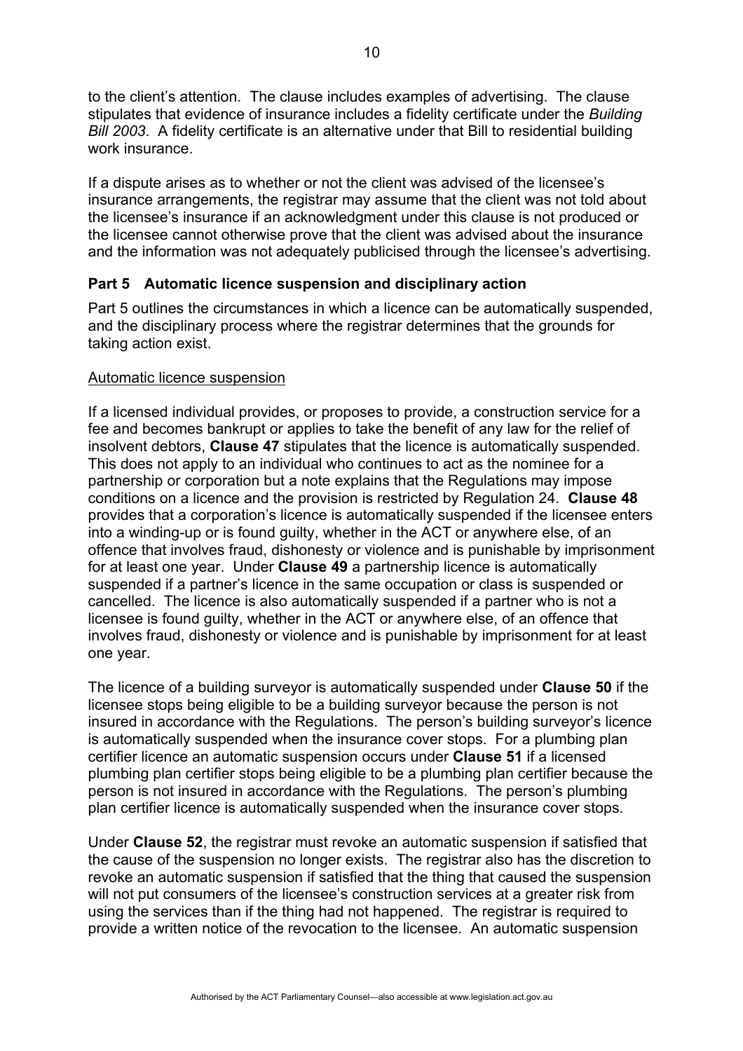to the client's attention. The clause includes examples of advertising. The clause stipulates that evidence of insurance includes a fidelity certificate under the *Building Bill 2003*. A fidelity certificate is an alternative under that Bill to residential building work insurance.

If a dispute arises as to whether or not the client was advised of the licensee's insurance arrangements, the registrar may assume that the client was not told about the licensee's insurance if an acknowledgment under this clause is not produced or the licensee cannot otherwise prove that the client was advised about the insurance and the information was not adequately publicised through the licensee's advertising.

## Part 5 Automatic licence suspension and disciplinary action

Part 5 outlines the circumstances in which a licence can be automatically suspended, and the disciplinary process where the registrar determines that the grounds for taking action exist.

Automatic licence suspension

If a licensed individual provides, or proposes to provide, a construction service for a fee and becomes bankrupt or applies to take the benefit of any law for the relief of insolvent debtors, **Clause 47** stipulates that the licence is automatically suspended. This does not apply to an individual who continues to act as the nominee for a partnership or corporation but a note explains that the Regulations may impose conditions on a licence and the provision is restricted by Regulation 24. **Clause 48** provides that a corporation's licence is automatically suspended if the licensee enters into a winding-up or is found guilty, whether in the ACT or anywhere else, of an offence that involves fraud, dishonesty or violence and is punishable by imprisonment for at least one year. Under **Clause 49** a partnership licence is automatically suspended if a partner's licence in the same occupation or class is suspended or cancelled. The licence is also automatically suspended if a partner who is not a licensee is found guilty, whether in the ACT or anywhere else, of an offence that involves fraud, dishonesty or violence and is punishable by imprisonment for at least one year.

The licence of a building surveyor is automatically suspended under **Clause 50** if the licensee stops being eligible to be a building surveyor because the person is not insured in accordance with the Regulations. The person's building surveyor's licence is automatically suspended when the insurance cover stops. For a plumbing plan certifier licence an automatic suspension occurs under **Clause 51** if a licensed plumbing plan certifier stops being eligible to be a plumbing plan certifier because the person is not insured in accordance with the Regulations. The person's plumbing plan certifier licence is automatically suspended when the insurance cover stops.

Under **Clause 52**, the registrar must revoke an automatic suspension if satisfied that the cause of the suspension no longer exists. The registrar also has the discretion to revoke an automatic suspension if satisfied that the thing that caused the suspension will not put consumers of the licensee's construction services at a greater risk from using the services than if the thing had not happened. The registrar is required to provide a written notice of the revocation to the licensee. An automatic suspension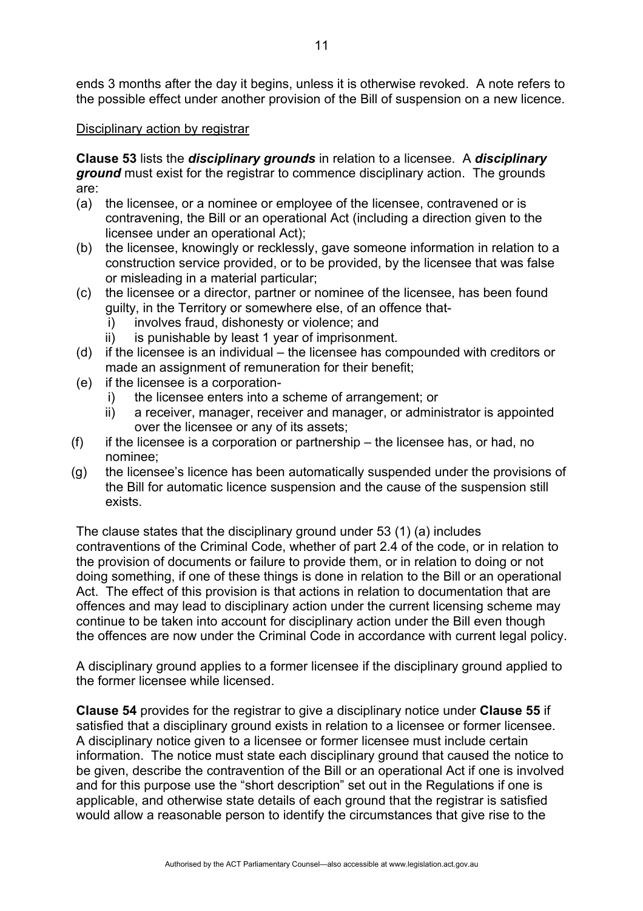ends 3 months after the day it begins, unless it is otherwise revoked. A note refers to the possible effect under another provision of the Bill of suspension on a new licence.

Disciplinary action by registrar

**Clause 53** lists the ***disciplinary grounds*** in relation to a licensee. A ***disciplinary ground*** must exist for the registrar to commence disciplinary action. The grounds are:

(a) the licensee, or a nominee or employee of the licensee, contravened or is contravening, the Bill or an operational Act (including a direction given to the licensee under an operational Act);

(b) the licensee, knowingly or recklessly, gave someone information in relation to a construction service provided, or to be provided, by the licensee that was false or misleading in a material particular;

(c) the licensee or a director, partner or nominee of the licensee, has been found guilty, in the Territory or somewhere else, of an offence that-
   i) involves fraud, dishonesty or violence; and
   ii) is punishable by least 1 year of imprisonment.

(d) if the licensee is an individual – the licensee has compounded with creditors or made an assignment of remuneration for their benefit;

(e) if the licensee is a corporation-
   i) the licensee enters into a scheme of arrangement; or
   ii) a receiver, manager, receiver and manager, or administrator is appointed over the licensee or any of its assets;

(f) if the licensee is a corporation or partnership – the licensee has, or had, no nominee;

(g) the licensee's licence has been automatically suspended under the provisions of the Bill for automatic licence suspension and the cause of the suspension still exists.

The clause states that the disciplinary ground under 53 (1) (a) includes contraventions of the Criminal Code, whether of part 2.4 of the code, or in relation to the provision of documents or failure to provide them, or in relation to doing or not doing something, if one of these things is done in relation to the Bill or an operational Act. The effect of this provision is that actions in relation to documentation that are offences and may lead to disciplinary action under the current licensing scheme may continue to be taken into account for disciplinary action under the Bill even though the offences are now under the Criminal Code in accordance with current legal policy.

A disciplinary ground applies to a former licensee if the disciplinary ground applied to the former licensee while licensed.

**Clause 54** provides for the registrar to give a disciplinary notice under **Clause 55** if satisfied that a disciplinary ground exists in relation to a licensee or former licensee. A disciplinary notice given to a licensee or former licensee must include certain information. The notice must state each disciplinary ground that caused the notice to be given, describe the contravention of the Bill or an operational Act if one is involved and for this purpose use the "short description" set out in the Regulations if one is applicable, and otherwise state details of each ground that the registrar is satisfied would allow a reasonable person to identify the circumstances that give rise to the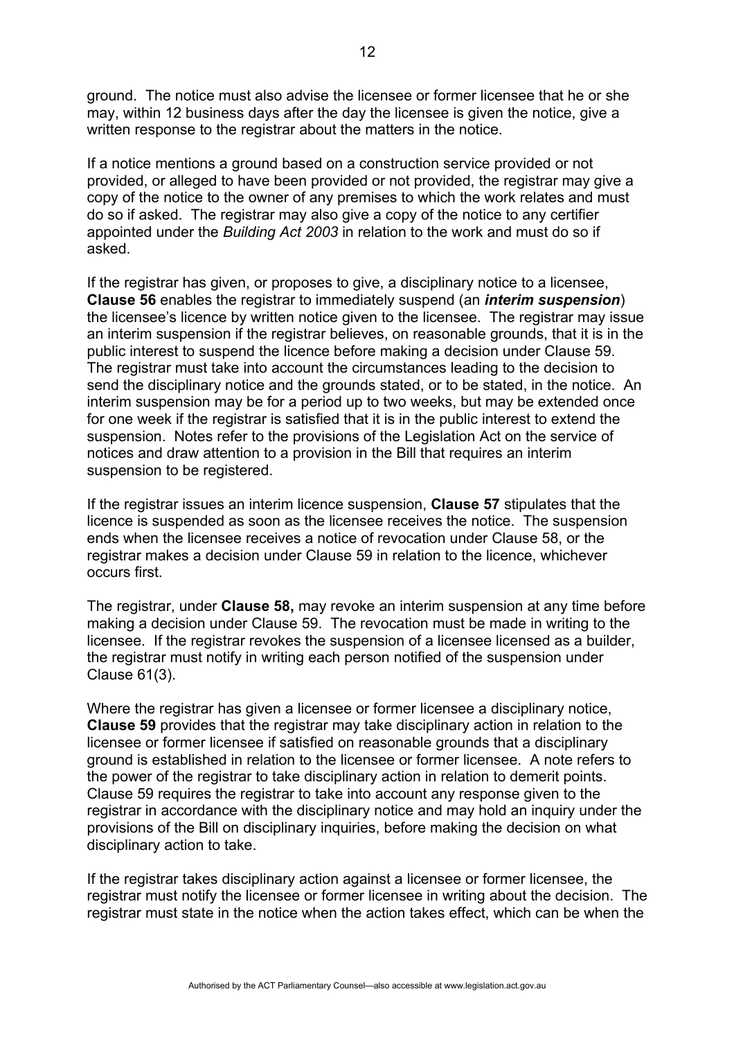ground. The notice must also advise the licensee or former licensee that he or she may, within 12 business days after the day the licensee is given the notice, give a written response to the registrar about the matters in the notice.

If a notice mentions a ground based on a construction service provided or not provided, or alleged to have been provided or not provided, the registrar may give a copy of the notice to the owner of any premises to which the work relates and must do so if asked. The registrar may also give a copy of the notice to any certifier appointed under the *Building Act 2003* in relation to the work and must do so if asked.

If the registrar has given, or proposes to give, a disciplinary notice to a licensee, **Clause 56** enables the registrar to immediately suspend (an ***interim suspension***) the licensee's licence by written notice given to the licensee. The registrar may issue an interim suspension if the registrar believes, on reasonable grounds, that it is in the public interest to suspend the licence before making a decision under Clause 59. The registrar must take into account the circumstances leading to the decision to send the disciplinary notice and the grounds stated, or to be stated, in the notice. An interim suspension may be for a period up to two weeks, but may be extended once for one week if the registrar is satisfied that it is in the public interest to extend the suspension. Notes refer to the provisions of the Legislation Act on the service of notices and draw attention to a provision in the Bill that requires an interim suspension to be registered.

If the registrar issues an interim licence suspension, **Clause 57** stipulates that the licence is suspended as soon as the licensee receives the notice. The suspension ends when the licensee receives a notice of revocation under Clause 58, or the registrar makes a decision under Clause 59 in relation to the licence, whichever occurs first.

The registrar, under **Clause 58,** may revoke an interim suspension at any time before making a decision under Clause 59. The revocation must be made in writing to the licensee. If the registrar revokes the suspension of a licensee licensed as a builder, the registrar must notify in writing each person notified of the suspension under Clause 61(3).

Where the registrar has given a licensee or former licensee a disciplinary notice, **Clause 59** provides that the registrar may take disciplinary action in relation to the licensee or former licensee if satisfied on reasonable grounds that a disciplinary ground is established in relation to the licensee or former licensee. A note refers to the power of the registrar to take disciplinary action in relation to demerit points. Clause 59 requires the registrar to take into account any response given to the registrar in accordance with the disciplinary notice and may hold an inquiry under the provisions of the Bill on disciplinary inquiries, before making the decision on what disciplinary action to take.

If the registrar takes disciplinary action against a licensee or former licensee, the registrar must notify the licensee or former licensee in writing about the decision. The registrar must state in the notice when the action takes effect, which can be when the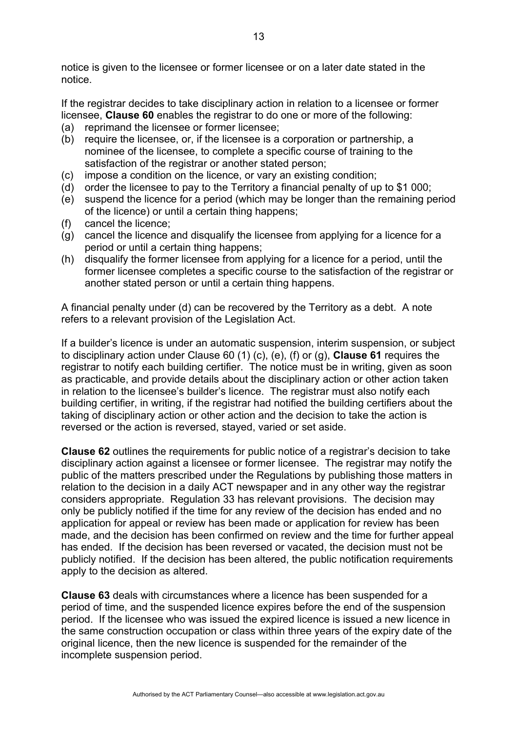notice is given to the licensee or former licensee or on a later date stated in the notice.

If the registrar decides to take disciplinary action in relation to a licensee or former licensee, **Clause 60** enables the registrar to do one or more of the following:

(a) reprimand the licensee or former licensee;
(b) require the licensee, or, if the licensee is a corporation or partnership, a nominee of the licensee, to complete a specific course of training to the satisfaction of the registrar or another stated person;
(c) impose a condition on the licence, or vary an existing condition;
(d) order the licensee to pay to the Territory a financial penalty of up to $1 000;
(e) suspend the licence for a period (which may be longer than the remaining period of the licence) or until a certain thing happens;
(f) cancel the licence;
(g) cancel the licence and disqualify the licensee from applying for a licence for a period or until a certain thing happens;
(h) disqualify the former licensee from applying for a licence for a period, until the former licensee completes a specific course to the satisfaction of the registrar or another stated person or until a certain thing happens.

A financial penalty under (d) can be recovered by the Territory as a debt. A note refers to a relevant provision of the Legislation Act.

If a builder's licence is under an automatic suspension, interim suspension, or subject to disciplinary action under Clause 60 (1) (c), (e), (f) or (g), **Clause 61** requires the registrar to notify each building certifier. The notice must be in writing, given as soon as practicable, and provide details about the disciplinary action or other action taken in relation to the licensee's builder's licence. The registrar must also notify each building certifier, in writing, if the registrar had notified the building certifiers about the taking of disciplinary action or other action and the decision to take the action is reversed or the action is reversed, stayed, varied or set aside.

**Clause 62** outlines the requirements for public notice of a registrar's decision to take disciplinary action against a licensee or former licensee. The registrar may notify the public of the matters prescribed under the Regulations by publishing those matters in relation to the decision in a daily ACT newspaper and in any other way the registrar considers appropriate. Regulation 33 has relevant provisions. The decision may only be publicly notified if the time for any review of the decision has ended and no application for appeal or review has been made or application for review has been made, and the decision has been confirmed on review and the time for further appeal has ended. If the decision has been reversed or vacated, the decision must not be publicly notified. If the decision has been altered, the public notification requirements apply to the decision as altered.

**Clause 63** deals with circumstances where a licence has been suspended for a period of time, and the suspended licence expires before the end of the suspension period. If the licensee who was issued the expired licence is issued a new licence in the same construction occupation or class within three years of the expiry date of the original licence, then the new licence is suspended for the remainder of the incomplete suspension period.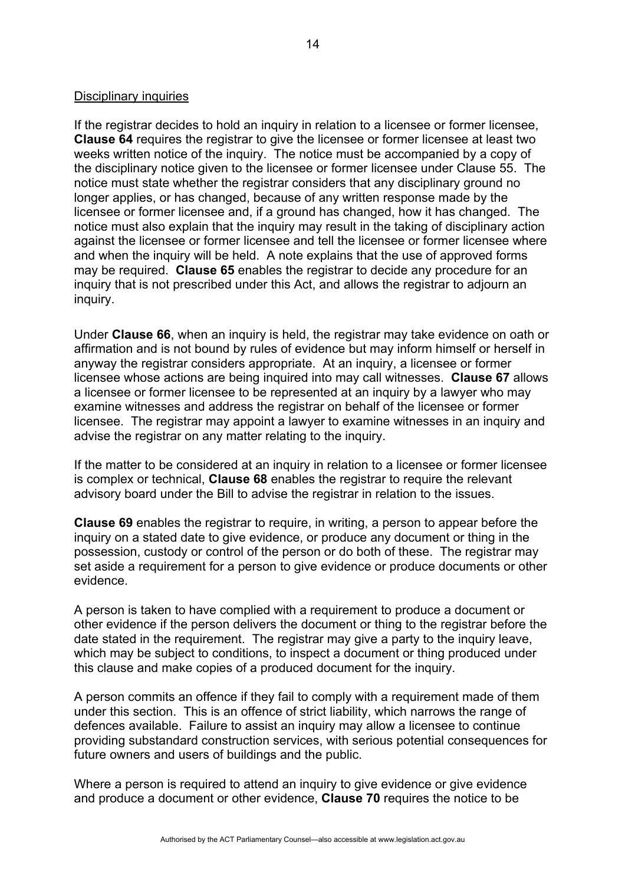Disciplinary inquiries

If the registrar decides to hold an inquiry in relation to a licensee or former licensee, **Clause 64** requires the registrar to give the licensee or former licensee at least two weeks written notice of the inquiry. The notice must be accompanied by a copy of the disciplinary notice given to the licensee or former licensee under Clause 55. The notice must state whether the registrar considers that any disciplinary ground no longer applies, or has changed, because of any written response made by the licensee or former licensee and, if a ground has changed, how it has changed. The notice must also explain that the inquiry may result in the taking of disciplinary action against the licensee or former licensee and tell the licensee or former licensee where and when the inquiry will be held. A note explains that the use of approved forms may be required. **Clause 65** enables the registrar to decide any procedure for an inquiry that is not prescribed under this Act, and allows the registrar to adjourn an inquiry.

Under **Clause 66**, when an inquiry is held, the registrar may take evidence on oath or affirmation and is not bound by rules of evidence but may inform himself or herself in anyway the registrar considers appropriate. At an inquiry, a licensee or former licensee whose actions are being inquired into may call witnesses. **Clause 67** allows a licensee or former licensee to be represented at an inquiry by a lawyer who may examine witnesses and address the registrar on behalf of the licensee or former licensee. The registrar may appoint a lawyer to examine witnesses in an inquiry and advise the registrar on any matter relating to the inquiry.

If the matter to be considered at an inquiry in relation to a licensee or former licensee is complex or technical, **Clause 68** enables the registrar to require the relevant advisory board under the Bill to advise the registrar in relation to the issues.

**Clause 69** enables the registrar to require, in writing, a person to appear before the inquiry on a stated date to give evidence, or produce any document or thing in the possession, custody or control of the person or do both of these. The registrar may set aside a requirement for a person to give evidence or produce documents or other evidence.

A person is taken to have complied with a requirement to produce a document or other evidence if the person delivers the document or thing to the registrar before the date stated in the requirement. The registrar may give a party to the inquiry leave, which may be subject to conditions, to inspect a document or thing produced under this clause and make copies of a produced document for the inquiry.

A person commits an offence if they fail to comply with a requirement made of them under this section. This is an offence of strict liability, which narrows the range of defences available. Failure to assist an inquiry may allow a licensee to continue providing substandard construction services, with serious potential consequences for future owners and users of buildings and the public.

Where a person is required to attend an inquiry to give evidence or give evidence and produce a document or other evidence, **Clause 70** requires the notice to be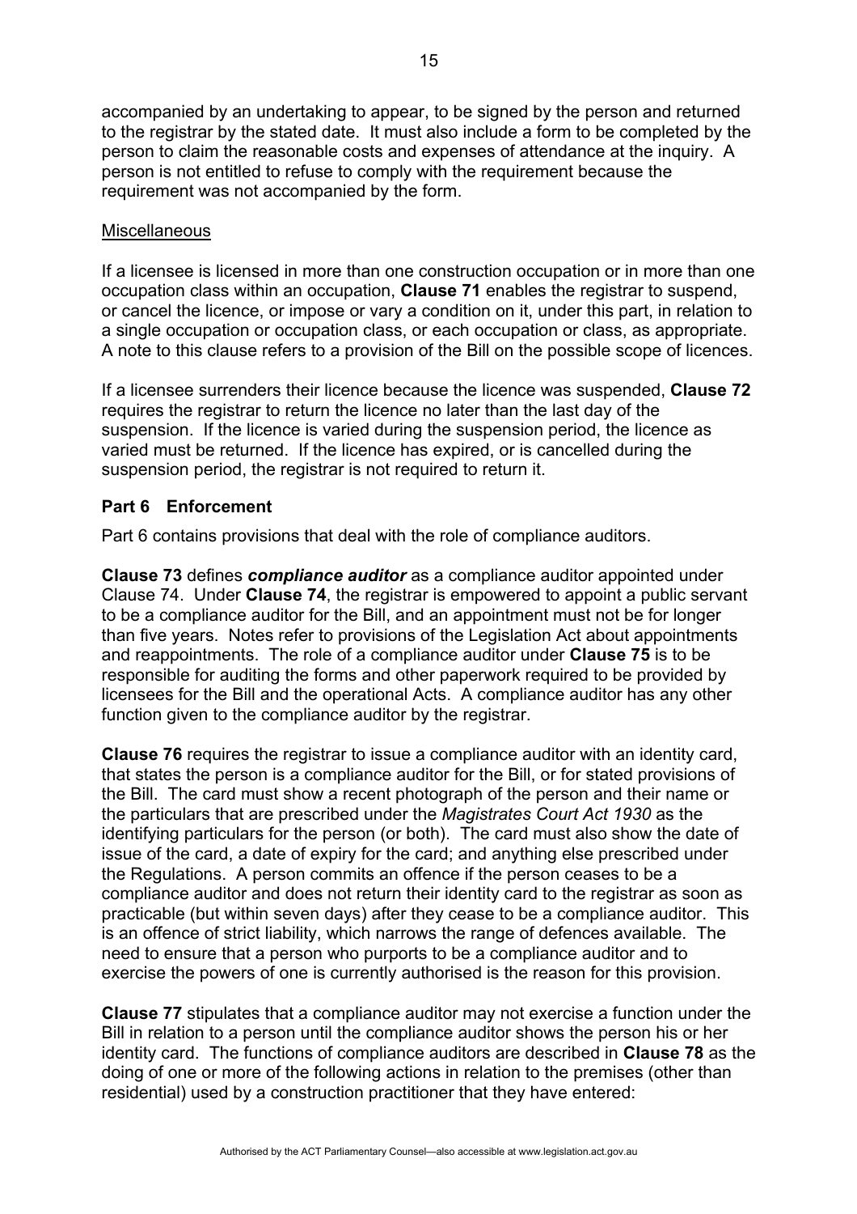accompanied by an undertaking to appear, to be signed by the person and returned to the registrar by the stated date. It must also include a form to be completed by the person to claim the reasonable costs and expenses of attendance at the inquiry. A person is not entitled to refuse to comply with the requirement because the requirement was not accompanied by the form.

Miscellaneous

If a licensee is licensed in more than one construction occupation or in more than one occupation class within an occupation, **Clause 71** enables the registrar to suspend, or cancel the licence, or impose or vary a condition on it, under this part, in relation to a single occupation or occupation class, or each occupation or class, as appropriate. A note to this clause refers to a provision of the Bill on the possible scope of licences.

If a licensee surrenders their licence because the licence was suspended, **Clause 72** requires the registrar to return the licence no later than the last day of the suspension. If the licence is varied during the suspension period, the licence as varied must be returned. If the licence has expired, or is cancelled during the suspension period, the registrar is not required to return it.

## Part 6 Enforcement

Part 6 contains provisions that deal with the role of compliance auditors.

**Clause 73** defines ***compliance auditor*** as a compliance auditor appointed under Clause 74. Under **Clause 74**, the registrar is empowered to appoint a public servant to be a compliance auditor for the Bill, and an appointment must not be for longer than five years. Notes refer to provisions of the Legislation Act about appointments and reappointments. The role of a compliance auditor under **Clause 75** is to be responsible for auditing the forms and other paperwork required to be provided by licensees for the Bill and the operational Acts. A compliance auditor has any other function given to the compliance auditor by the registrar.

**Clause 76** requires the registrar to issue a compliance auditor with an identity card, that states the person is a compliance auditor for the Bill, or for stated provisions of the Bill. The card must show a recent photograph of the person and their name or the particulars that are prescribed under the *Magistrates Court Act 1930* as the identifying particulars for the person (or both). The card must also show the date of issue of the card, a date of expiry for the card; and anything else prescribed under the Regulations. A person commits an offence if the person ceases to be a compliance auditor and does not return their identity card to the registrar as soon as practicable (but within seven days) after they cease to be a compliance auditor. This is an offence of strict liability, which narrows the range of defences available. The need to ensure that a person who purports to be a compliance auditor and to exercise the powers of one is currently authorised is the reason for this provision.

**Clause 77** stipulates that a compliance auditor may not exercise a function under the Bill in relation to a person until the compliance auditor shows the person his or her identity card. The functions of compliance auditors are described in **Clause 78** as the doing of one or more of the following actions in relation to the premises (other than residential) used by a construction practitioner that they have entered: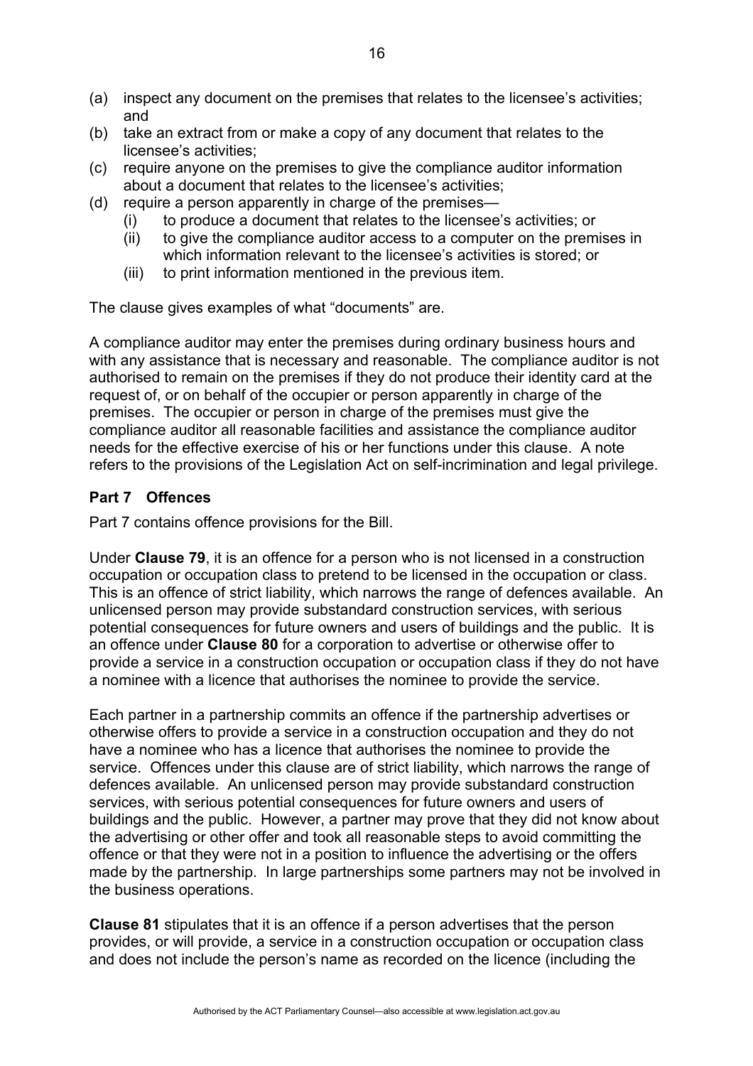(a) inspect any document on the premises that relates to the licensee's activities; and
(b) take an extract from or make a copy of any document that relates to the licensee's activities;
(c) require anyone on the premises to give the compliance auditor information about a document that relates to the licensee's activities;
(d) require a person apparently in charge of the premises—
    (i) to produce a document that relates to the licensee's activities; or
    (ii) to give the compliance auditor access to a computer on the premises in which information relevant to the licensee's activities is stored; or
    (iii) to print information mentioned in the previous item.

The clause gives examples of what "documents" are.

A compliance auditor may enter the premises during ordinary business hours and with any assistance that is necessary and reasonable. The compliance auditor is not authorised to remain on the premises if they do not produce their identity card at the request of, or on behalf of the occupier or person apparently in charge of the premises. The occupier or person in charge of the premises must give the compliance auditor all reasonable facilities and assistance the compliance auditor needs for the effective exercise of his or her functions under this clause. A note refers to the provisions of the Legislation Act on self-incrimination and legal privilege.

**Part 7 Offences**

Part 7 contains offence provisions for the Bill.

Under **Clause 79**, it is an offence for a person who is not licensed in a construction occupation or occupation class to pretend to be licensed in the occupation or class. This is an offence of strict liability, which narrows the range of defences available. An unlicensed person may provide substandard construction services, with serious potential consequences for future owners and users of buildings and the public. It is an offence under **Clause 80** for a corporation to advertise or otherwise offer to provide a service in a construction occupation or occupation class if they do not have a nominee with a licence that authorises the nominee to provide the service.

Each partner in a partnership commits an offence if the partnership advertises or otherwise offers to provide a service in a construction occupation and they do not have a nominee who has a licence that authorises the nominee to provide the service. Offences under this clause are of strict liability, which narrows the range of defences available. An unlicensed person may provide substandard construction services, with serious potential consequences for future owners and users of buildings and the public. However, a partner may prove that they did not know about the advertising or other offer and took all reasonable steps to avoid committing the offence or that they were not in a position to influence the advertising or the offers made by the partnership. In large partnerships some partners may not be involved in the business operations.

**Clause 81** stipulates that it is an offence if a person advertises that the person provides, or will provide, a service in a construction occupation or occupation class and does not include the person's name as recorded on the licence (including the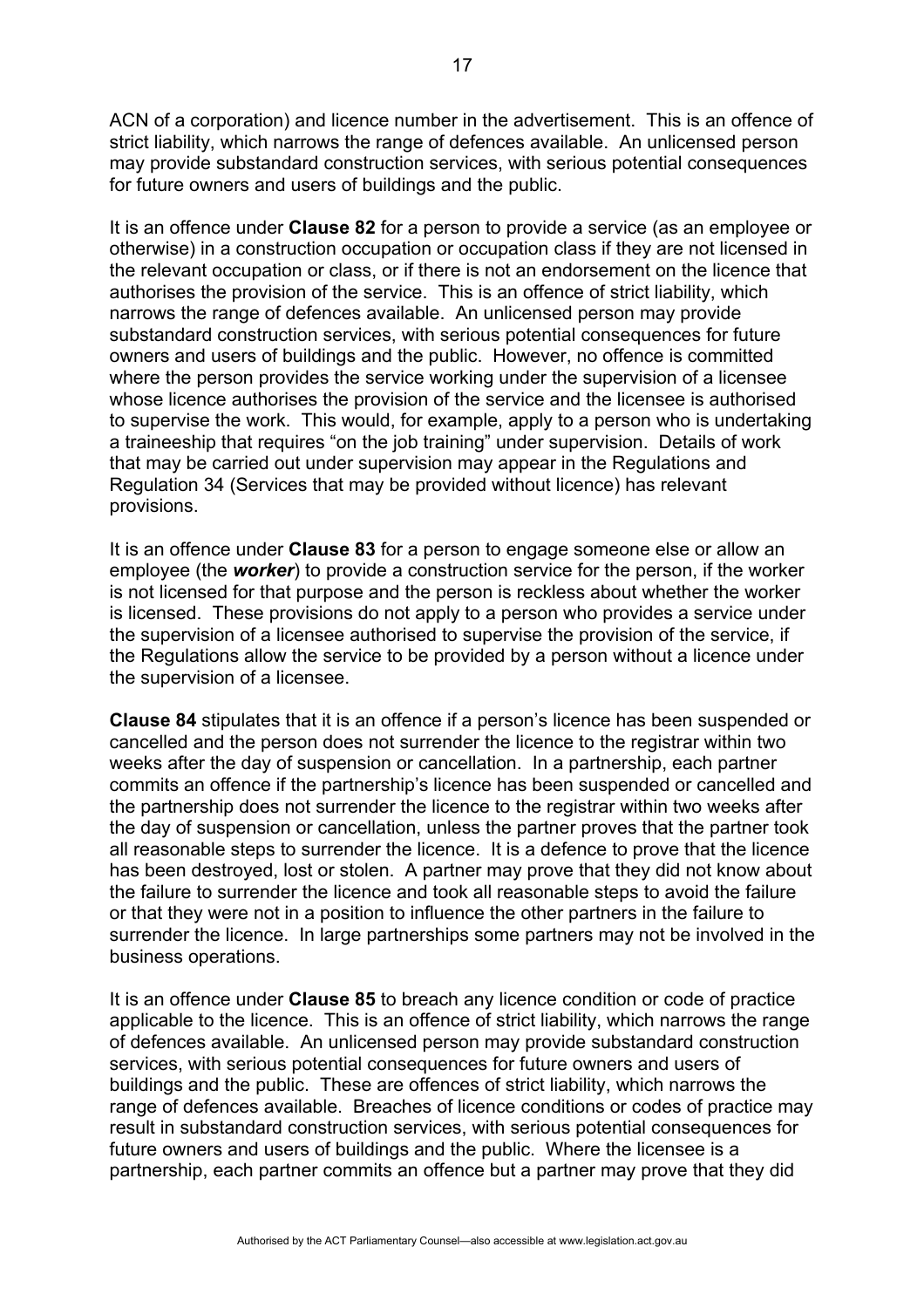ACN of a corporation) and licence number in the advertisement. This is an offence of strict liability, which narrows the range of defences available. An unlicensed person may provide substandard construction services, with serious potential consequences for future owners and users of buildings and the public.

It is an offence under **Clause 82** for a person to provide a service (as an employee or otherwise) in a construction occupation or occupation class if they are not licensed in the relevant occupation or class, or if there is not an endorsement on the licence that authorises the provision of the service. This is an offence of strict liability, which narrows the range of defences available. An unlicensed person may provide substandard construction services, with serious potential consequences for future owners and users of buildings and the public. However, no offence is committed where the person provides the service working under the supervision of a licensee whose licence authorises the provision of the service and the licensee is authorised to supervise the work. This would, for example, apply to a person who is undertaking a traineeship that requires "on the job training" under supervision. Details of work that may be carried out under supervision may appear in the Regulations and Regulation 34 (Services that may be provided without licence) has relevant provisions.

It is an offence under **Clause 83** for a person to engage someone else or allow an employee (the ***worker***) to provide a construction service for the person, if the worker is not licensed for that purpose and the person is reckless about whether the worker is licensed. These provisions do not apply to a person who provides a service under the supervision of a licensee authorised to supervise the provision of the service, if the Regulations allow the service to be provided by a person without a licence under the supervision of a licensee.

**Clause 84** stipulates that it is an offence if a person's licence has been suspended or cancelled and the person does not surrender the licence to the registrar within two weeks after the day of suspension or cancellation. In a partnership, each partner commits an offence if the partnership's licence has been suspended or cancelled and the partnership does not surrender the licence to the registrar within two weeks after the day of suspension or cancellation, unless the partner proves that the partner took all reasonable steps to surrender the licence. It is a defence to prove that the licence has been destroyed, lost or stolen. A partner may prove that they did not know about the failure to surrender the licence and took all reasonable steps to avoid the failure or that they were not in a position to influence the other partners in the failure to surrender the licence. In large partnerships some partners may not be involved in the business operations.

It is an offence under **Clause 85** to breach any licence condition or code of practice applicable to the licence. This is an offence of strict liability, which narrows the range of defences available. An unlicensed person may provide substandard construction services, with serious potential consequences for future owners and users of buildings and the public. These are offences of strict liability, which narrows the range of defences available. Breaches of licence conditions or codes of practice may result in substandard construction services, with serious potential consequences for future owners and users of buildings and the public. Where the licensee is a partnership, each partner commits an offence but a partner may prove that they did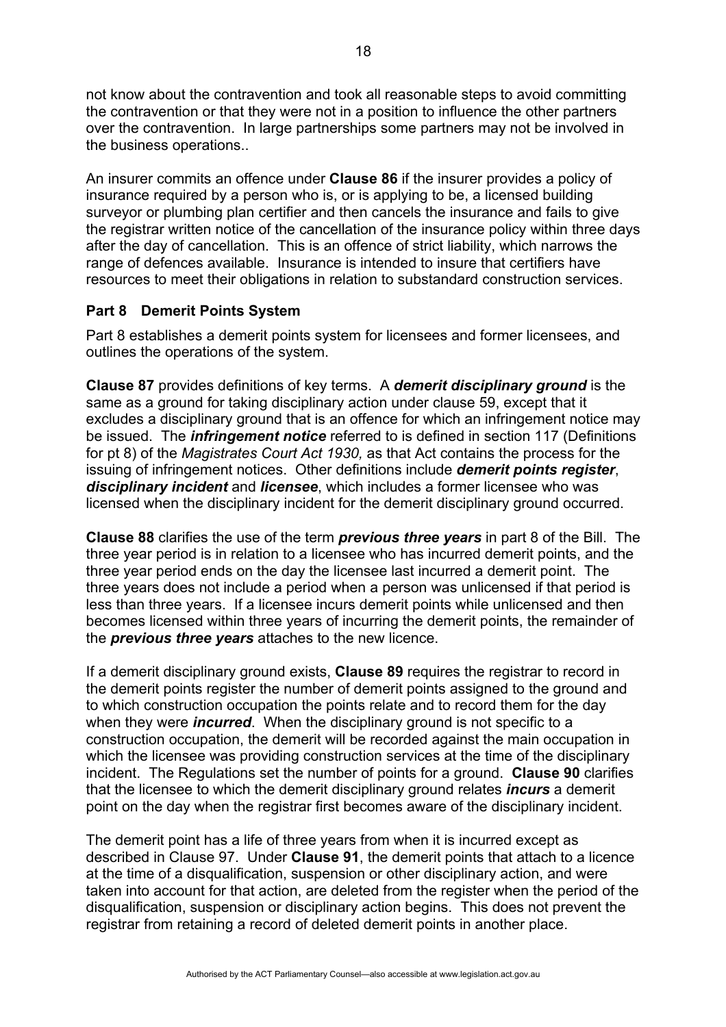not know about the contravention and took all reasonable steps to avoid committing the contravention or that they were not in a position to influence the other partners over the contravention. In large partnerships some partners may not be involved in the business operations..

An insurer commits an offence under **Clause 86** if the insurer provides a policy of insurance required by a person who is, or is applying to be, a licensed building surveyor or plumbing plan certifier and then cancels the insurance and fails to give the registrar written notice of the cancellation of the insurance policy within three days after the day of cancellation. This is an offence of strict liability, which narrows the range of defences available. Insurance is intended to insure that certifiers have resources to meet their obligations in relation to substandard construction services.

## Part 8 Demerit Points System

Part 8 establishes a demerit points system for licensees and former licensees, and outlines the operations of the system.

**Clause 87** provides definitions of key terms. A ***demerit disciplinary ground*** is the same as a ground for taking disciplinary action under clause 59, except that it excludes a disciplinary ground that is an offence for which an infringement notice may be issued. The ***infringement notice*** referred to is defined in section 117 (Definitions for pt 8) of the *Magistrates Court Act 1930,* as that Act contains the process for the issuing of infringement notices. Other definitions include ***demerit points register***, ***disciplinary incident*** and ***licensee***, which includes a former licensee who was licensed when the disciplinary incident for the demerit disciplinary ground occurred.

**Clause 88** clarifies the use of the term ***previous three years*** in part 8 of the Bill. The three year period is in relation to a licensee who has incurred demerit points, and the three year period ends on the day the licensee last incurred a demerit point. The three years does not include a period when a person was unlicensed if that period is less than three years. If a licensee incurs demerit points while unlicensed and then becomes licensed within three years of incurring the demerit points, the remainder of the ***previous three years*** attaches to the new licence.

If a demerit disciplinary ground exists, **Clause 89** requires the registrar to record in the demerit points register the number of demerit points assigned to the ground and to which construction occupation the points relate and to record them for the day when they were ***incurred***. When the disciplinary ground is not specific to a construction occupation, the demerit will be recorded against the main occupation in which the licensee was providing construction services at the time of the disciplinary incident. The Regulations set the number of points for a ground. **Clause 90** clarifies that the licensee to which the demerit disciplinary ground relates ***incurs*** a demerit point on the day when the registrar first becomes aware of the disciplinary incident.

The demerit point has a life of three years from when it is incurred except as described in Clause 97. Under **Clause 91**, the demerit points that attach to a licence at the time of a disqualification, suspension or other disciplinary action, and were taken into account for that action, are deleted from the register when the period of the disqualification, suspension or disciplinary action begins. This does not prevent the registrar from retaining a record of deleted demerit points in another place.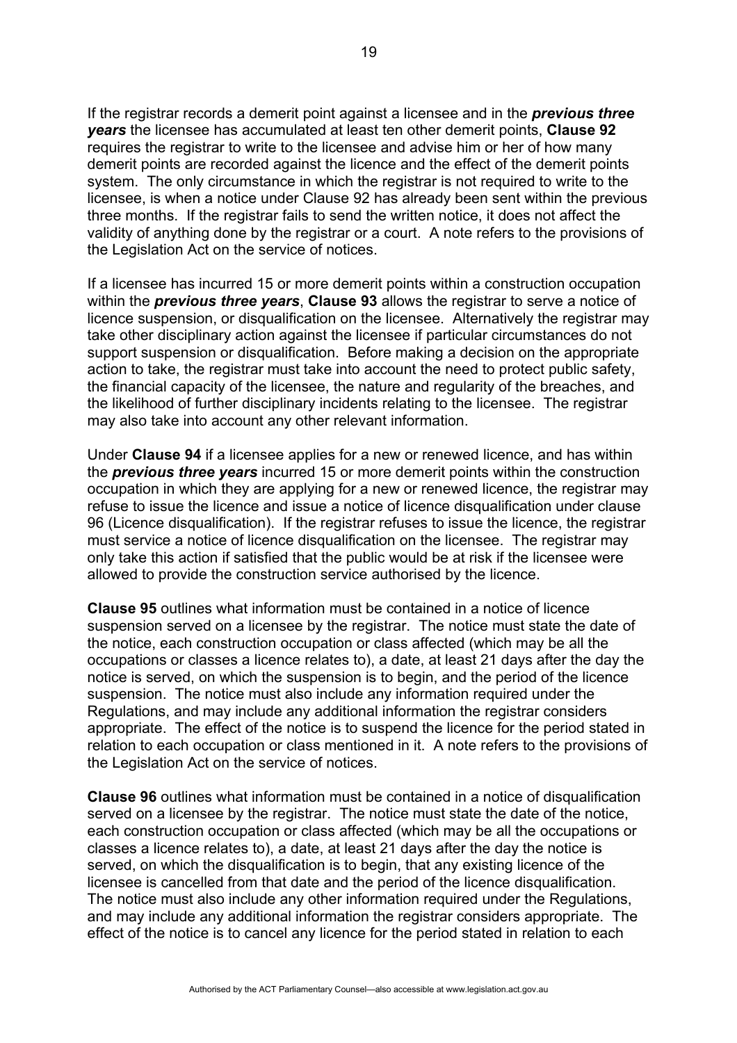If the registrar records a demerit point against a licensee and in the ***previous three years*** the licensee has accumulated at least ten other demerit points, **Clause 92** requires the registrar to write to the licensee and advise him or her of how many demerit points are recorded against the licence and the effect of the demerit points system. The only circumstance in which the registrar is not required to write to the licensee, is when a notice under Clause 92 has already been sent within the previous three months. If the registrar fails to send the written notice, it does not affect the validity of anything done by the registrar or a court. A note refers to the provisions of the Legislation Act on the service of notices.

If a licensee has incurred 15 or more demerit points within a construction occupation within the ***previous three years***, **Clause 93** allows the registrar to serve a notice of licence suspension, or disqualification on the licensee. Alternatively the registrar may take other disciplinary action against the licensee if particular circumstances do not support suspension or disqualification. Before making a decision on the appropriate action to take, the registrar must take into account the need to protect public safety, the financial capacity of the licensee, the nature and regularity of the breaches, and the likelihood of further disciplinary incidents relating to the licensee. The registrar may also take into account any other relevant information.

Under **Clause 94** if a licensee applies for a new or renewed licence, and has within the ***previous three years*** incurred 15 or more demerit points within the construction occupation in which they are applying for a new or renewed licence, the registrar may refuse to issue the licence and issue a notice of licence disqualification under clause 96 (Licence disqualification). If the registrar refuses to issue the licence, the registrar must service a notice of licence disqualification on the licensee. The registrar may only take this action if satisfied that the public would be at risk if the licensee were allowed to provide the construction service authorised by the licence.

**Clause 95** outlines what information must be contained in a notice of licence suspension served on a licensee by the registrar. The notice must state the date of the notice, each construction occupation or class affected (which may be all the occupations or classes a licence relates to), a date, at least 21 days after the day the notice is served, on which the suspension is to begin, and the period of the licence suspension. The notice must also include any information required under the Regulations, and may include any additional information the registrar considers appropriate. The effect of the notice is to suspend the licence for the period stated in relation to each occupation or class mentioned in it. A note refers to the provisions of the Legislation Act on the service of notices.

**Clause 96** outlines what information must be contained in a notice of disqualification served on a licensee by the registrar. The notice must state the date of the notice, each construction occupation or class affected (which may be all the occupations or classes a licence relates to), a date, at least 21 days after the day the notice is served, on which the disqualification is to begin, that any existing licence of the licensee is cancelled from that date and the period of the licence disqualification. The notice must also include any other information required under the Regulations, and may include any additional information the registrar considers appropriate. The effect of the notice is to cancel any licence for the period stated in relation to each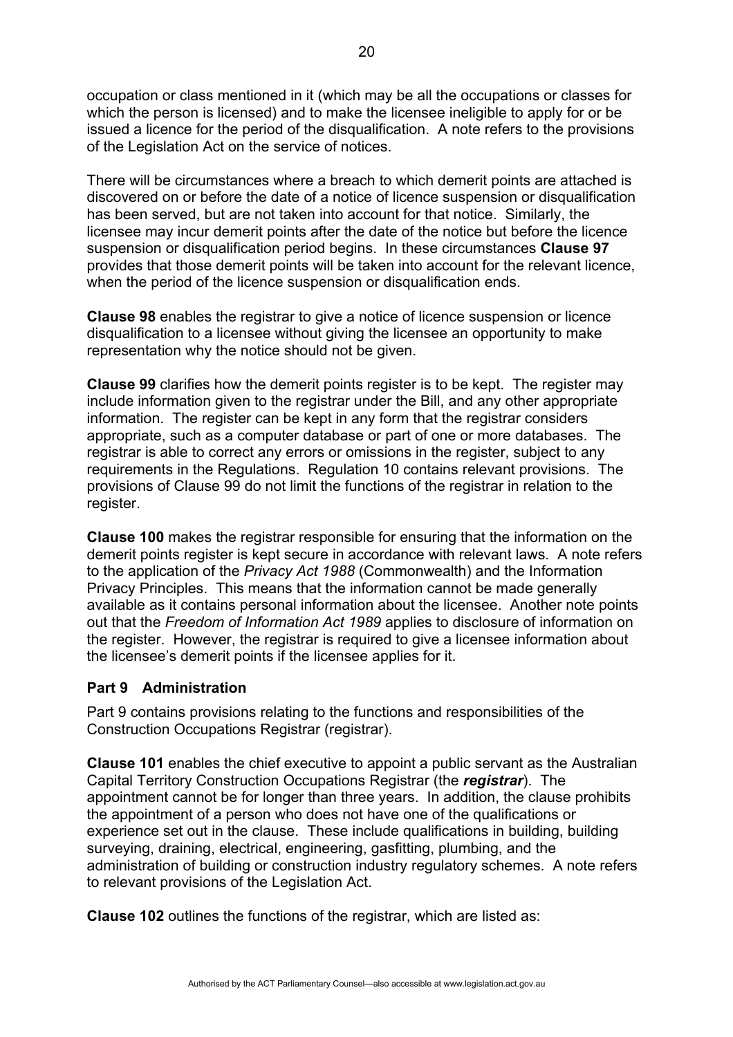occupation or class mentioned in it (which may be all the occupations or classes for which the person is licensed) and to make the licensee ineligible to apply for or be issued a licence for the period of the disqualification. A note refers to the provisions of the Legislation Act on the service of notices.

There will be circumstances where a breach to which demerit points are attached is discovered on or before the date of a notice of licence suspension or disqualification has been served, but are not taken into account for that notice. Similarly, the licensee may incur demerit points after the date of the notice but before the licence suspension or disqualification period begins. In these circumstances **Clause 97** provides that those demerit points will be taken into account for the relevant licence, when the period of the licence suspension or disqualification ends.

**Clause 98** enables the registrar to give a notice of licence suspension or licence disqualification to a licensee without giving the licensee an opportunity to make representation why the notice should not be given.

**Clause 99** clarifies how the demerit points register is to be kept. The register may include information given to the registrar under the Bill, and any other appropriate information. The register can be kept in any form that the registrar considers appropriate, such as a computer database or part of one or more databases. The registrar is able to correct any errors or omissions in the register, subject to any requirements in the Regulations. Regulation 10 contains relevant provisions. The provisions of Clause 99 do not limit the functions of the registrar in relation to the register.

**Clause 100** makes the registrar responsible for ensuring that the information on the demerit points register is kept secure in accordance with relevant laws. A note refers to the application of the *Privacy Act 1988* (Commonwealth) and the Information Privacy Principles. This means that the information cannot be made generally available as it contains personal information about the licensee. Another note points out that the *Freedom of Information Act 1989* applies to disclosure of information on the register. However, the registrar is required to give a licensee information about the licensee's demerit points if the licensee applies for it.

## Part 9 Administration

Part 9 contains provisions relating to the functions and responsibilities of the Construction Occupations Registrar (registrar).

**Clause 101** enables the chief executive to appoint a public servant as the Australian Capital Territory Construction Occupations Registrar (the ***registrar***). The appointment cannot be for longer than three years. In addition, the clause prohibits the appointment of a person who does not have one of the qualifications or experience set out in the clause. These include qualifications in building, building surveying, draining, electrical, engineering, gasfitting, plumbing, and the administration of building or construction industry regulatory schemes. A note refers to relevant provisions of the Legislation Act.

**Clause 102** outlines the functions of the registrar, which are listed as: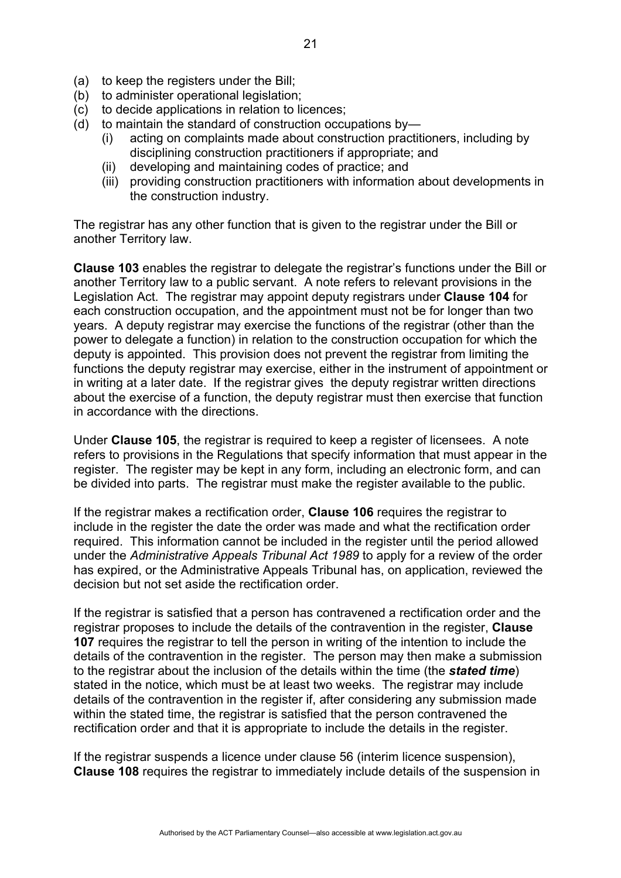(a) to keep the registers under the Bill;
(b) to administer operational legislation;
(c) to decide applications in relation to licences;
(d) to maintain the standard of construction occupations by—
   (i) acting on complaints made about construction practitioners, including by disciplining construction practitioners if appropriate; and
   (ii) developing and maintaining codes of practice; and
   (iii) providing construction practitioners with information about developments in the construction industry.

The registrar has any other function that is given to the registrar under the Bill or another Territory law.

**Clause 103** enables the registrar to delegate the registrar's functions under the Bill or another Territory law to a public servant. A note refers to relevant provisions in the Legislation Act. The registrar may appoint deputy registrars under **Clause 104** for each construction occupation, and the appointment must not be for longer than two years. A deputy registrar may exercise the functions of the registrar (other than the power to delegate a function) in relation to the construction occupation for which the deputy is appointed. This provision does not prevent the registrar from limiting the functions the deputy registrar may exercise, either in the instrument of appointment or in writing at a later date. If the registrar gives the deputy registrar written directions about the exercise of a function, the deputy registrar must then exercise that function in accordance with the directions.

Under **Clause 105**, the registrar is required to keep a register of licensees. A note refers to provisions in the Regulations that specify information that must appear in the register. The register may be kept in any form, including an electronic form, and can be divided into parts. The registrar must make the register available to the public.

If the registrar makes a rectification order, **Clause 106** requires the registrar to include in the register the date the order was made and what the rectification order required. This information cannot be included in the register until the period allowed under the *Administrative Appeals Tribunal Act 1989* to apply for a review of the order has expired, or the Administrative Appeals Tribunal has, on application, reviewed the decision but not set aside the rectification order.

If the registrar is satisfied that a person has contravened a rectification order and the registrar proposes to include the details of the contravention in the register, **Clause 107** requires the registrar to tell the person in writing of the intention to include the details of the contravention in the register. The person may then make a submission to the registrar about the inclusion of the details within the time (the ***stated time***) stated in the notice, which must be at least two weeks. The registrar may include details of the contravention in the register if, after considering any submission made within the stated time, the registrar is satisfied that the person contravened the rectification order and that it is appropriate to include the details in the register.

If the registrar suspends a licence under clause 56 (interim licence suspension), **Clause 108** requires the registrar to immediately include details of the suspension in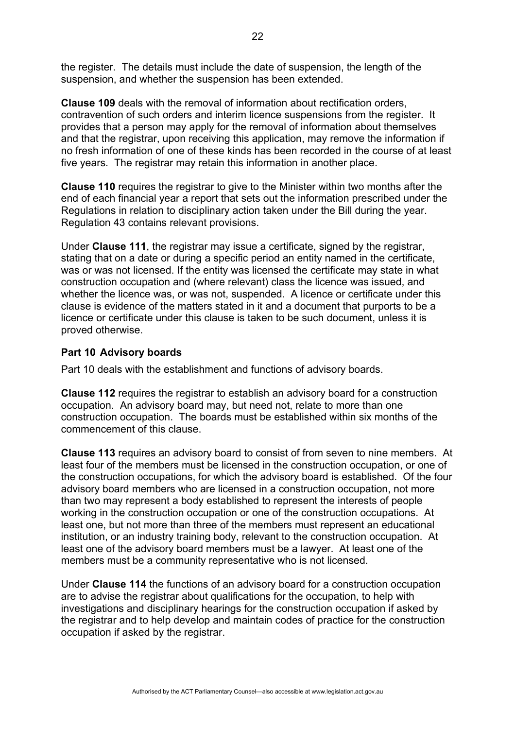the register. The details must include the date of suspension, the length of the suspension, and whether the suspension has been extended.

**Clause 109** deals with the removal of information about rectification orders, contravention of such orders and interim licence suspensions from the register. It provides that a person may apply for the removal of information about themselves and that the registrar, upon receiving this application, may remove the information if no fresh information of one of these kinds has been recorded in the course of at least five years. The registrar may retain this information in another place.

**Clause 110** requires the registrar to give to the Minister within two months after the end of each financial year a report that sets out the information prescribed under the Regulations in relation to disciplinary action taken under the Bill during the year. Regulation 43 contains relevant provisions.

Under **Clause 111**, the registrar may issue a certificate, signed by the registrar, stating that on a date or during a specific period an entity named in the certificate, was or was not licensed. If the entity was licensed the certificate may state in what construction occupation and (where relevant) class the licence was issued, and whether the licence was, or was not, suspended. A licence or certificate under this clause is evidence of the matters stated in it and a document that purports to be a licence or certificate under this clause is taken to be such document, unless it is proved otherwise.

## Part 10 Advisory boards

Part 10 deals with the establishment and functions of advisory boards.

**Clause 112** requires the registrar to establish an advisory board for a construction occupation. An advisory board may, but need not, relate to more than one construction occupation. The boards must be established within six months of the commencement of this clause.

**Clause 113** requires an advisory board to consist of from seven to nine members. At least four of the members must be licensed in the construction occupation, or one of the construction occupations, for which the advisory board is established. Of the four advisory board members who are licensed in a construction occupation, not more than two may represent a body established to represent the interests of people working in the construction occupation or one of the construction occupations. At least one, but not more than three of the members must represent an educational institution, or an industry training body, relevant to the construction occupation. At least one of the advisory board members must be a lawyer. At least one of the members must be a community representative who is not licensed.

Under **Clause 114** the functions of an advisory board for a construction occupation are to advise the registrar about qualifications for the occupation, to help with investigations and disciplinary hearings for the construction occupation if asked by the registrar and to help develop and maintain codes of practice for the construction occupation if asked by the registrar.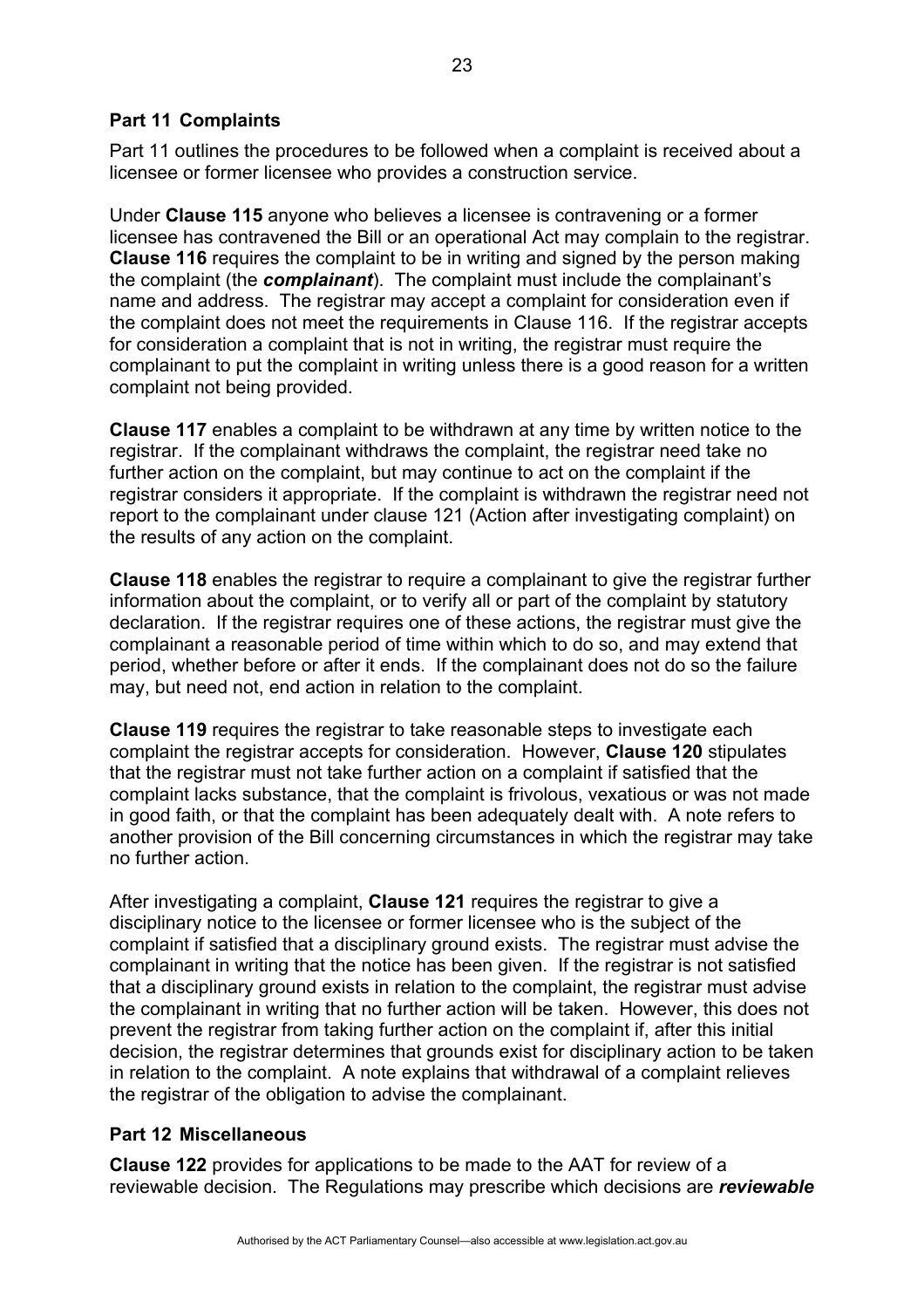## Part 11 Complaints

Part 11 outlines the procedures to be followed when a complaint is received about a licensee or former licensee who provides a construction service.

Under **Clause 115** anyone who believes a licensee is contravening or a former licensee has contravened the Bill or an operational Act may complain to the registrar. **Clause 116** requires the complaint to be in writing and signed by the person making the complaint (the ***complainant***). The complaint must include the complainant's name and address. The registrar may accept a complaint for consideration even if the complaint does not meet the requirements in Clause 116. If the registrar accepts for consideration a complaint that is not in writing, the registrar must require the complainant to put the complaint in writing unless there is a good reason for a written complaint not being provided.

**Clause 117** enables a complaint to be withdrawn at any time by written notice to the registrar. If the complainant withdraws the complaint, the registrar need take no further action on the complaint, but may continue to act on the complaint if the registrar considers it appropriate. If the complaint is withdrawn the registrar need not report to the complainant under clause 121 (Action after investigating complaint) on the results of any action on the complaint.

**Clause 118** enables the registrar to require a complainant to give the registrar further information about the complaint, or to verify all or part of the complaint by statutory declaration. If the registrar requires one of these actions, the registrar must give the complainant a reasonable period of time within which to do so, and may extend that period, whether before or after it ends. If the complainant does not do so the failure may, but need not, end action in relation to the complaint.

**Clause 119** requires the registrar to take reasonable steps to investigate each complaint the registrar accepts for consideration. However, **Clause 120** stipulates that the registrar must not take further action on a complaint if satisfied that the complaint lacks substance, that the complaint is frivolous, vexatious or was not made in good faith, or that the complaint has been adequately dealt with. A note refers to another provision of the Bill concerning circumstances in which the registrar may take no further action.

After investigating a complaint, **Clause 121** requires the registrar to give a disciplinary notice to the licensee or former licensee who is the subject of the complaint if satisfied that a disciplinary ground exists. The registrar must advise the complainant in writing that the notice has been given. If the registrar is not satisfied that a disciplinary ground exists in relation to the complaint, the registrar must advise the complainant in writing that no further action will be taken. However, this does not prevent the registrar from taking further action on the complaint if, after this initial decision, the registrar determines that grounds exist for disciplinary action to be taken in relation to the complaint. A note explains that withdrawal of a complaint relieves the registrar of the obligation to advise the complainant.

## Part 12 Miscellaneous

**Clause 122** provides for applications to be made to the AAT for review of a reviewable decision. The Regulations may prescribe which decisions are ***reviewable***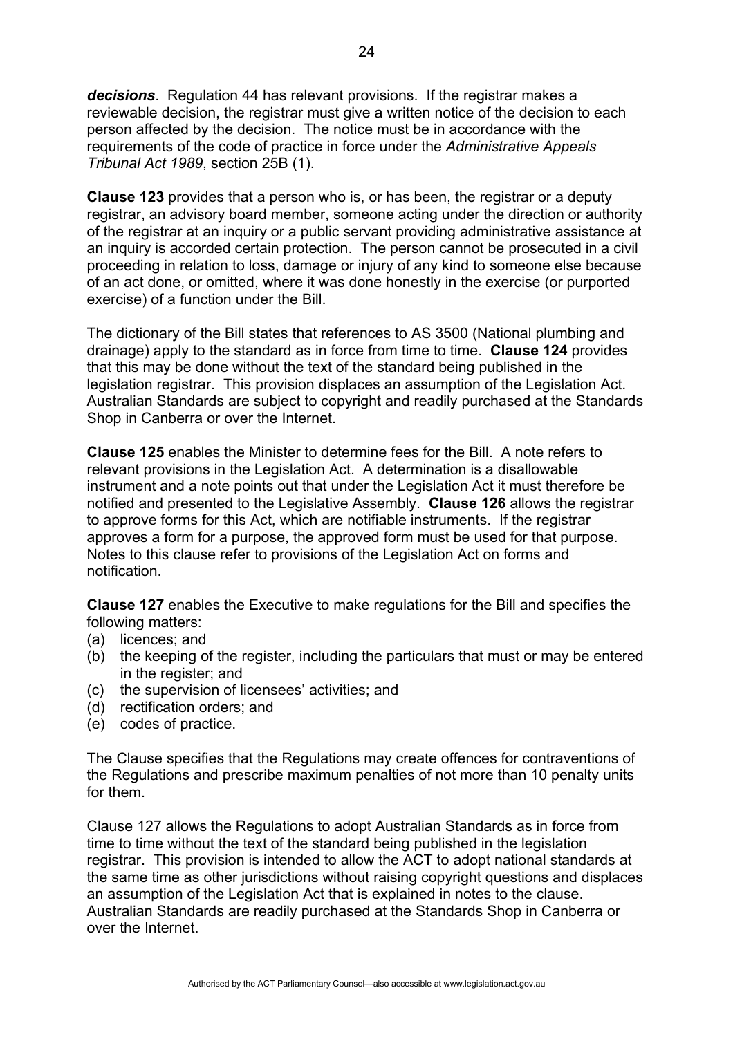***decisions***. Regulation 44 has relevant provisions. If the registrar makes a reviewable decision, the registrar must give a written notice of the decision to each person affected by the decision. The notice must be in accordance with the requirements of the code of practice in force under the *Administrative Appeals Tribunal Act 1989*, section 25B (1).

**Clause 123** provides that a person who is, or has been, the registrar or a deputy registrar, an advisory board member, someone acting under the direction or authority of the registrar at an inquiry or a public servant providing administrative assistance at an inquiry is accorded certain protection. The person cannot be prosecuted in a civil proceeding in relation to loss, damage or injury of any kind to someone else because of an act done, or omitted, where it was done honestly in the exercise (or purported exercise) of a function under the Bill.

The dictionary of the Bill states that references to AS 3500 (National plumbing and drainage) apply to the standard as in force from time to time. **Clause 124** provides that this may be done without the text of the standard being published in the legislation registrar. This provision displaces an assumption of the Legislation Act. Australian Standards are subject to copyright and readily purchased at the Standards Shop in Canberra or over the Internet.

**Clause 125** enables the Minister to determine fees for the Bill. A note refers to relevant provisions in the Legislation Act. A determination is a disallowable instrument and a note points out that under the Legislation Act it must therefore be notified and presented to the Legislative Assembly. **Clause 126** allows the registrar to approve forms for this Act, which are notifiable instruments. If the registrar approves a form for a purpose, the approved form must be used for that purpose. Notes to this clause refer to provisions of the Legislation Act on forms and notification.

**Clause 127** enables the Executive to make regulations for the Bill and specifies the following matters:

(a) licences; and
(b) the keeping of the register, including the particulars that must or may be entered in the register; and
(c) the supervision of licensees' activities; and
(d) rectification orders; and
(e) codes of practice.

The Clause specifies that the Regulations may create offences for contraventions of the Regulations and prescribe maximum penalties of not more than 10 penalty units for them.

Clause 127 allows the Regulations to adopt Australian Standards as in force from time to time without the text of the standard being published in the legislation registrar. This provision is intended to allow the ACT to adopt national standards at the same time as other jurisdictions without raising copyright questions and displaces an assumption of the Legislation Act that is explained in notes to the clause. Australian Standards are readily purchased at the Standards Shop in Canberra or over the Internet.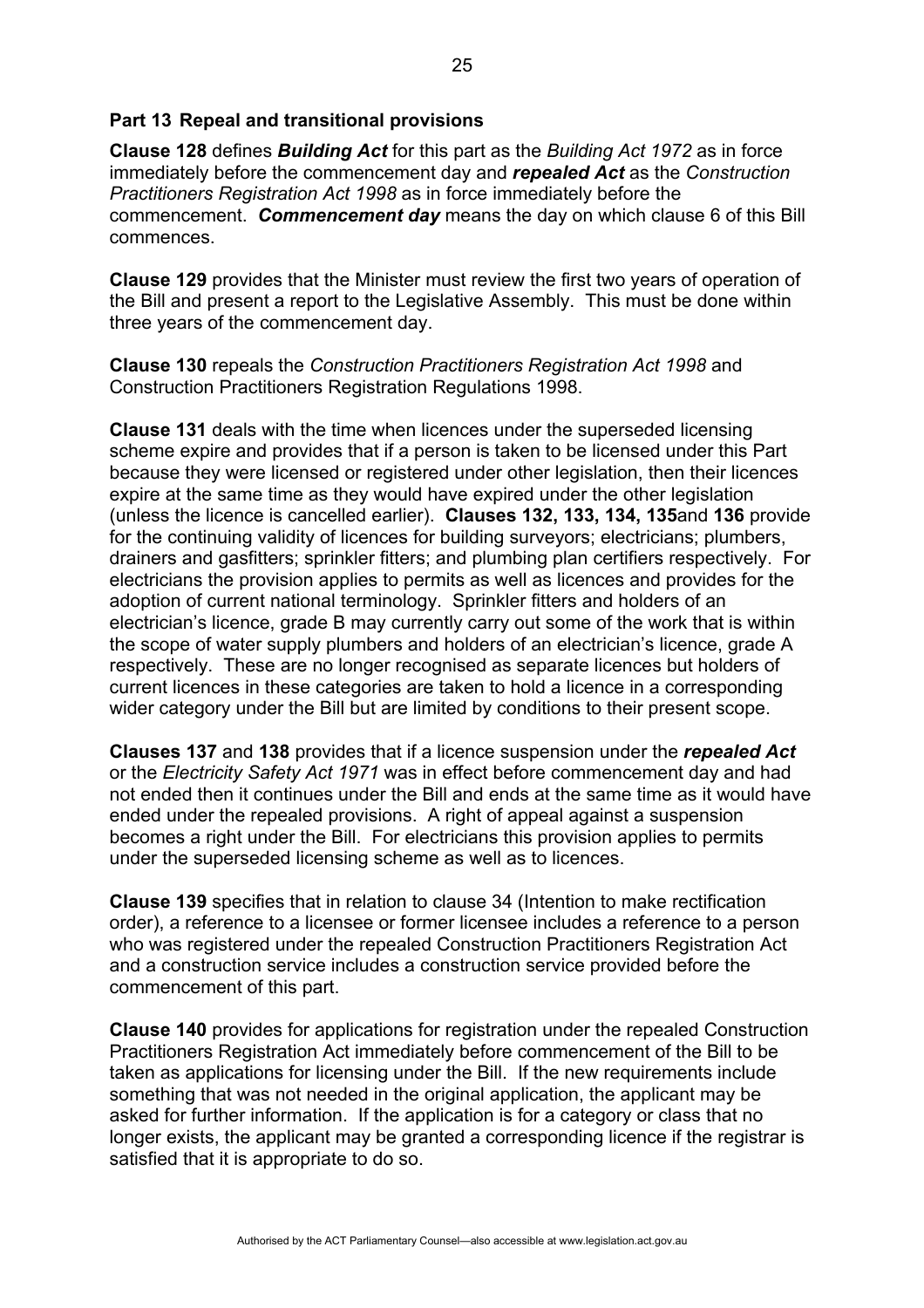## Part 13 Repeal and transitional provisions

**Clause 128** defines ***Building Act*** for this part as the *Building Act 1972* as in force immediately before the commencement day and ***repealed Act*** as the *Construction Practitioners Registration Act 1998* as in force immediately before the commencement. ***Commencement day*** means the day on which clause 6 of this Bill commences.

**Clause 129** provides that the Minister must review the first two years of operation of the Bill and present a report to the Legislative Assembly. This must be done within three years of the commencement day.

**Clause 130** repeals the *Construction Practitioners Registration Act 1998* and Construction Practitioners Registration Regulations 1998.

**Clause 131** deals with the time when licences under the superseded licensing scheme expire and provides that if a person is taken to be licensed under this Part because they were licensed or registered under other legislation, then their licences expire at the same time as they would have expired under the other legislation (unless the licence is cancelled earlier). **Clauses 132, 133, 134, 135**and **136** provide for the continuing validity of licences for building surveyors; electricians; plumbers, drainers and gasfitters; sprinkler fitters; and plumbing plan certifiers respectively. For electricians the provision applies to permits as well as licences and provides for the adoption of current national terminology. Sprinkler fitters and holders of an electrician's licence, grade B may currently carry out some of the work that is within the scope of water supply plumbers and holders of an electrician's licence, grade A respectively. These are no longer recognised as separate licences but holders of current licences in these categories are taken to hold a licence in a corresponding wider category under the Bill but are limited by conditions to their present scope.

**Clauses 137** and **138** provides that if a licence suspension under the ***repealed Act*** or the *Electricity Safety Act 1971* was in effect before commencement day and had not ended then it continues under the Bill and ends at the same time as it would have ended under the repealed provisions. A right of appeal against a suspension becomes a right under the Bill. For electricians this provision applies to permits under the superseded licensing scheme as well as to licences.

**Clause 139** specifies that in relation to clause 34 (Intention to make rectification order), a reference to a licensee or former licensee includes a reference to a person who was registered under the repealed Construction Practitioners Registration Act and a construction service includes a construction service provided before the commencement of this part.

**Clause 140** provides for applications for registration under the repealed Construction Practitioners Registration Act immediately before commencement of the Bill to be taken as applications for licensing under the Bill. If the new requirements include something that was not needed in the original application, the applicant may be asked for further information. If the application is for a category or class that no longer exists, the applicant may be granted a corresponding licence if the registrar is satisfied that it is appropriate to do so.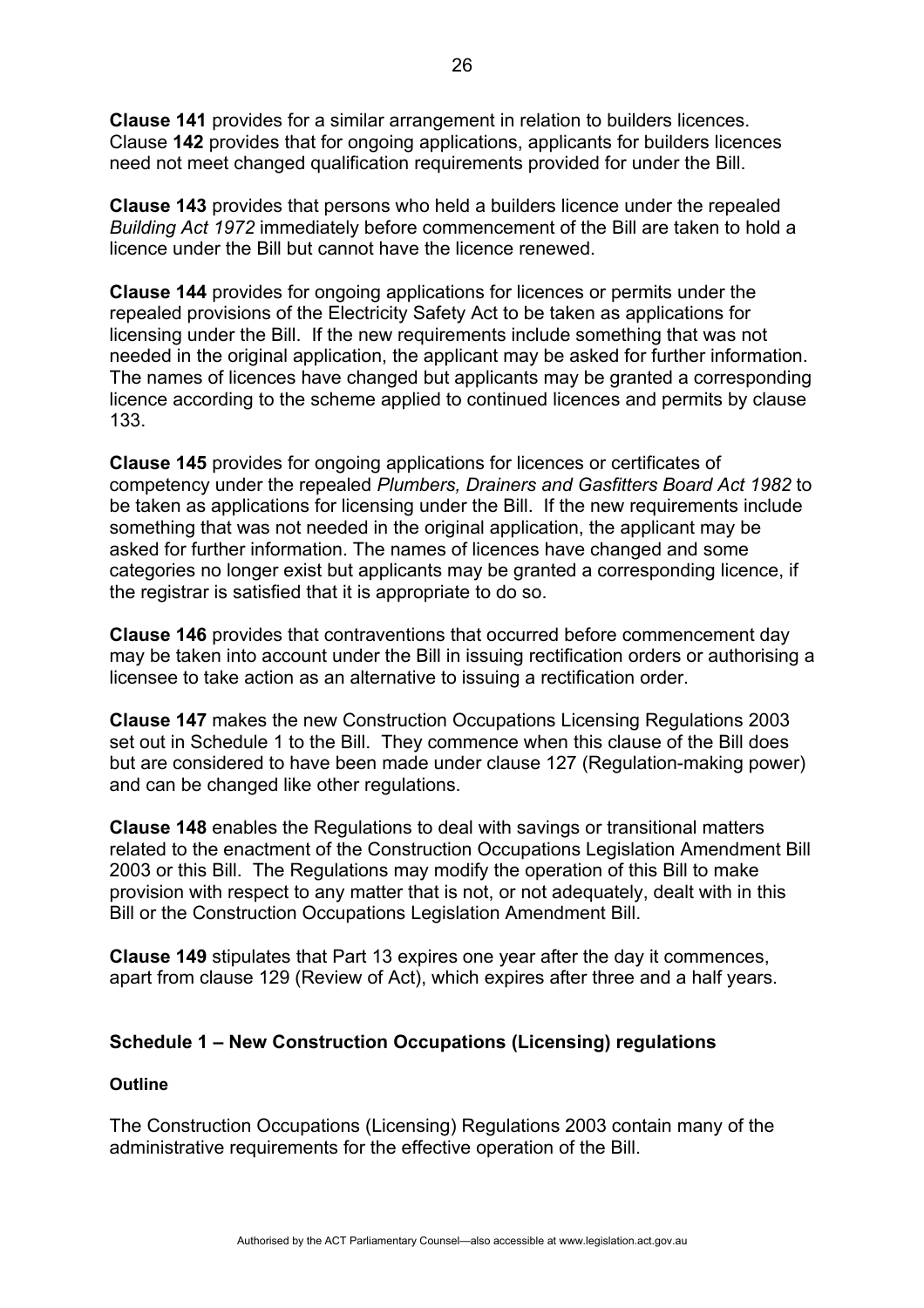**Clause 141** provides for a similar arrangement in relation to builders licences. Clause **142** provides that for ongoing applications, applicants for builders licences need not meet changed qualification requirements provided for under the Bill.

**Clause 143** provides that persons who held a builders licence under the repealed *Building Act 1972* immediately before commencement of the Bill are taken to hold a licence under the Bill but cannot have the licence renewed.

**Clause 144** provides for ongoing applications for licences or permits under the repealed provisions of the Electricity Safety Act to be taken as applications for licensing under the Bill. If the new requirements include something that was not needed in the original application, the applicant may be asked for further information. The names of licences have changed but applicants may be granted a corresponding licence according to the scheme applied to continued licences and permits by clause 133.

**Clause 145** provides for ongoing applications for licences or certificates of competency under the repealed *Plumbers, Drainers and Gasfitters Board Act 1982* to be taken as applications for licensing under the Bill. If the new requirements include something that was not needed in the original application, the applicant may be asked for further information. The names of licences have changed and some categories no longer exist but applicants may be granted a corresponding licence, if the registrar is satisfied that it is appropriate to do so.

**Clause 146** provides that contraventions that occurred before commencement day may be taken into account under the Bill in issuing rectification orders or authorising a licensee to take action as an alternative to issuing a rectification order.

**Clause 147** makes the new Construction Occupations Licensing Regulations 2003 set out in Schedule 1 to the Bill. They commence when this clause of the Bill does but are considered to have been made under clause 127 (Regulation-making power) and can be changed like other regulations.

**Clause 148** enables the Regulations to deal with savings or transitional matters related to the enactment of the Construction Occupations Legislation Amendment Bill 2003 or this Bill. The Regulations may modify the operation of this Bill to make provision with respect to any matter that is not, or not adequately, dealt with in this Bill or the Construction Occupations Legislation Amendment Bill.

**Clause 149** stipulates that Part 13 expires one year after the day it commences, apart from clause 129 (Review of Act), which expires after three and a half years.

## Schedule 1 – New Construction Occupations (Licensing) regulations

### Outline

The Construction Occupations (Licensing) Regulations 2003 contain many of the administrative requirements for the effective operation of the Bill.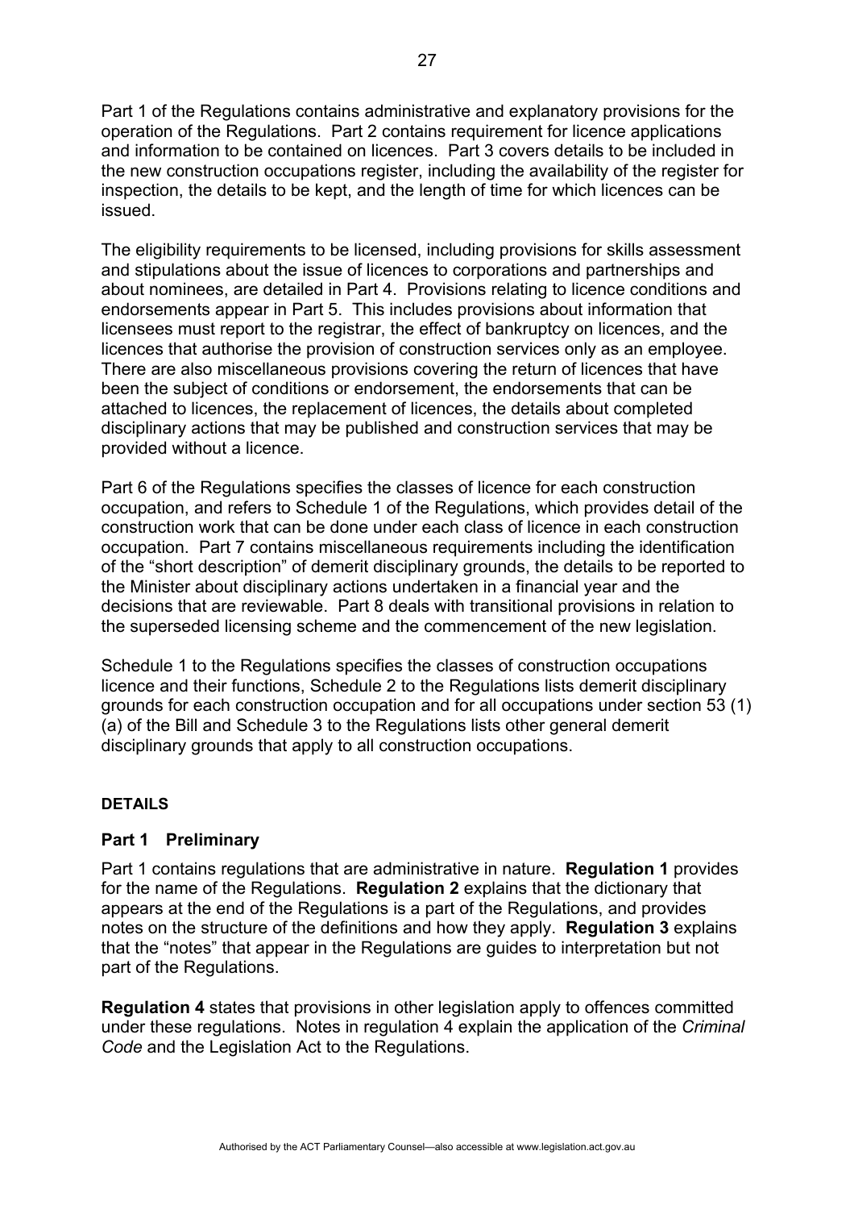Part 1 of the Regulations contains administrative and explanatory provisions for the operation of the Regulations. Part 2 contains requirement for licence applications and information to be contained on licences. Part 3 covers details to be included in the new construction occupations register, including the availability of the register for inspection, the details to be kept, and the length of time for which licences can be issued.

The eligibility requirements to be licensed, including provisions for skills assessment and stipulations about the issue of licences to corporations and partnerships and about nominees, are detailed in Part 4. Provisions relating to licence conditions and endorsements appear in Part 5. This includes provisions about information that licensees must report to the registrar, the effect of bankruptcy on licences, and the licences that authorise the provision of construction services only as an employee. There are also miscellaneous provisions covering the return of licences that have been the subject of conditions or endorsement, the endorsements that can be attached to licences, the replacement of licences, the details about completed disciplinary actions that may be published and construction services that may be provided without a licence.

Part 6 of the Regulations specifies the classes of licence for each construction occupation, and refers to Schedule 1 of the Regulations, which provides detail of the construction work that can be done under each class of licence in each construction occupation. Part 7 contains miscellaneous requirements including the identification of the "short description" of demerit disciplinary grounds, the details to be reported to the Minister about disciplinary actions undertaken in a financial year and the decisions that are reviewable. Part 8 deals with transitional provisions in relation to the superseded licensing scheme and the commencement of the new legislation.

Schedule 1 to the Regulations specifies the classes of construction occupations licence and their functions, Schedule 2 to the Regulations lists demerit disciplinary grounds for each construction occupation and for all occupations under section 53 (1) (a) of the Bill and Schedule 3 to the Regulations lists other general demerit disciplinary grounds that apply to all construction occupations.

## DETAILS

### Part 1 Preliminary

Part 1 contains regulations that are administrative in nature. **Regulation 1** provides for the name of the Regulations. **Regulation 2** explains that the dictionary that appears at the end of the Regulations is a part of the Regulations, and provides notes on the structure of the definitions and how they apply. **Regulation 3** explains that the "notes" that appear in the Regulations are guides to interpretation but not part of the Regulations.

**Regulation 4** states that provisions in other legislation apply to offences committed under these regulations. Notes in regulation 4 explain the application of the *Criminal Code* and the Legislation Act to the Regulations.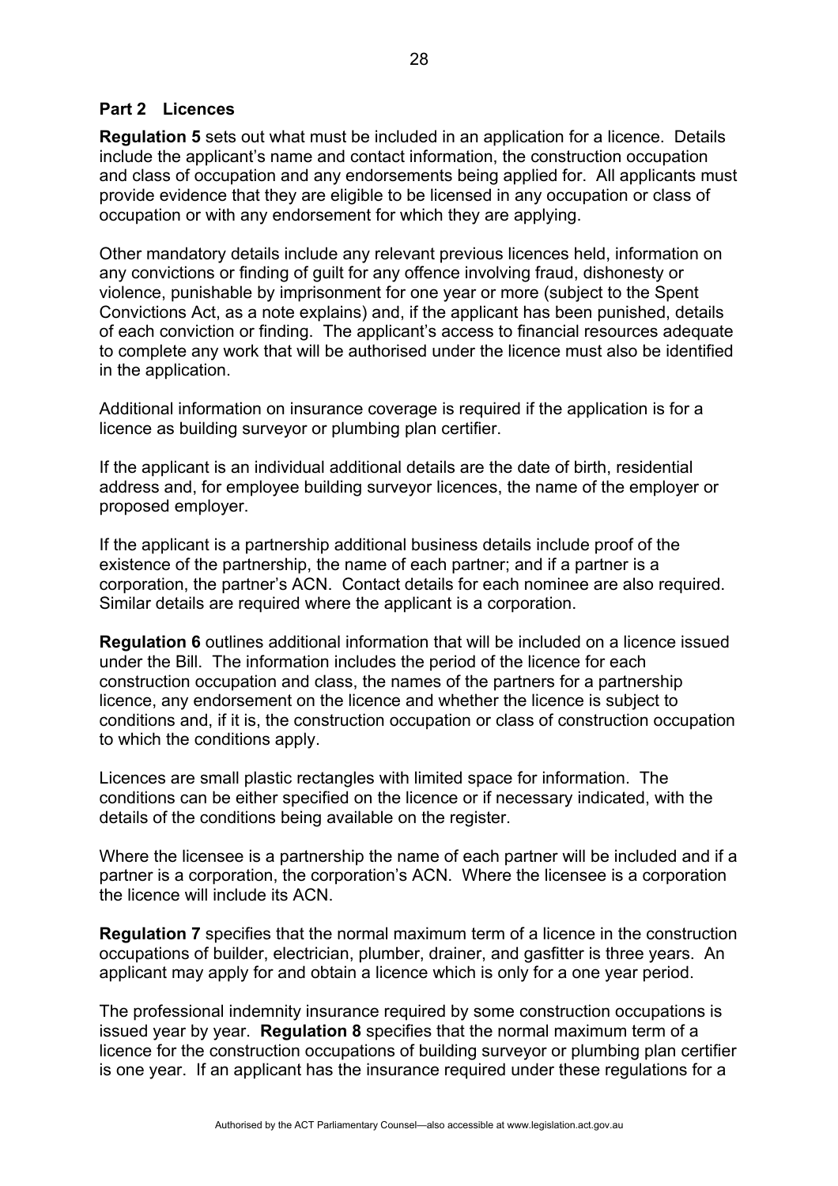## Part 2 Licences

**Regulation 5** sets out what must be included in an application for a licence. Details include the applicant's name and contact information, the construction occupation and class of occupation and any endorsements being applied for. All applicants must provide evidence that they are eligible to be licensed in any occupation or class of occupation or with any endorsement for which they are applying.

Other mandatory details include any relevant previous licences held, information on any convictions or finding of guilt for any offence involving fraud, dishonesty or violence, punishable by imprisonment for one year or more (subject to the Spent Convictions Act, as a note explains) and, if the applicant has been punished, details of each conviction or finding. The applicant's access to financial resources adequate to complete any work that will be authorised under the licence must also be identified in the application.

Additional information on insurance coverage is required if the application is for a licence as building surveyor or plumbing plan certifier.

If the applicant is an individual additional details are the date of birth, residential address and, for employee building surveyor licences, the name of the employer or proposed employer.

If the applicant is a partnership additional business details include proof of the existence of the partnership, the name of each partner; and if a partner is a corporation, the partner's ACN. Contact details for each nominee are also required. Similar details are required where the applicant is a corporation.

**Regulation 6** outlines additional information that will be included on a licence issued under the Bill. The information includes the period of the licence for each construction occupation and class, the names of the partners for a partnership licence, any endorsement on the licence and whether the licence is subject to conditions and, if it is, the construction occupation or class of construction occupation to which the conditions apply.

Licences are small plastic rectangles with limited space for information. The conditions can be either specified on the licence or if necessary indicated, with the details of the conditions being available on the register.

Where the licensee is a partnership the name of each partner will be included and if a partner is a corporation, the corporation's ACN. Where the licensee is a corporation the licence will include its ACN.

**Regulation 7** specifies that the normal maximum term of a licence in the construction occupations of builder, electrician, plumber, drainer, and gasfitter is three years. An applicant may apply for and obtain a licence which is only for a one year period.

The professional indemnity insurance required by some construction occupations is issued year by year. **Regulation 8** specifies that the normal maximum term of a licence for the construction occupations of building surveyor or plumbing plan certifier is one year. If an applicant has the insurance required under these regulations for a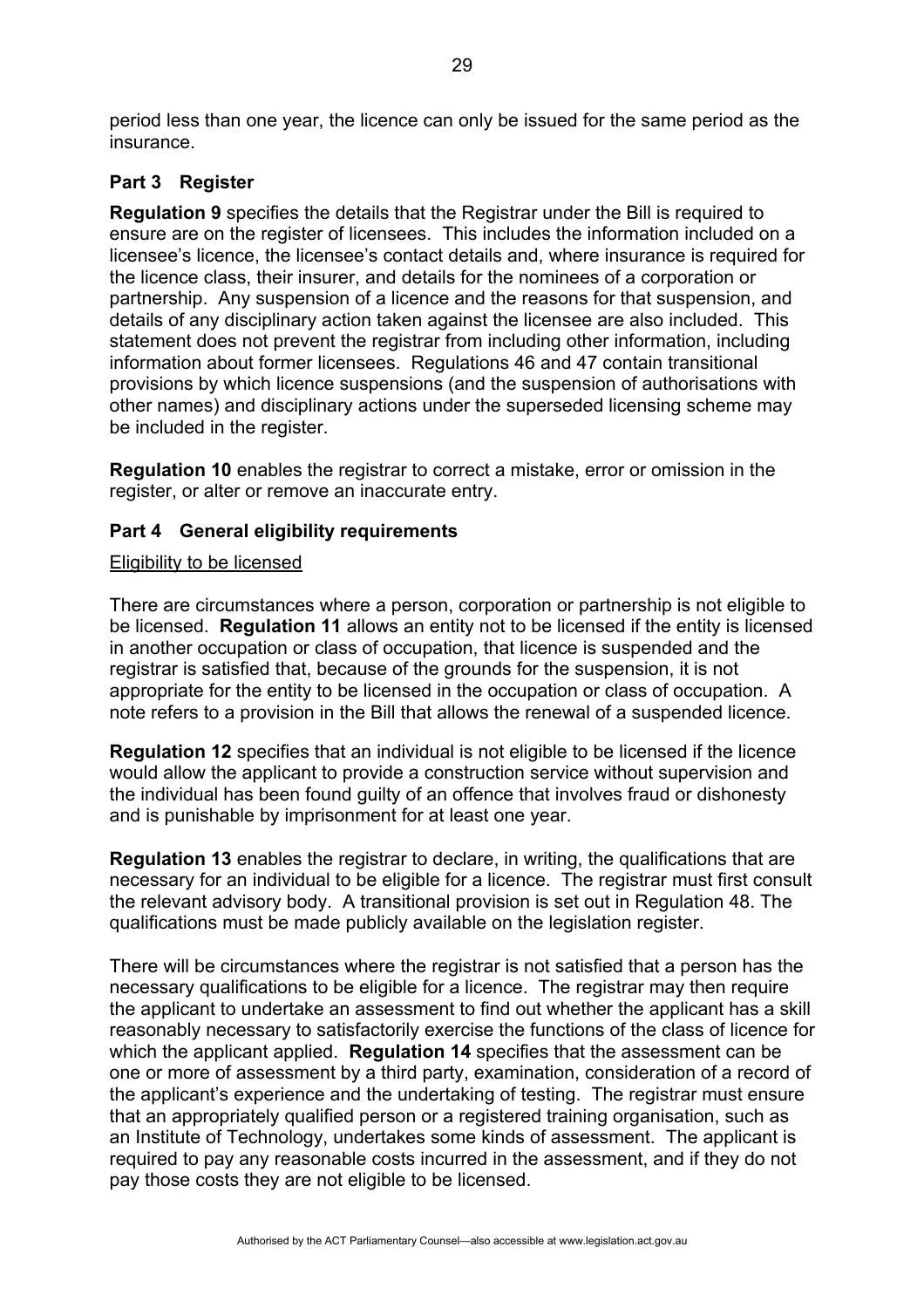period less than one year, the licence can only be issued for the same period as the insurance.

## Part 3 Register

**Regulation 9** specifies the details that the Registrar under the Bill is required to ensure are on the register of licensees. This includes the information included on a licensee's licence, the licensee's contact details and, where insurance is required for the licence class, their insurer, and details for the nominees of a corporation or partnership. Any suspension of a licence and the reasons for that suspension, and details of any disciplinary action taken against the licensee are also included. This statement does not prevent the registrar from including other information, including information about former licensees. Regulations 46 and 47 contain transitional provisions by which licence suspensions (and the suspension of authorisations with other names) and disciplinary actions under the superseded licensing scheme may be included in the register.

**Regulation 10** enables the registrar to correct a mistake, error or omission in the register, or alter or remove an inaccurate entry.

## Part 4 General eligibility requirements

<u>Eligibility to be licensed</u>

There are circumstances where a person, corporation or partnership is not eligible to be licensed. **Regulation 11** allows an entity not to be licensed if the entity is licensed in another occupation or class of occupation, that licence is suspended and the registrar is satisfied that, because of the grounds for the suspension, it is not appropriate for the entity to be licensed in the occupation or class of occupation. A note refers to a provision in the Bill that allows the renewal of a suspended licence.

**Regulation 12** specifies that an individual is not eligible to be licensed if the licence would allow the applicant to provide a construction service without supervision and the individual has been found guilty of an offence that involves fraud or dishonesty and is punishable by imprisonment for at least one year.

**Regulation 13** enables the registrar to declare, in writing, the qualifications that are necessary for an individual to be eligible for a licence. The registrar must first consult the relevant advisory body. A transitional provision is set out in Regulation 48. The qualifications must be made publicly available on the legislation register.

There will be circumstances where the registrar is not satisfied that a person has the necessary qualifications to be eligible for a licence. The registrar may then require the applicant to undertake an assessment to find out whether the applicant has a skill reasonably necessary to satisfactorily exercise the functions of the class of licence for which the applicant applied. **Regulation 14** specifies that the assessment can be one or more of assessment by a third party, examination, consideration of a record of the applicant's experience and the undertaking of testing. The registrar must ensure that an appropriately qualified person or a registered training organisation, such as an Institute of Technology, undertakes some kinds of assessment. The applicant is required to pay any reasonable costs incurred in the assessment, and if they do not pay those costs they are not eligible to be licensed.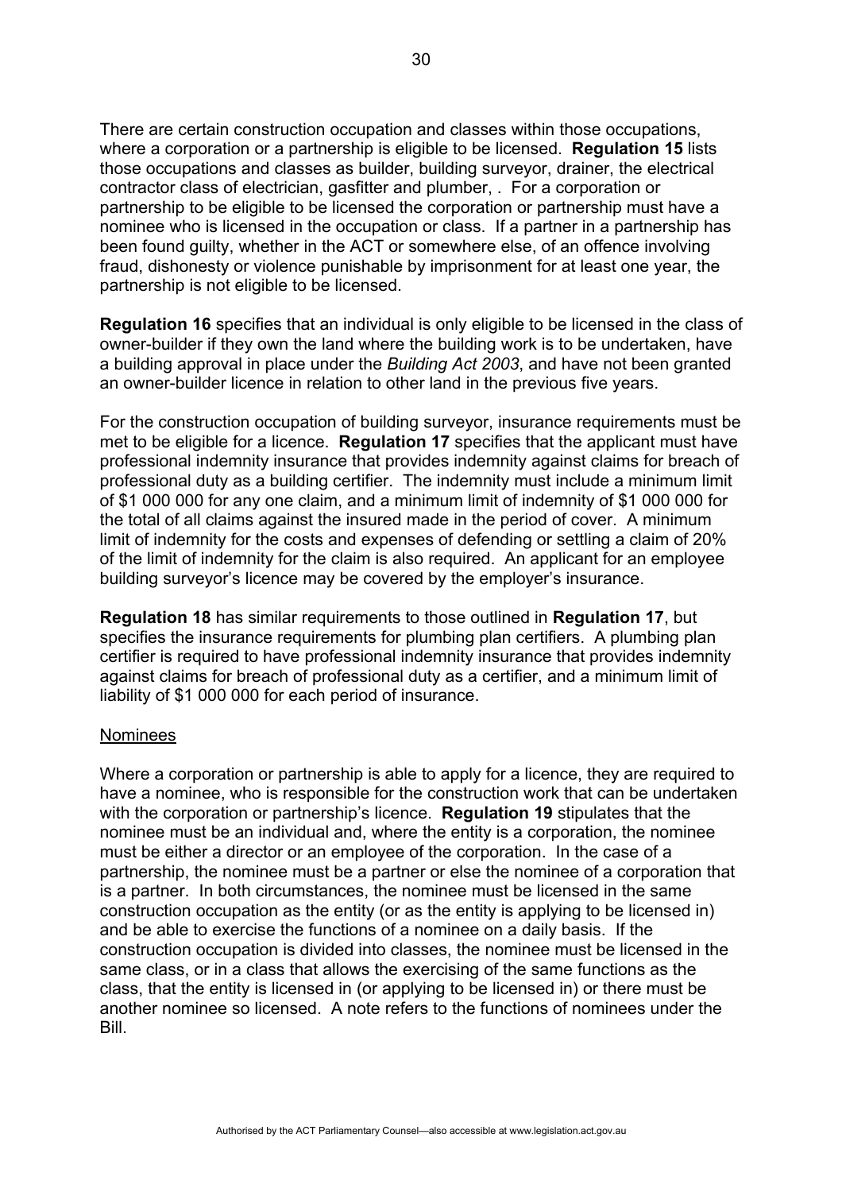There are certain construction occupation and classes within those occupations, where a corporation or a partnership is eligible to be licensed. **Regulation 15** lists those occupations and classes as builder, building surveyor, drainer, the electrical contractor class of electrician, gasfitter and plumber, . For a corporation or partnership to be eligible to be licensed the corporation or partnership must have a nominee who is licensed in the occupation or class. If a partner in a partnership has been found guilty, whether in the ACT or somewhere else, of an offence involving fraud, dishonesty or violence punishable by imprisonment for at least one year, the partnership is not eligible to be licensed.

**Regulation 16** specifies that an individual is only eligible to be licensed in the class of owner-builder if they own the land where the building work is to be undertaken, have a building approval in place under the *Building Act 2003*, and have not been granted an owner-builder licence in relation to other land in the previous five years.

For the construction occupation of building surveyor, insurance requirements must be met to be eligible for a licence. **Regulation 17** specifies that the applicant must have professional indemnity insurance that provides indemnity against claims for breach of professional duty as a building certifier. The indemnity must include a minimum limit of \$1 000 000 for any one claim, and a minimum limit of indemnity of \$1 000 000 for the total of all claims against the insured made in the period of cover. A minimum limit of indemnity for the costs and expenses of defending or settling a claim of 20% of the limit of indemnity for the claim is also required. An applicant for an employee building surveyor's licence may be covered by the employer's insurance.

**Regulation 18** has similar requirements to those outlined in **Regulation 17**, but specifies the insurance requirements for plumbing plan certifiers. A plumbing plan certifier is required to have professional indemnity insurance that provides indemnity against claims for breach of professional duty as a certifier, and a minimum limit of liability of \$1 000 000 for each period of insurance.

<u>Nominees</u>

Where a corporation or partnership is able to apply for a licence, they are required to have a nominee, who is responsible for the construction work that can be undertaken with the corporation or partnership's licence. **Regulation 19** stipulates that the nominee must be an individual and, where the entity is a corporation, the nominee must be either a director or an employee of the corporation. In the case of a partnership, the nominee must be a partner or else the nominee of a corporation that is a partner. In both circumstances, the nominee must be licensed in the same construction occupation as the entity (or as the entity is applying to be licensed in) and be able to exercise the functions of a nominee on a daily basis. If the construction occupation is divided into classes, the nominee must be licensed in the same class, or in a class that allows the exercising of the same functions as the class, that the entity is licensed in (or applying to be licensed in) or there must be another nominee so licensed. A note refers to the functions of nominees under the Bill.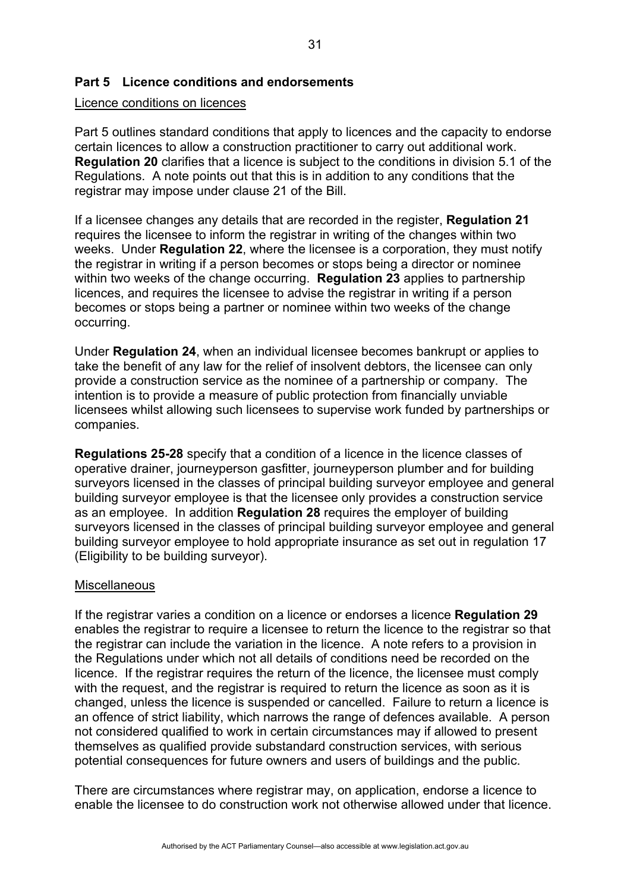## Part 5 Licence conditions and endorsements

Licence conditions on licences

Part 5 outlines standard conditions that apply to licences and the capacity to endorse certain licences to allow a construction practitioner to carry out additional work. **Regulation 20** clarifies that a licence is subject to the conditions in division 5.1 of the Regulations. A note points out that this is in addition to any conditions that the registrar may impose under clause 21 of the Bill.

If a licensee changes any details that are recorded in the register, **Regulation 21** requires the licensee to inform the registrar in writing of the changes within two weeks. Under **Regulation 22**, where the licensee is a corporation, they must notify the registrar in writing if a person becomes or stops being a director or nominee within two weeks of the change occurring. **Regulation 23** applies to partnership licences, and requires the licensee to advise the registrar in writing if a person becomes or stops being a partner or nominee within two weeks of the change occurring.

Under **Regulation 24**, when an individual licensee becomes bankrupt or applies to take the benefit of any law for the relief of insolvent debtors, the licensee can only provide a construction service as the nominee of a partnership or company. The intention is to provide a measure of public protection from financially unviable licensees whilst allowing such licensees to supervise work funded by partnerships or companies.

**Regulations 25-28** specify that a condition of a licence in the licence classes of operative drainer, journeyperson gasfitter, journeyperson plumber and for building surveyors licensed in the classes of principal building surveyor employee and general building surveyor employee is that the licensee only provides a construction service as an employee. In addition **Regulation 28** requires the employer of building surveyors licensed in the classes of principal building surveyor employee and general building surveyor employee to hold appropriate insurance as set out in regulation 17 (Eligibility to be building surveyor).

Miscellaneous

If the registrar varies a condition on a licence or endorses a licence **Regulation 29** enables the registrar to require a licensee to return the licence to the registrar so that the registrar can include the variation in the licence. A note refers to a provision in the Regulations under which not all details of conditions need be recorded on the licence. If the registrar requires the return of the licence, the licensee must comply with the request, and the registrar is required to return the licence as soon as it is changed, unless the licence is suspended or cancelled. Failure to return a licence is an offence of strict liability, which narrows the range of defences available. A person not considered qualified to work in certain circumstances may if allowed to present themselves as qualified provide substandard construction services, with serious potential consequences for future owners and users of buildings and the public.

There are circumstances where registrar may, on application, endorse a licence to enable the licensee to do construction work not otherwise allowed under that licence.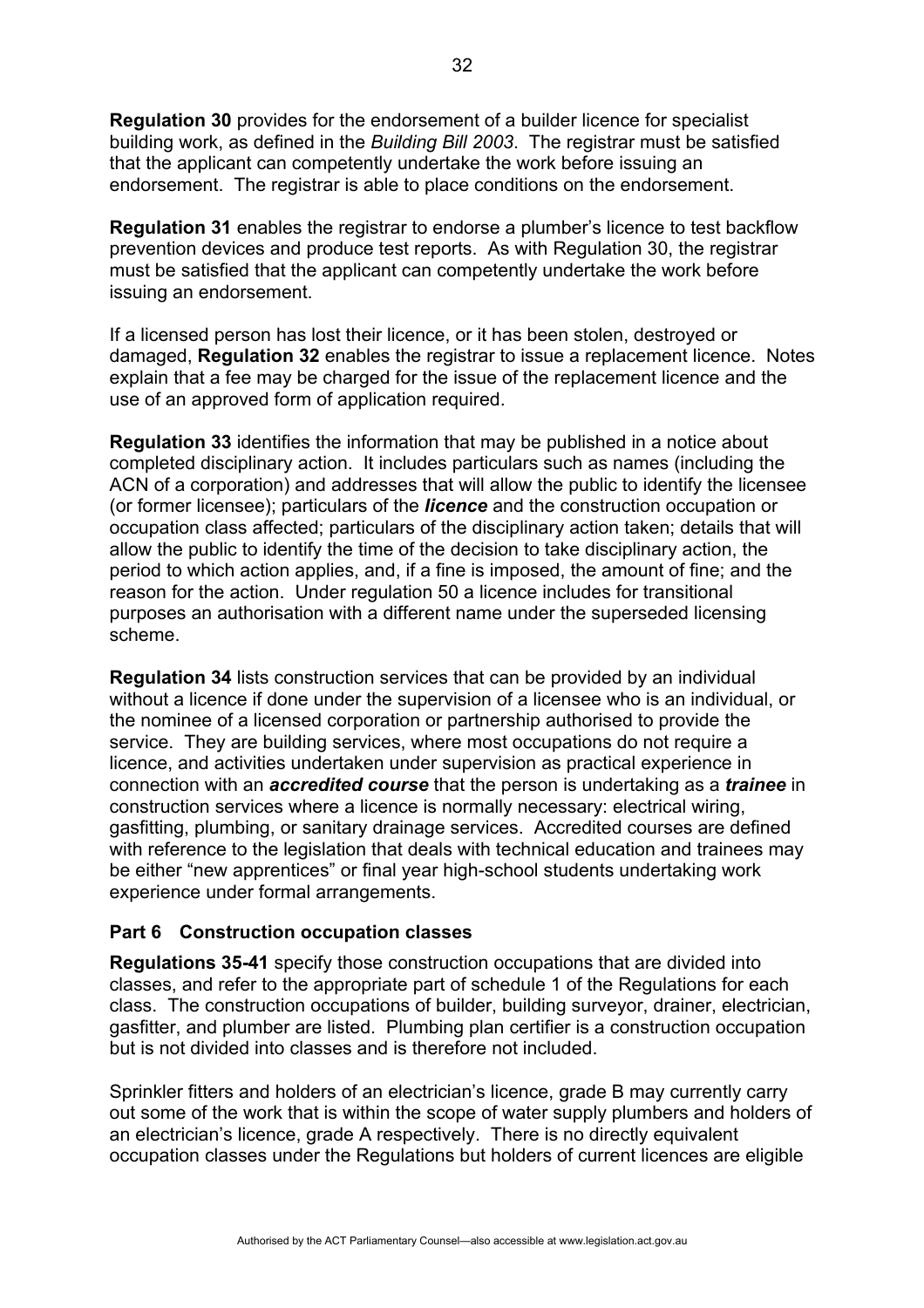**Regulation 30** provides for the endorsement of a builder licence for specialist building work, as defined in the *Building Bill 2003*. The registrar must be satisfied that the applicant can competently undertake the work before issuing an endorsement. The registrar is able to place conditions on the endorsement.

**Regulation 31** enables the registrar to endorse a plumber's licence to test backflow prevention devices and produce test reports. As with Regulation 30, the registrar must be satisfied that the applicant can competently undertake the work before issuing an endorsement.

If a licensed person has lost their licence, or it has been stolen, destroyed or damaged, **Regulation 32** enables the registrar to issue a replacement licence. Notes explain that a fee may be charged for the issue of the replacement licence and the use of an approved form of application required.

**Regulation 33** identifies the information that may be published in a notice about completed disciplinary action. It includes particulars such as names (including the ACN of a corporation) and addresses that will allow the public to identify the licensee (or former licensee); particulars of the ***licence*** and the construction occupation or occupation class affected; particulars of the disciplinary action taken; details that will allow the public to identify the time of the decision to take disciplinary action, the period to which action applies, and, if a fine is imposed, the amount of fine; and the reason for the action. Under regulation 50 a licence includes for transitional purposes an authorisation with a different name under the superseded licensing scheme.

**Regulation 34** lists construction services that can be provided by an individual without a licence if done under the supervision of a licensee who is an individual, or the nominee of a licensed corporation or partnership authorised to provide the service. They are building services, where most occupations do not require a licence, and activities undertaken under supervision as practical experience in connection with an ***accredited course*** that the person is undertaking as a ***trainee*** in construction services where a licence is normally necessary: electrical wiring, gasfitting, plumbing, or sanitary drainage services. Accredited courses are defined with reference to the legislation that deals with technical education and trainees may be either "new apprentices" or final year high-school students undertaking work experience under formal arrangements.

## Part 6 Construction occupation classes

**Regulations 35-41** specify those construction occupations that are divided into classes, and refer to the appropriate part of schedule 1 of the Regulations for each class. The construction occupations of builder, building surveyor, drainer, electrician, gasfitter, and plumber are listed. Plumbing plan certifier is a construction occupation but is not divided into classes and is therefore not included.

Sprinkler fitters and holders of an electrician's licence, grade B may currently carry out some of the work that is within the scope of water supply plumbers and holders of an electrician's licence, grade A respectively. There is no directly equivalent occupation classes under the Regulations but holders of current licences are eligible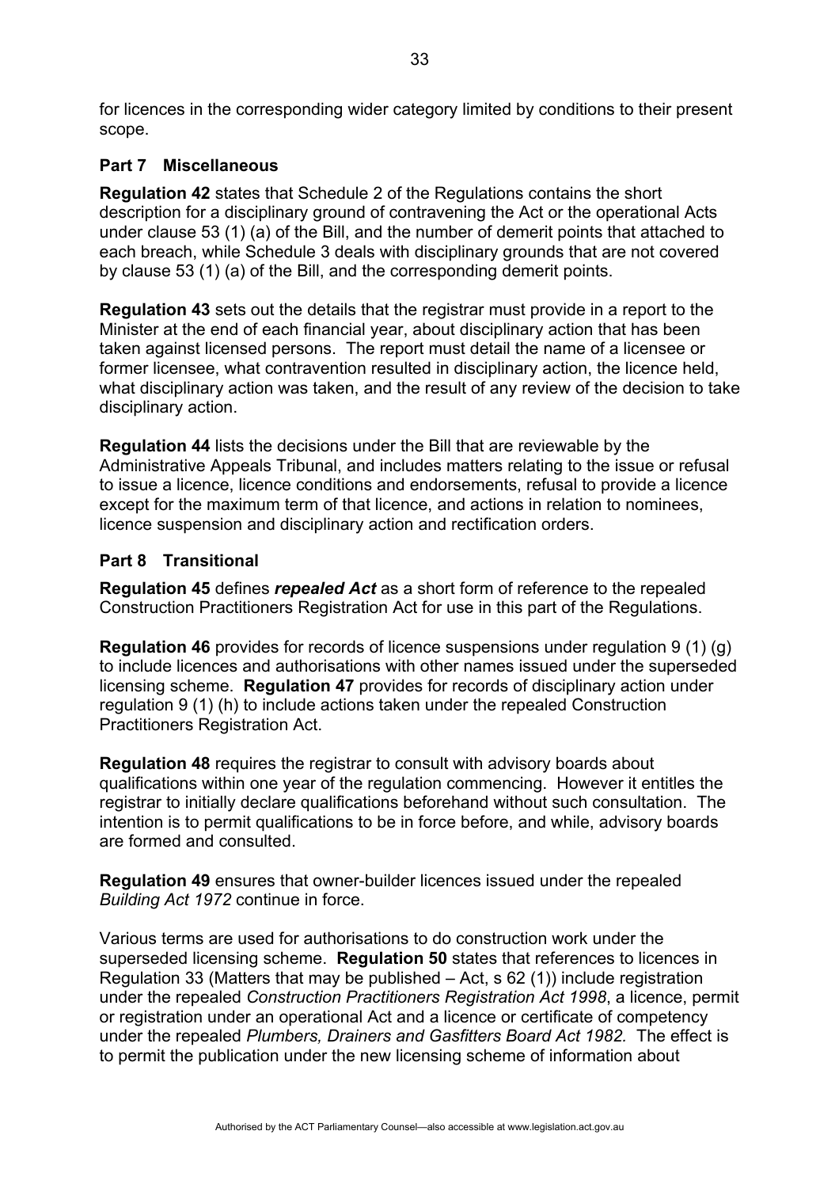for licences in the corresponding wider category limited by conditions to their present scope.

## Part 7 Miscellaneous

**Regulation 42** states that Schedule 2 of the Regulations contains the short description for a disciplinary ground of contravening the Act or the operational Acts under clause 53 (1) (a) of the Bill, and the number of demerit points that attached to each breach, while Schedule 3 deals with disciplinary grounds that are not covered by clause 53 (1) (a) of the Bill, and the corresponding demerit points.

**Regulation 43** sets out the details that the registrar must provide in a report to the Minister at the end of each financial year, about disciplinary action that has been taken against licensed persons. The report must detail the name of a licensee or former licensee, what contravention resulted in disciplinary action, the licence held, what disciplinary action was taken, and the result of any review of the decision to take disciplinary action.

**Regulation 44** lists the decisions under the Bill that are reviewable by the Administrative Appeals Tribunal, and includes matters relating to the issue or refusal to issue a licence, licence conditions and endorsements, refusal to provide a licence except for the maximum term of that licence, and actions in relation to nominees, licence suspension and disciplinary action and rectification orders.

## Part 8 Transitional

**Regulation 45** defines ***repealed Act*** as a short form of reference to the repealed Construction Practitioners Registration Act for use in this part of the Regulations.

**Regulation 46** provides for records of licence suspensions under regulation 9 (1) (g) to include licences and authorisations with other names issued under the superseded licensing scheme. **Regulation 47** provides for records of disciplinary action under regulation 9 (1) (h) to include actions taken under the repealed Construction Practitioners Registration Act.

**Regulation 48** requires the registrar to consult with advisory boards about qualifications within one year of the regulation commencing. However it entitles the registrar to initially declare qualifications beforehand without such consultation. The intention is to permit qualifications to be in force before, and while, advisory boards are formed and consulted.

**Regulation 49** ensures that owner-builder licences issued under the repealed *Building Act 1972* continue in force.

Various terms are used for authorisations to do construction work under the superseded licensing scheme. **Regulation 50** states that references to licences in Regulation 33 (Matters that may be published – Act, s 62 (1)) include registration under the repealed *Construction Practitioners Registration Act 1998*, a licence, permit or registration under an operational Act and a licence or certificate of competency under the repealed *Plumbers, Drainers and Gasfitters Board Act 1982.* The effect is to permit the publication under the new licensing scheme of information about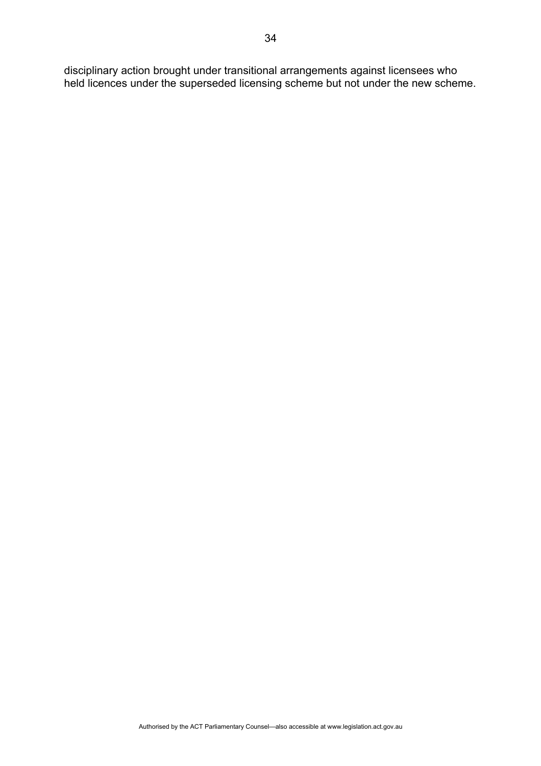disciplinary action brought under transitional arrangements against licensees who held licences under the superseded licensing scheme but not under the new scheme.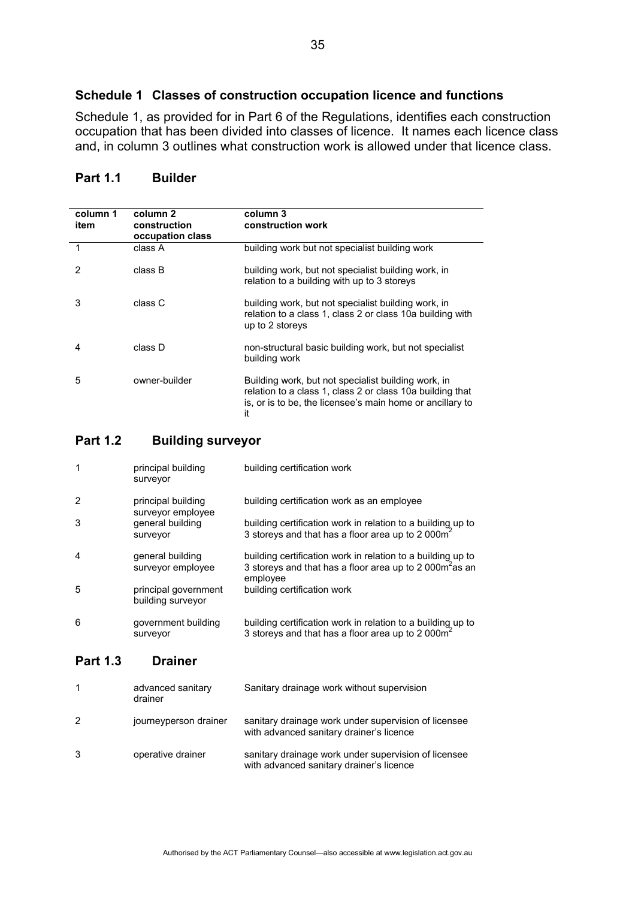## Schedule 1 Classes of construction occupation licence and functions

Schedule 1, as provided for in Part 6 of the Regulations, identifies each construction occupation that has been divided into classes of licence. It names each licence class and, in column 3 outlines what construction work is allowed under that licence class.

### Part 1.1 Builder

| column 1 item | column 2 construction occupation class | column 3 construction work |
|---|---|---|
| 1 | class A | building work but not specialist building work |
| 2 | class B | building work, but not specialist building work, in relation to a building with up to 3 storeys |
| 3 | class C | building work, but not specialist building work, in relation to a class 1, class 2 or class 10a building with up to 2 storeys |
| 4 | class D | non-structural basic building work, but not specialist building work |
| 5 | owner-builder | Building work, but not specialist building work, in relation to a class 1, class 2 or class 10a building that is, or is to be, the licensee's main home or ancillary to it |

### Part 1.2 Building surveyor

| | | |
|---|---|---|
| 1 | principal building surveyor | building certification work |
| 2 | principal building surveyor employee | building certification work as an employee |
| 3 | general building surveyor | building certification work in relation to a building up to 3 storeys and that has a floor area up to 2 000m$^2$ |
| 4 | general building surveyor employee | building certification work in relation to a building up to 3 storeys and that has a floor area up to 2 000m$^2$as an employee |
| 5 | principal government building surveyor | building certification work |
| 6 | government building surveyor | building certification work in relation to a building up to 3 storeys and that has a floor area up to 2 000m$^2$ |

### Part 1.3 Drainer

| | | |
|---|---|---|
| 1 | advanced sanitary drainer | Sanitary drainage work without supervision |
| 2 | journeyperson drainer | sanitary drainage work under supervision of licensee with advanced sanitary drainer's licence |
| 3 | operative drainer | sanitary drainage work under supervision of licensee with advanced sanitary drainer's licence |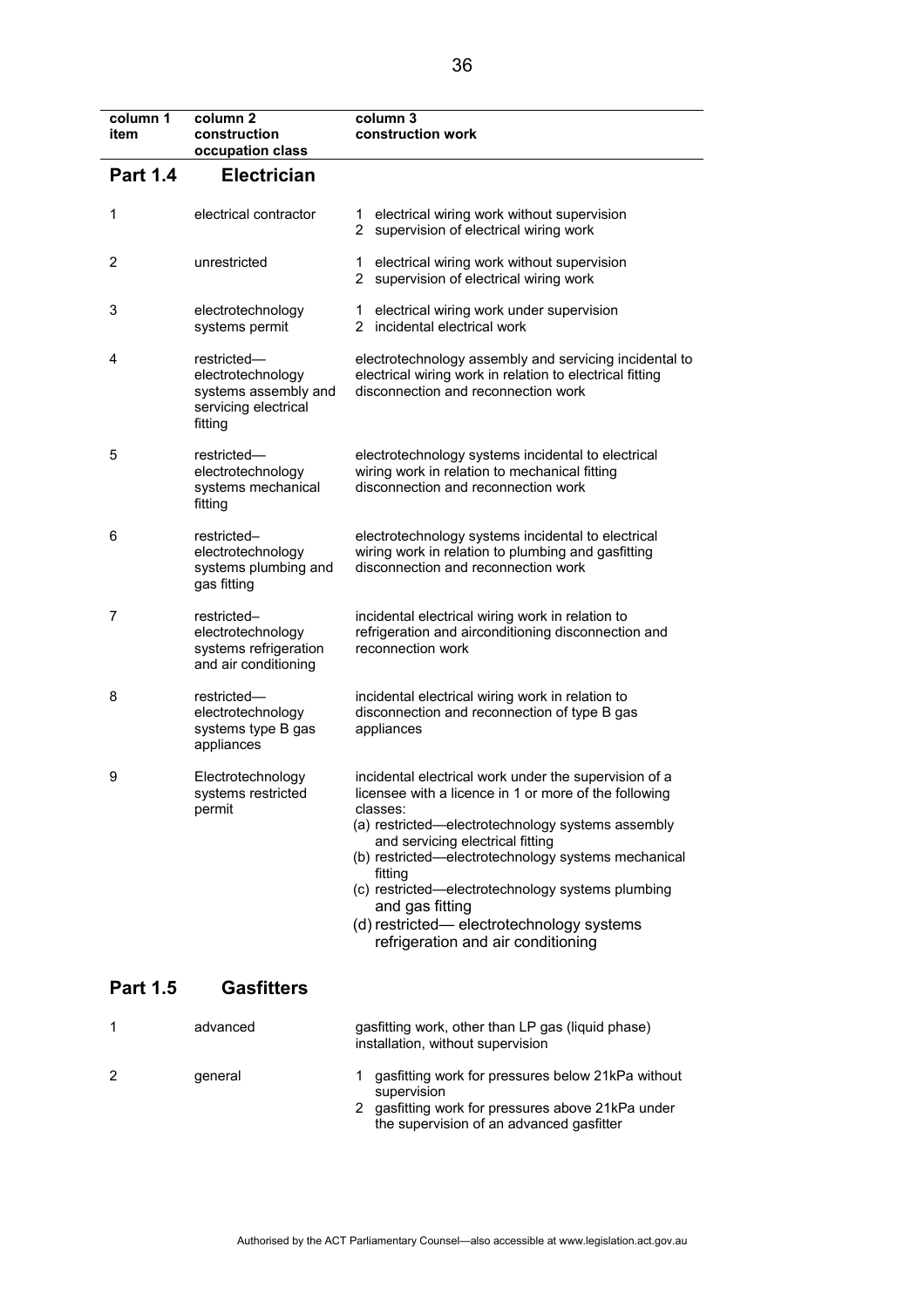| column 1 item | column 2 construction occupation class | column 3 construction work |
|---|---|---|
| **Part 1.4** | **Electrician** | |
| 1 | electrical contractor | 1 electrical wiring work without supervision<br>2 supervision of electrical wiring work |
| 2 | unrestricted | 1 electrical wiring work without supervision<br>2 supervision of electrical wiring work |
| 3 | electrotechnology systems permit | 1 electrical wiring work under supervision<br>2 incidental electrical work |
| 4 | restricted—electrotechnology systems assembly and servicing electrical fitting | electrotechnology assembly and servicing incidental to electrical wiring work in relation to electrical fitting disconnection and reconnection work |
| 5 | restricted—electrotechnology systems mechanical fitting | electrotechnology systems incidental to electrical wiring work in relation to mechanical fitting disconnection and reconnection work |
| 6 | restricted–electrotechnology systems plumbing and gas fitting | electrotechnology systems incidental to electrical wiring work in relation to plumbing and gasfitting disconnection and reconnection work |
| 7 | restricted–electrotechnology systems refrigeration and air conditioning | incidental electrical wiring work in relation to refrigeration and airconditioning disconnection and reconnection work |
| 8 | restricted—electrotechnology systems type B gas appliances | incidental electrical wiring work in relation to disconnection and reconnection of type B gas appliances |
| 9 | Electrotechnology systems restricted permit | incidental electrical work under the supervision of a licensee with a licence in 1 or more of the following classes:<br>(a) restricted—electrotechnology systems assembly and servicing electrical fitting<br>(b) restricted—electrotechnology systems mechanical fitting<br>(c) restricted—electrotechnology systems plumbing and gas fitting<br>(d) restricted— electrotechnology systems refrigeration and air conditioning |
| **Part 1.5** | **Gasfitters** | |
| 1 | advanced | gasfitting work, other than LP gas (liquid phase) installation, without supervision |
| 2 | general | 1 gasfitting work for pressures below 21kPa without supervision<br>2 gasfitting work for pressures above 21kPa under the supervision of an advanced gasfitter |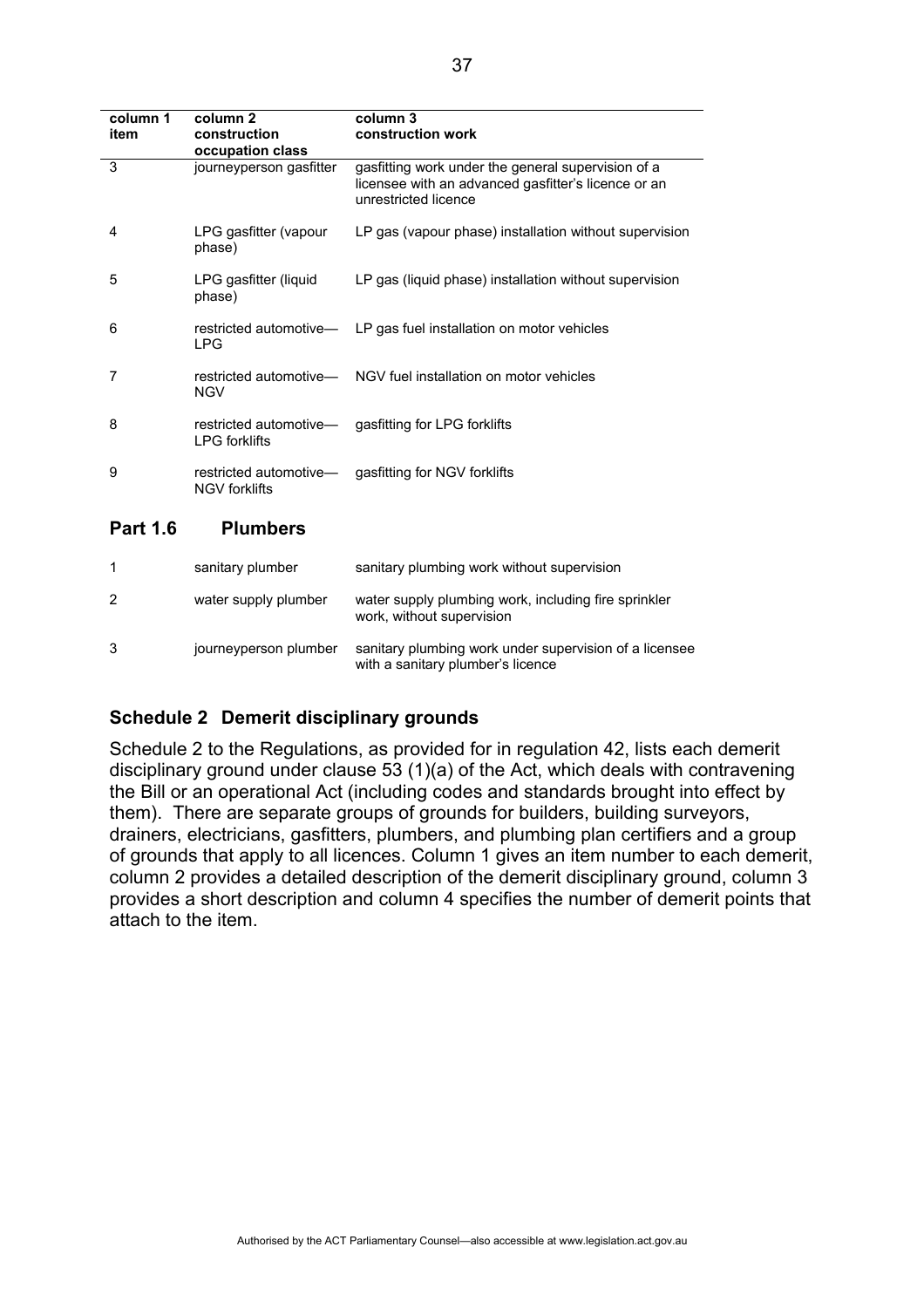| column 1 item | column 2 construction occupation class | column 3 construction work |
|---|---|---|
| 3 | journeyperson gasfitter | gasfitting work under the general supervision of a licensee with an advanced gasfitter's licence or an unrestricted licence |
| 4 | LPG gasfitter (vapour phase) | LP gas (vapour phase) installation without supervision |
| 5 | LPG gasfitter (liquid phase) | LP gas (liquid phase) installation without supervision |
| 6 | restricted automotive—LPG | LP gas fuel installation on motor vehicles |
| 7 | restricted automotive—NGV | NGV fuel installation on motor vehicles |
| 8 | restricted automotive—LPG forklifts | gasfitting for LPG forklifts |
| 9 | restricted automotive—NGV forklifts | gasfitting for NGV forklifts |

### Part 1.6 Plumbers

| column 1 item | column 2 construction occupation class | column 3 construction work |
|---|---|---|
| 1 | sanitary plumber | sanitary plumbing work without supervision |
| 2 | water supply plumber | water supply plumbing work, including fire sprinkler work, without supervision |
| 3 | journeyperson plumber | sanitary plumbing work under supervision of a licensee with a sanitary plumber's licence |

## Schedule 2 Demerit disciplinary grounds

Schedule 2 to the Regulations, as provided for in regulation 42, lists each demerit disciplinary ground under clause 53 (1)(a) of the Act, which deals with contravening the Bill or an operational Act (including codes and standards brought into effect by them). There are separate groups of grounds for builders, building surveyors, drainers, electricians, gasfitters, plumbers, and plumbing plan certifiers and a group of grounds that apply to all licences. Column 1 gives an item number to each demerit, column 2 provides a detailed description of the demerit disciplinary ground, column 3 provides a short description and column 4 specifies the number of demerit points that attach to the item.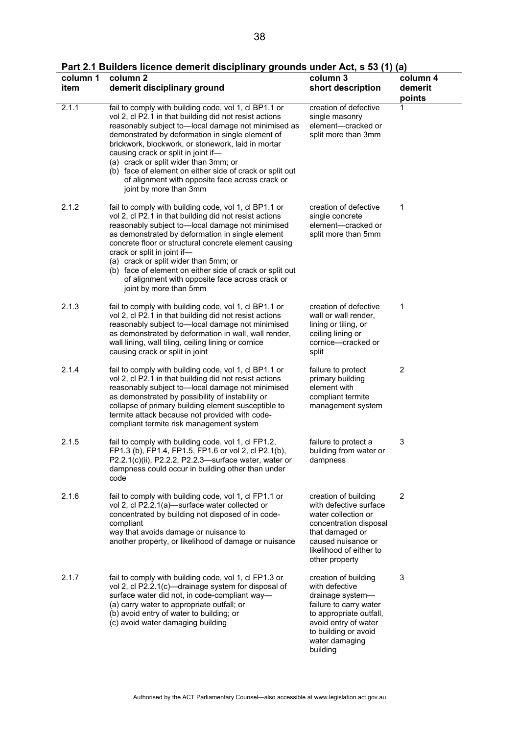**Part 2.1 Builders licence demerit disciplinary grounds under Act, s 53 (1) (a)**

| column 1 item | column 2 demerit disciplinary ground | column 3 short description | column 4 demerit points |
|---|---|---|---|
| 2.1.1 | fail to comply with building code, vol 1, cl BP1.1 or vol 2, cl P2.1 in that building did not resist actions reasonably subject to—local damage not minimised as demonstrated by deformation in single element of brickwork, blockwork, or stonework, laid in mortar causing crack or split in joint if— (a) crack or split wider than 3mm; or (b) face of element on either side of crack or split out of alignment with opposite face across crack or joint by more than 3mm | creation of defective single masonry element—cracked or split more than 3mm | 1 |
| 2.1.2 | fail to comply with building code, vol 1, cl BP1.1 or vol 2, cl P2.1 in that building did not resist actions reasonably subject to—local damage not minimised as demonstrated by deformation in single element concrete floor or structural concrete element causing crack or split in joint if— (a) crack or split wider than 5mm; or (b) face of element on either side of crack or split out of alignment with opposite face across crack or joint by more than 5mm | creation of defective single concrete element—cracked or split more than 5mm | 1 |
| 2.1.3 | fail to comply with building code, vol 1, cl BP1.1 or vol 2, cl P2.1 in that building did not resist actions reasonably subject to—local damage not minimised as demonstrated by deformation in wall, wall render, wall lining, wall tiling, ceiling lining or cornice causing crack or split in joint | creation of defective wall or wall render, lining or tiling, or ceiling lining or cornice—cracked or split | 1 |
| 2.1.4 | fail to comply with building code, vol 1, cl BP1.1 or vol 2, cl P2.1 in that building did not resist actions reasonably subject to—local damage not minimised as demonstrated by possibility of instability or collapse of primary building element susceptible to termite attack because not provided with code-compliant termite risk management system | failure to protect primary building element with compliant termite management system | 2 |
| 2.1.5 | fail to comply with building code, vol 1, cl FP1.2, FP1.3 (b), FP1.4, FP1.5, FP1.6 or vol 2, cl P2.1(b), P2.2.1(c)(ii), P2.2.2, P2.2.3—surface water, water or dampness could occur in building other than under code | failure to protect a building from water or dampness | 3 |
| 2.1.6 | fail to comply with building code, vol 1, cl FP1.1 or vol 2, cl P2.2.1(a)—surface water collected or concentrated by building not disposed of in code-compliant way that avoids damage or nuisance to another property, or likelihood of damage or nuisance | creation of building with defective surface water collection or concentration disposal that damaged or caused nuisance or likelihood of either to other property | 2 |
| 2.1.7 | fail to comply with building code, vol 1, cl FP1.3 or vol 2, cl P2.2.1(c)—drainage system for disposal of surface water did not, in code-compliant way— (a) carry water to appropriate outfall; or (b) avoid entry of water to building; or (c) avoid water damaging building | creation of building with defective drainage system—failure to carry water to appropriate outfall, avoid entry of water to building or avoid water damaging building | 3 |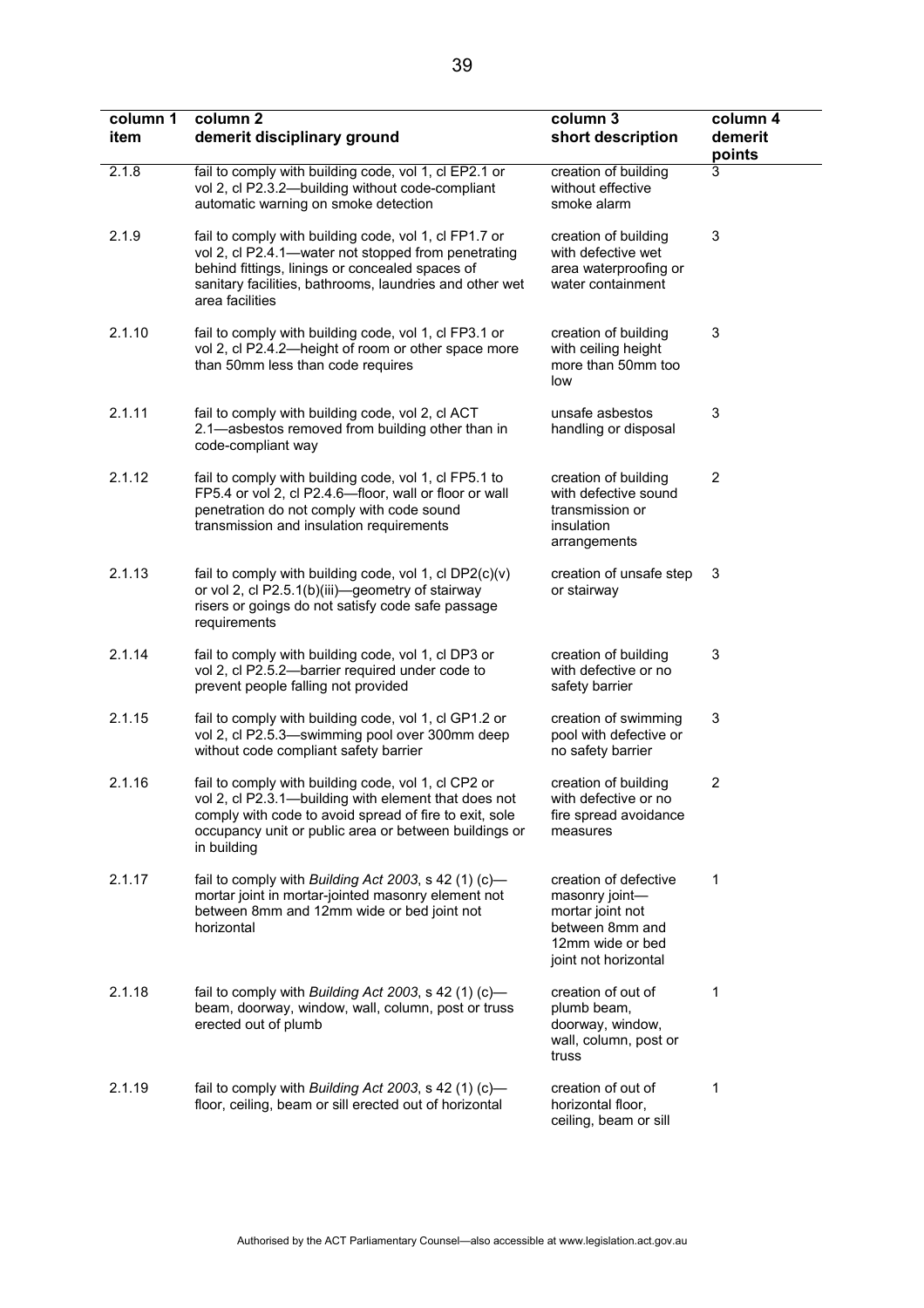| column 1 item | column 2 demerit disciplinary ground | column 3 short description | column 4 demerit points |
|---|---|---|---|
| 2.1.8 | fail to comply with building code, vol 1, cl EP2.1 or vol 2, cl P2.3.2—building without code-compliant automatic warning on smoke detection | creation of building without effective smoke alarm | 3 |
| 2.1.9 | fail to comply with building code, vol 1, cl FP1.7 or vol 2, cl P2.4.1—water not stopped from penetrating behind fittings, linings or concealed spaces of sanitary facilities, bathrooms, laundries and other wet area facilities | creation of building with defective wet area waterproofing or water containment | 3 |
| 2.1.10 | fail to comply with building code, vol 1, cl FP3.1 or vol 2, cl P2.4.2—height of room or other space more than 50mm less than code requires | creation of building with ceiling height more than 50mm too low | 3 |
| 2.1.11 | fail to comply with building code, vol 2, cl ACT 2.1—asbestos removed from building other than in code-compliant way | unsafe asbestos handling or disposal | 3 |
| 2.1.12 | fail to comply with building code, vol 1, cl FP5.1 to FP5.4 or vol 2, cl P2.4.6—floor, wall or floor or wall penetration do not comply with code sound transmission and insulation requirements | creation of building with defective sound transmission or insulation arrangements | 2 |
| 2.1.13 | fail to comply with building code, vol 1, cl DP2(c)(v) or vol 2, cl P2.5.1(b)(iii)—geometry of stairway risers or goings do not satisfy code safe passage requirements | creation of unsafe step or stairway | 3 |
| 2.1.14 | fail to comply with building code, vol 1, cl DP3 or vol 2, cl P2.5.2—barrier required under code to prevent people falling not provided | creation of building with defective or no safety barrier | 3 |
| 2.1.15 | fail to comply with building code, vol 1, cl GP1.2 or vol 2, cl P2.5.3—swimming pool over 300mm deep without code compliant safety barrier | creation of swimming pool with defective or no safety barrier | 3 |
| 2.1.16 | fail to comply with building code, vol 1, cl CP2 or vol 2, cl P2.3.1—building with element that does not comply with code to avoid spread of fire to exit, sole occupancy unit or public area or between buildings or in building | creation of building with defective or no fire spread avoidance measures | 2 |
| 2.1.17 | fail to comply with *Building Act 2003*, s 42 (1) (c)—mortar joint in mortar-jointed masonry element not between 8mm and 12mm wide or bed joint not horizontal | creation of defective masonry joint—mortar joint not between 8mm and 12mm wide or bed joint not horizontal | 1 |
| 2.1.18 | fail to comply with *Building Act 2003*, s 42 (1) (c)—beam, doorway, window, wall, column, post or truss erected out of plumb | creation of out of plumb beam, doorway, window, wall, column, post or truss | 1 |
| 2.1.19 | fail to comply with *Building Act 2003*, s 42 (1) (c)—floor, ceiling, beam or sill erected out of horizontal | creation of out of horizontal floor, ceiling, beam or sill | 1 |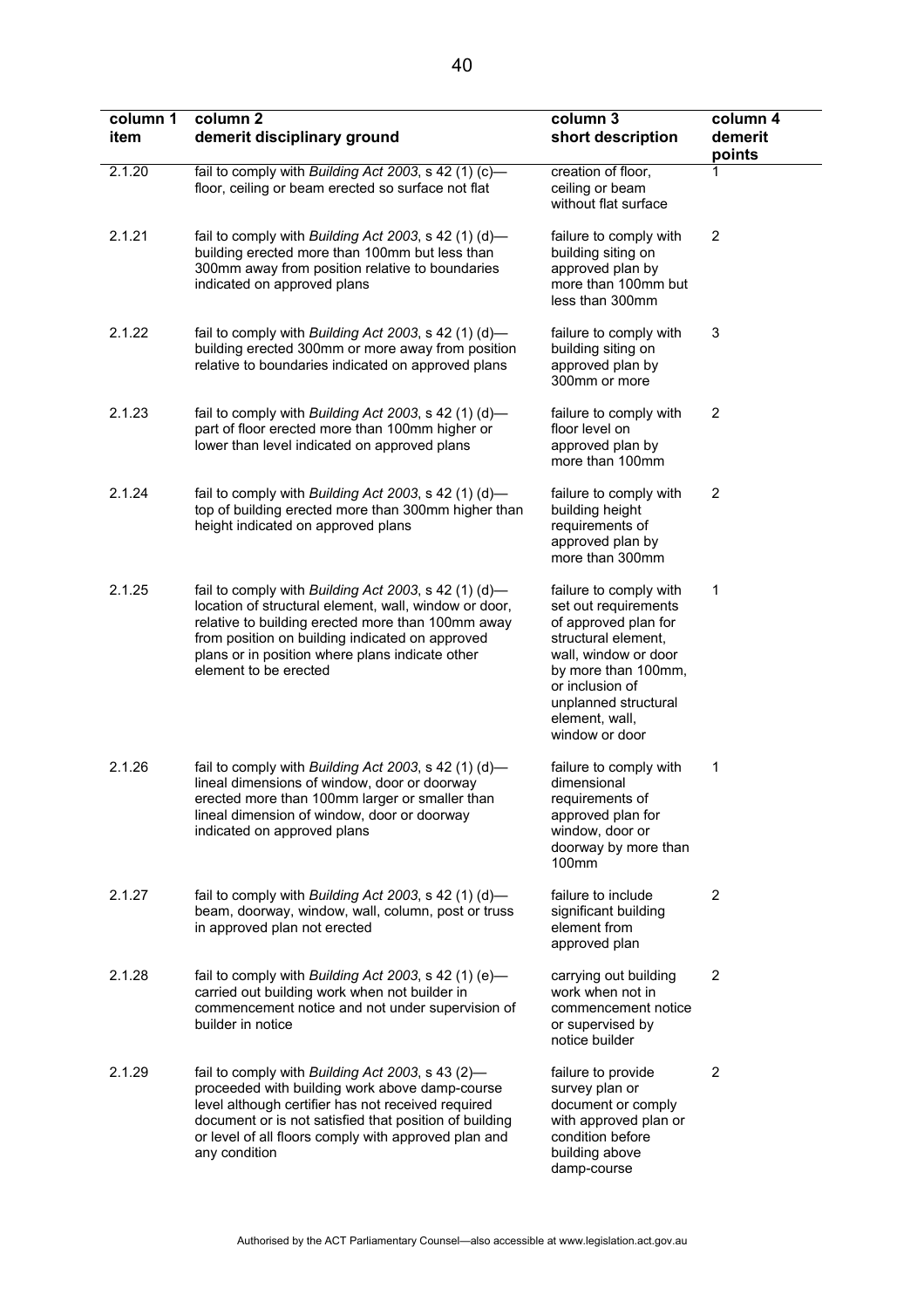| column 1 item | column 2 demerit disciplinary ground | column 3 short description | column 4 demerit points |
|---|---|---|---|
| 2.1.20 | fail to comply with *Building Act 2003*, s 42 (1) (c)—floor, ceiling or beam erected so surface not flat | creation of floor, ceiling or beam without flat surface | 1 |
| 2.1.21 | fail to comply with *Building Act 2003*, s 42 (1) (d)—building erected more than 100mm but less than 300mm away from position relative to boundaries indicated on approved plans | failure to comply with building siting on approved plan by more than 100mm but less than 300mm | 2 |
| 2.1.22 | fail to comply with *Building Act 2003*, s 42 (1) (d)—building erected 300mm or more away from position relative to boundaries indicated on approved plans | failure to comply with building siting on approved plan by 300mm or more | 3 |
| 2.1.23 | fail to comply with *Building Act 2003*, s 42 (1) (d)—part of floor erected more than 100mm higher or lower than level indicated on approved plans | failure to comply with floor level on approved plan by more than 100mm | 2 |
| 2.1.24 | fail to comply with *Building Act 2003*, s 42 (1) (d)—top of building erected more than 300mm higher than height indicated on approved plans | failure to comply with building height requirements of approved plan by more than 300mm | 2 |
| 2.1.25 | fail to comply with *Building Act 2003*, s 42 (1) (d)—location of structural element, wall, window or door, relative to building erected more than 100mm away from position on building indicated on approved plans or in position where plans indicate other element to be erected | failure to comply with set out requirements of approved plan for structural element, wall, window or door by more than 100mm, or inclusion of unplanned structural element, wall, window or door | 1 |
| 2.1.26 | fail to comply with *Building Act 2003*, s 42 (1) (d)—lineal dimensions of window, door or doorway erected more than 100mm larger or smaller than lineal dimension of window, door or doorway indicated on approved plans | failure to comply with dimensional requirements of approved plan for window, door or doorway by more than 100mm | 1 |
| 2.1.27 | fail to comply with *Building Act 2003*, s 42 (1) (d)—beam, doorway, window, wall, column, post or truss in approved plan not erected | failure to include significant building element from approved plan | 2 |
| 2.1.28 | fail to comply with *Building Act 2003*, s 42 (1) (e)—carried out building work when not builder in commencement notice and not under supervision of builder in notice | carrying out building work when not in commencement notice or supervised by notice builder | 2 |
| 2.1.29 | fail to comply with *Building Act 2003*, s 43 (2)—proceeded with building work above damp-course level although certifier has not received required document or is not satisfied that position of building or level of all floors comply with approved plan and any condition | failure to provide survey plan or document or comply with approved plan or condition before building above damp-course | 2 |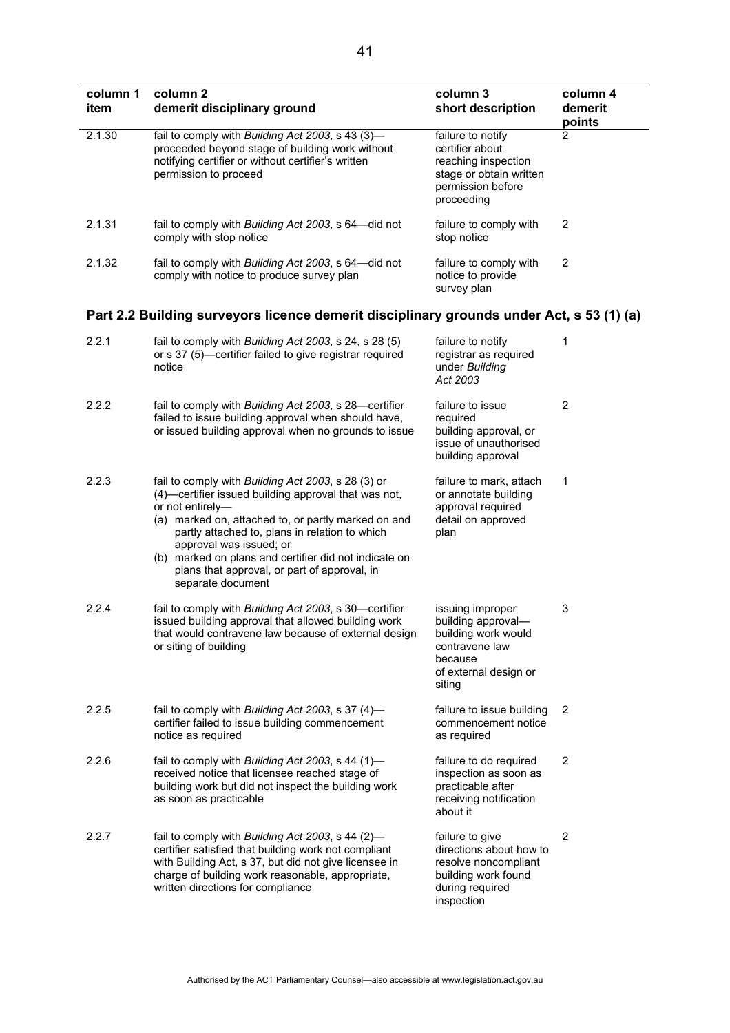| column 1 item | column 2 demerit disciplinary ground | column 3 short description | column 4 demerit points |
|---|---|---|---|
| 2.1.30 | fail to comply with *Building Act 2003*, s 43 (3)—proceeded beyond stage of building work without notifying certifier or without certifier's written permission to proceed | failure to notify certifier about reaching inspection stage or obtain written permission before proceeding | 2 |
| 2.1.31 | fail to comply with *Building Act 2003*, s 64—did not comply with stop notice | failure to comply with stop notice | 2 |
| 2.1.32 | fail to comply with *Building Act 2003*, s 64—did not comply with notice to produce survey plan | failure to comply with notice to provide survey plan | 2 |

## Part 2.2 Building surveyors licence demerit disciplinary grounds under Act, s 53 (1) (a)

| column 1 item | column 2 demerit disciplinary ground | column 3 short description | column 4 demerit points |
|---|---|---|---|
| 2.2.1 | fail to comply with *Building Act 2003*, s 24, s 28 (5) or s 37 (5)—certifier failed to give registrar required notice | failure to notify registrar as required under *Building Act 2003* | 1 |
| 2.2.2 | fail to comply with *Building Act 2003*, s 28—certifier failed to issue building approval when should have, or issued building approval when no grounds to issue | failure to issue required building approval, or issue of unauthorised building approval | 2 |
| 2.2.3 | fail to comply with *Building Act 2003*, s 28 (3) or (4)—certifier issued building approval that was not, or not entirely—<br>(a) marked on, attached to, or partly marked on and partly attached to, plans in relation to which approval was issued; or<br>(b) marked on plans and certifier did not indicate on plans that approval, or part of approval, in separate document | failure to mark, attach or annotate building approval required detail on approved plan | 1 |
| 2.2.4 | fail to comply with *Building Act 2003*, s 30—certifier issued building approval that allowed building work that would contravene law because of external design or siting of building | issuing improper building approval—building work would contravene law because of external design or siting | 3 |
| 2.2.5 | fail to comply with *Building Act 2003*, s 37 (4)—certifier failed to issue building commencement notice as required | failure to issue building commencement notice as required | 2 |
| 2.2.6 | fail to comply with *Building Act 2003*, s 44 (1)—received notice that licensee reached stage of building work but did not inspect the building work as soon as practicable | failure to do required inspection as soon as practicable after receiving notification about it | 2 |
| 2.2.7 | fail to comply with *Building Act 2003*, s 44 (2)—certifier satisfied that building work not compliant with Building Act, s 37, but did not give licensee in charge of building work reasonable, appropriate, written directions for compliance | failure to give directions about how to resolve noncompliant building work found during required inspection | 2 |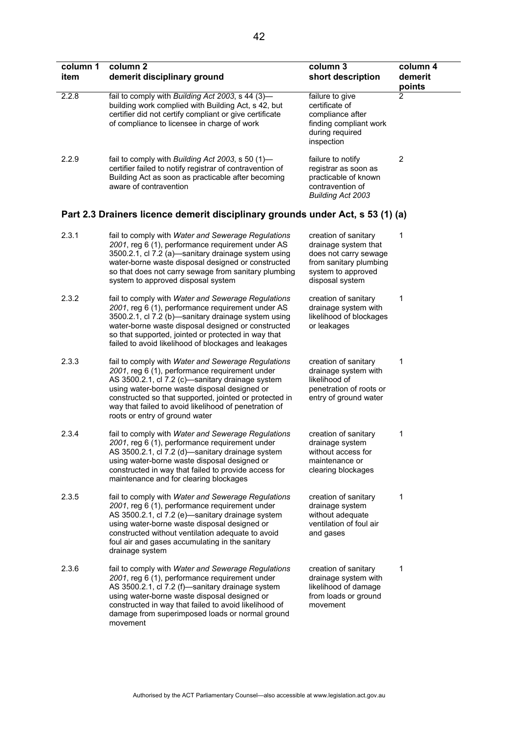| column 1 item | column 2 demerit disciplinary ground | column 3 short description | column 4 demerit points |
|---|---|---|---|
| 2.2.8 | fail to comply with *Building Act 2003*, s 44 (3)—building work complied with Building Act, s 42, but certifier did not certify compliant or give certificate of compliance to licensee in charge of work | failure to give certificate of compliance after finding compliant work during required inspection | 2 |
| 2.2.9 | fail to comply with *Building Act 2003*, s 50 (1)—certifier failed to notify registrar of contravention of Building Act as soon as practicable after becoming aware of contravention | failure to notify registrar as soon as practicable of known contravention of *Building Act 2003* | 2 |

## Part 2.3 Drainers licence demerit disciplinary grounds under Act, s 53 (1) (a)

| column 1 item | column 2 demerit disciplinary ground | column 3 short description | column 4 demerit points |
|---|---|---|---|
| 2.3.1 | fail to comply with *Water and Sewerage Regulations 2001*, reg 6 (1), performance requirement under AS 3500.2.1, cl 7.2 (a)—sanitary drainage system using water-borne waste disposal designed or constructed so that does not carry sewage from sanitary plumbing system to approved disposal system | creation of sanitary drainage system that does not carry sewage from sanitary plumbing system to approved disposal system | 1 |
| 2.3.2 | fail to comply with *Water and Sewerage Regulations 2001*, reg 6 (1), performance requirement under AS 3500.2.1, cl 7.2 (b)—sanitary drainage system using water-borne waste disposal designed or constructed so that supported, jointed or protected in way that failed to avoid likelihood of blockages and leakages | creation of sanitary drainage system with likelihood of blockages or leakages | 1 |
| 2.3.3 | fail to comply with *Water and Sewerage Regulations 2001*, reg 6 (1), performance requirement under AS 3500.2.1, cl 7.2 (c)—sanitary drainage system using water-borne waste disposal designed or constructed so that supported, jointed or protected in way that failed to avoid likelihood of penetration of roots or entry of ground water | creation of sanitary drainage system with likelihood of penetration of roots or entry of ground water | 1 |
| 2.3.4 | fail to comply with *Water and Sewerage Regulations 2001*, reg 6 (1), performance requirement under AS 3500.2.1, cl 7.2 (d)—sanitary drainage system using water-borne waste disposal designed or constructed in way that failed to provide access for maintenance and for clearing blockages | creation of sanitary drainage system without access for maintenance or clearing blockages | 1 |
| 2.3.5 | fail to comply with *Water and Sewerage Regulations 2001*, reg 6 (1), performance requirement under AS 3500.2.1, cl 7.2 (e)—sanitary drainage system using water-borne waste disposal designed or constructed without ventilation adequate to avoid foul air and gases accumulating in the sanitary drainage system | creation of sanitary drainage system without adequate ventilation of foul air and gases | 1 |
| 2.3.6 | fail to comply with *Water and Sewerage Regulations 2001*, reg 6 (1), performance requirement under AS 3500.2.1, cl 7.2 (f)—sanitary drainage system using water-borne waste disposal designed or constructed in way that failed to avoid likelihood of damage from superimposed loads or normal ground movement | creation of sanitary drainage system with likelihood of damage from loads or ground movement | 1 |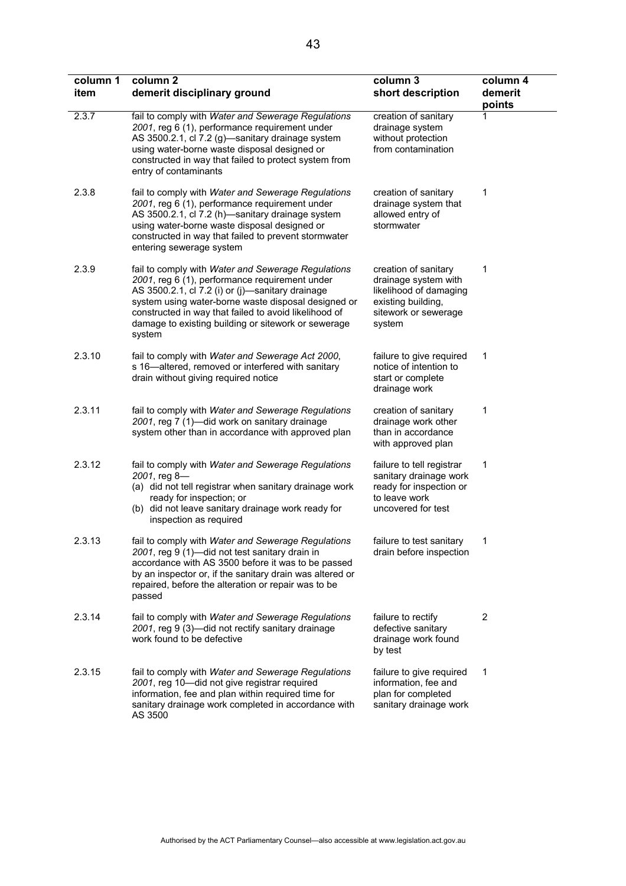| column 1 item | column 2 demerit disciplinary ground | column 3 short description | column 4 demerit points |
|---|---|---|---|
| 2.3.7 | fail to comply with *Water and Sewerage Regulations 2001*, reg 6 (1), performance requirement under AS 3500.2.1, cl 7.2 (g)—sanitary drainage system using water-borne waste disposal designed or constructed in way that failed to protect system from entry of contaminants | creation of sanitary drainage system without protection from contamination | 1 |
| 2.3.8 | fail to comply with *Water and Sewerage Regulations 2001*, reg 6 (1), performance requirement under AS 3500.2.1, cl 7.2 (h)—sanitary drainage system using water-borne waste disposal designed or constructed in way that failed to prevent stormwater entering sewerage system | creation of sanitary drainage system that allowed entry of stormwater | 1 |
| 2.3.9 | fail to comply with *Water and Sewerage Regulations 2001*, reg 6 (1), performance requirement under AS 3500.2.1, cl 7.2 (i) or (j)—sanitary drainage system using water-borne waste disposal designed or constructed in way that failed to avoid likelihood of damage to existing building or sitework or sewerage system | creation of sanitary drainage system with likelihood of damaging existing building, sitework or sewerage system | 1 |
| 2.3.10 | fail to comply with *Water and Sewerage Act 2000*, s 16—altered, removed or interfered with sanitary drain without giving required notice | failure to give required notice of intention to start or complete drainage work | 1 |
| 2.3.11 | fail to comply with *Water and Sewerage Regulations 2001*, reg 7 (1)—did work on sanitary drainage system other than in accordance with approved plan | creation of sanitary drainage work other than in accordance with approved plan | 1 |
| 2.3.12 | fail to comply with *Water and Sewerage Regulations 2001*, reg 8— (a) did not tell registrar when sanitary drainage work ready for inspection; or (b) did not leave sanitary drainage work ready for inspection as required | failure to tell registrar sanitary drainage work ready for inspection or to leave work uncovered for test | 1 |
| 2.3.13 | fail to comply with *Water and Sewerage Regulations 2001*, reg 9 (1)—did not test sanitary drain in accordance with AS 3500 before it was to be passed by an inspector or, if the sanitary drain was altered or repaired, before the alteration or repair was to be passed | failure to test sanitary drain before inspection | 1 |
| 2.3.14 | fail to comply with *Water and Sewerage Regulations 2001*, reg 9 (3)—did not rectify sanitary drainage work found to be defective | failure to rectify defective sanitary drainage work found by test | 2 |
| 2.3.15 | fail to comply with *Water and Sewerage Regulations 2001*, reg 10—did not give registrar required information, fee and plan within required time for sanitary drainage work completed in accordance with AS 3500 | failure to give required information, fee and plan for completed sanitary drainage work | 1 |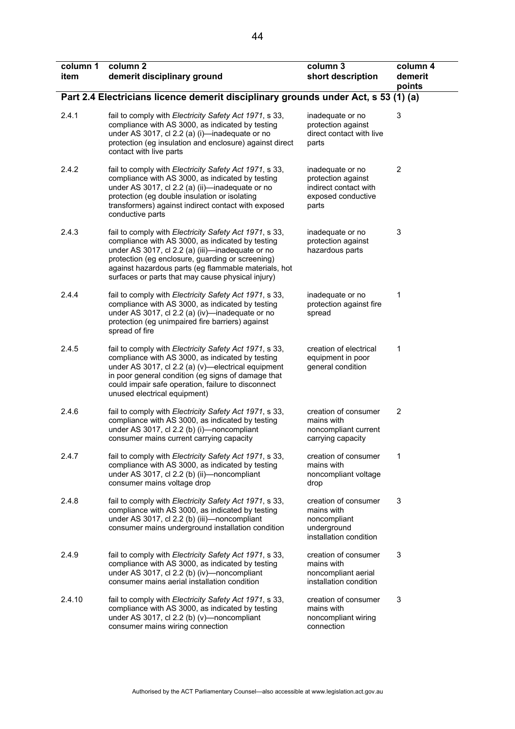| column 1 item | column 2 demerit disciplinary ground | column 3 short description | column 4 demerit points |
|---|---|---|---|
| **Part 2.4 Electricians licence demerit disciplinary grounds under Act, s 53 (1) (a)** | | | |
| 2.4.1 | fail to comply with *Electricity Safety Act 1971*, s 33, compliance with AS 3000, as indicated by testing under AS 3017, cl 2.2 (a) (i)—inadequate or no protection (eg insulation and enclosure) against direct contact with live parts | inadequate or no protection against direct contact with live parts | 3 |
| 2.4.2 | fail to comply with *Electricity Safety Act 1971*, s 33, compliance with AS 3000, as indicated by testing under AS 3017, cl 2.2 (a) (ii)—inadequate or no protection (eg double insulation or isolating transformers) against indirect contact with exposed conductive parts | inadequate or no protection against indirect contact with exposed conductive parts | 2 |
| 2.4.3 | fail to comply with *Electricity Safety Act 1971*, s 33, compliance with AS 3000, as indicated by testing under AS 3017, cl 2.2 (a) (iii)—inadequate or no protection (eg enclosure, guarding or screening) against hazardous parts (eg flammable materials, hot surfaces or parts that may cause physical injury) | inadequate or no protection against hazardous parts | 3 |
| 2.4.4 | fail to comply with *Electricity Safety Act 1971*, s 33, compliance with AS 3000, as indicated by testing under AS 3017, cl 2.2 (a) (iv)—inadequate or no protection (eg unimpaired fire barriers) against spread of fire | inadequate or no protection against fire spread | 1 |
| 2.4.5 | fail to comply with *Electricity Safety Act 1971*, s 33, compliance with AS 3000, as indicated by testing under AS 3017, cl 2.2 (a) (v)—electrical equipment in poor general condition (eg signs of damage that could impair safe operation, failure to disconnect unused electrical equipment) | creation of electrical equipment in poor general condition | 1 |
| 2.4.6 | fail to comply with *Electricity Safety Act 1971*, s 33, compliance with AS 3000, as indicated by testing under AS 3017, cl 2.2 (b) (i)—noncompliant consumer mains current carrying capacity | creation of consumer mains with noncompliant current carrying capacity | 2 |
| 2.4.7 | fail to comply with *Electricity Safety Act 1971*, s 33, compliance with AS 3000, as indicated by testing under AS 3017, cl 2.2 (b) (ii)—noncompliant consumer mains voltage drop | creation of consumer mains with noncompliant voltage drop | 1 |
| 2.4.8 | fail to comply with *Electricity Safety Act 1971*, s 33, compliance with AS 3000, as indicated by testing under AS 3017, cl 2.2 (b) (iii)—noncompliant consumer mains underground installation condition | creation of consumer mains with noncompliant underground installation condition | 3 |
| 2.4.9 | fail to comply with *Electricity Safety Act 1971*, s 33, compliance with AS 3000, as indicated by testing under AS 3017, cl 2.2 (b) (iv)—noncompliant consumer mains aerial installation condition | creation of consumer mains with noncompliant aerial installation condition | 3 |
| 2.4.10 | fail to comply with *Electricity Safety Act 1971*, s 33, compliance with AS 3000, as indicated by testing under AS 3017, cl 2.2 (b) (v)—noncompliant consumer mains wiring connection | creation of consumer mains with noncompliant wiring connection | 3 |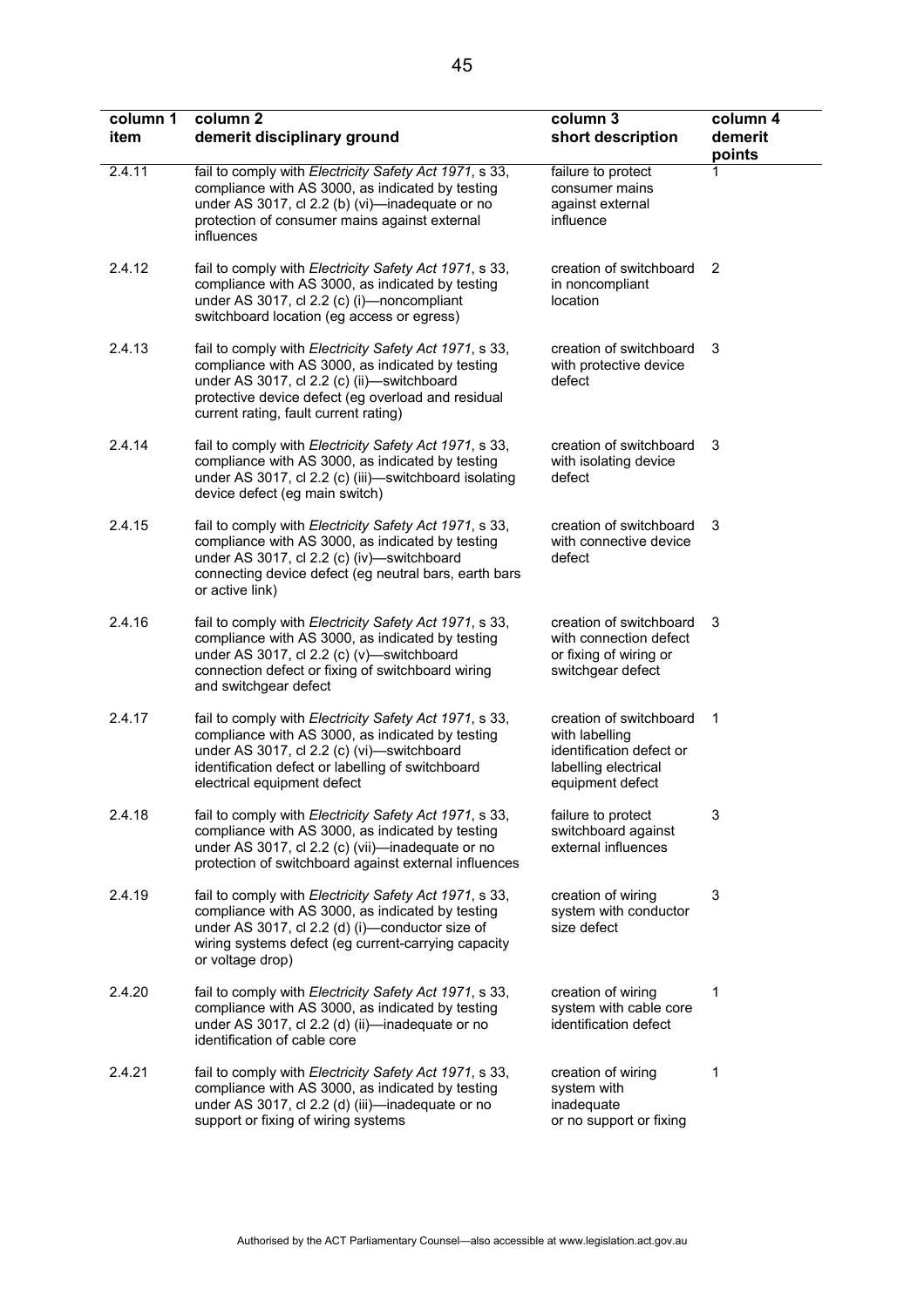| column 1 item | column 2 demerit disciplinary ground | column 3 short description | column 4 demerit points |
|---|---|---|---|
| 2.4.11 | fail to comply with *Electricity Safety Act 1971*, s 33, compliance with AS 3000, as indicated by testing under AS 3017, cl 2.2 (b) (vi)—inadequate or no protection of consumer mains against external influences | failure to protect consumer mains against external influence | 1 |
| 2.4.12 | fail to comply with *Electricity Safety Act 1971*, s 33, compliance with AS 3000, as indicated by testing under AS 3017, cl 2.2 (c) (i)—noncompliant switchboard location (eg access or egress) | creation of switchboard in noncompliant location | 2 |
| 2.4.13 | fail to comply with *Electricity Safety Act 1971*, s 33, compliance with AS 3000, as indicated by testing under AS 3017, cl 2.2 (c) (ii)—switchboard protective device defect (eg overload and residual current rating, fault current rating) | creation of switchboard with protective device defect | 3 |
| 2.4.14 | fail to comply with *Electricity Safety Act 1971*, s 33, compliance with AS 3000, as indicated by testing under AS 3017, cl 2.2 (c) (iii)—switchboard isolating device defect (eg main switch) | creation of switchboard with isolating device defect | 3 |
| 2.4.15 | fail to comply with *Electricity Safety Act 1971*, s 33, compliance with AS 3000, as indicated by testing under AS 3017, cl 2.2 (c) (iv)—switchboard connecting device defect (eg neutral bars, earth bars or active link) | creation of switchboard with connective device defect | 3 |
| 2.4.16 | fail to comply with *Electricity Safety Act 1971*, s 33, compliance with AS 3000, as indicated by testing under AS 3017, cl 2.2 (c) (v)—switchboard connection defect or fixing of switchboard wiring and switchgear defect | creation of switchboard with connection defect or fixing of wiring or switchgear defect | 3 |
| 2.4.17 | fail to comply with *Electricity Safety Act 1971*, s 33, compliance with AS 3000, as indicated by testing under AS 3017, cl 2.2 (c) (vi)—switchboard identification defect or labelling of switchboard electrical equipment defect | creation of switchboard with labelling identification defect or labelling electrical equipment defect | 1 |
| 2.4.18 | fail to comply with *Electricity Safety Act 1971*, s 33, compliance with AS 3000, as indicated by testing under AS 3017, cl 2.2 (c) (vii)—inadequate or no protection of switchboard against external influences | failure to protect switchboard against external influences | 3 |
| 2.4.19 | fail to comply with *Electricity Safety Act 1971*, s 33, compliance with AS 3000, as indicated by testing under AS 3017, cl 2.2 (d) (i)—conductor size of wiring systems defect (eg current-carrying capacity or voltage drop) | creation of wiring system with conductor size defect | 3 |
| 2.4.20 | fail to comply with *Electricity Safety Act 1971*, s 33, compliance with AS 3000, as indicated by testing under AS 3017, cl 2.2 (d) (ii)—inadequate or no identification of cable core | creation of wiring system with cable core identification defect | 1 |
| 2.4.21 | fail to comply with *Electricity Safety Act 1971*, s 33, compliance with AS 3000, as indicated by testing under AS 3017, cl 2.2 (d) (iii)—inadequate or no support or fixing of wiring systems | creation of wiring system with inadequate or no support or fixing | 1 |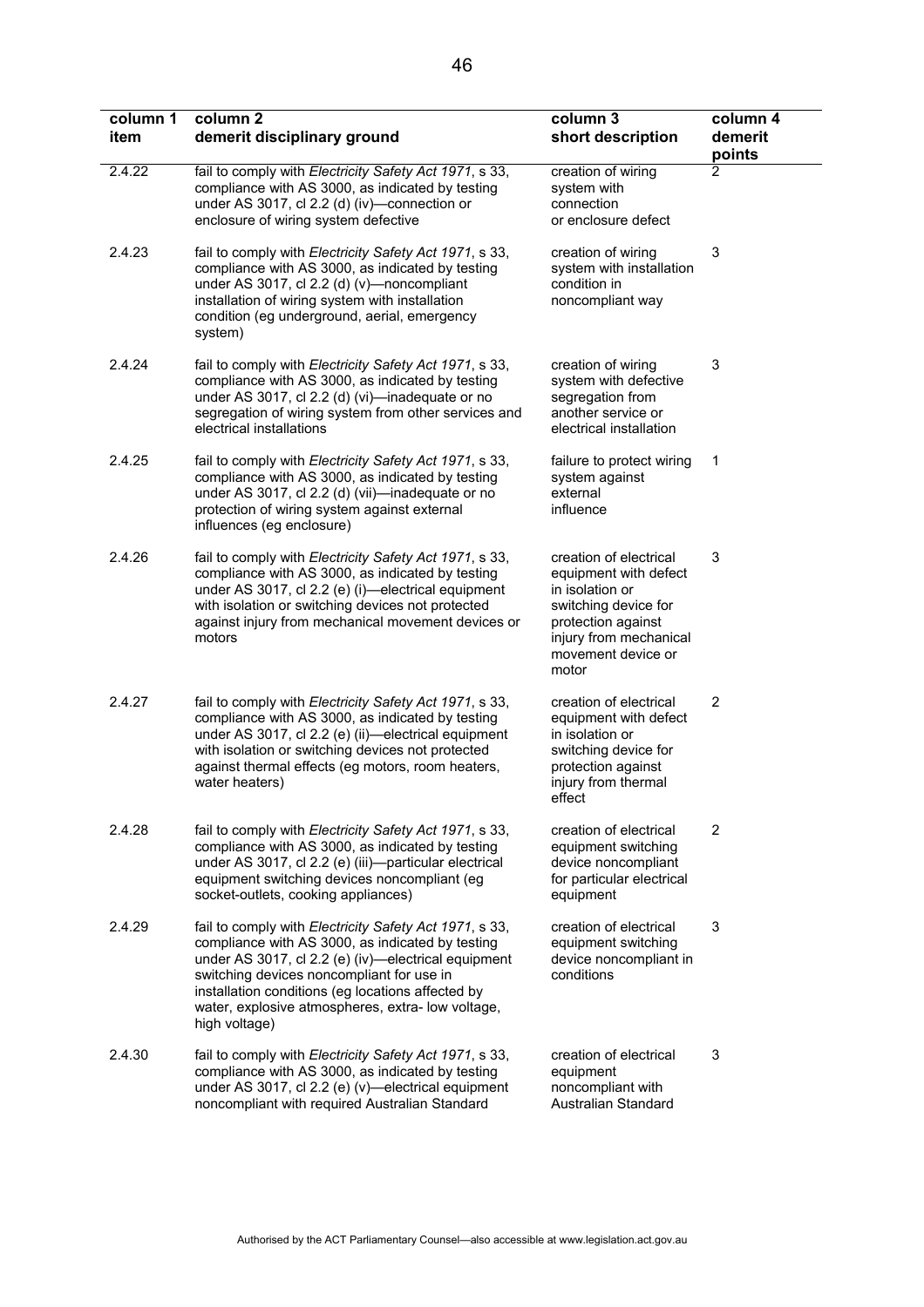| column 1 item | column 2 demerit disciplinary ground | column 3 short description | column 4 demerit points |
|---|---|---|---|
| 2.4.22 | fail to comply with *Electricity Safety Act 1971*, s 33, compliance with AS 3000, as indicated by testing under AS 3017, cl 2.2 (d) (iv)—connection or enclosure of wiring system defective | creation of wiring system with connection or enclosure defect | 2 |
| 2.4.23 | fail to comply with *Electricity Safety Act 1971*, s 33, compliance with AS 3000, as indicated by testing under AS 3017, cl 2.2 (d) (v)—noncompliant installation of wiring system with installation condition (eg underground, aerial, emergency system) | creation of wiring system with installation condition in noncompliant way | 3 |
| 2.4.24 | fail to comply with *Electricity Safety Act 1971*, s 33, compliance with AS 3000, as indicated by testing under AS 3017, cl 2.2 (d) (vi)—inadequate or no segregation of wiring system from other services and electrical installations | creation of wiring system with defective segregation from another service or electrical installation | 3 |
| 2.4.25 | fail to comply with *Electricity Safety Act 1971*, s 33, compliance with AS 3000, as indicated by testing under AS 3017, cl 2.2 (d) (vii)—inadequate or no protection of wiring system against external influences (eg enclosure) | failure to protect wiring system against external influence | 1 |
| 2.4.26 | fail to comply with *Electricity Safety Act 1971*, s 33, compliance with AS 3000, as indicated by testing under AS 3017, cl 2.2 (e) (i)—electrical equipment with isolation or switching devices not protected against injury from mechanical movement devices or motors | creation of electrical equipment with defect in isolation or switching device for protection against injury from mechanical movement device or motor | 3 |
| 2.4.27 | fail to comply with *Electricity Safety Act 1971*, s 33, compliance with AS 3000, as indicated by testing under AS 3017, cl 2.2 (e) (ii)—electrical equipment with isolation or switching devices not protected against thermal effects (eg motors, room heaters, water heaters) | creation of electrical equipment with defect in isolation or switching device for protection against injury from thermal effect | 2 |
| 2.4.28 | fail to comply with *Electricity Safety Act 1971*, s 33, compliance with AS 3000, as indicated by testing under AS 3017, cl 2.2 (e) (iii)—particular electrical equipment switching devices noncompliant (eg socket-outlets, cooking appliances) | creation of electrical equipment switching device noncompliant for particular electrical equipment | 2 |
| 2.4.29 | fail to comply with *Electricity Safety Act 1971*, s 33, compliance with AS 3000, as indicated by testing under AS 3017, cl 2.2 (e) (iv)—electrical equipment switching devices noncompliant for use in installation conditions (eg locations affected by water, explosive atmospheres, extra- low voltage, high voltage) | creation of electrical equipment switching device noncompliant in conditions | 3 |
| 2.4.30 | fail to comply with *Electricity Safety Act 1971*, s 33, compliance with AS 3000, as indicated by testing under AS 3017, cl 2.2 (e) (v)—electrical equipment noncompliant with required Australian Standard | creation of electrical equipment noncompliant with Australian Standard | 3 |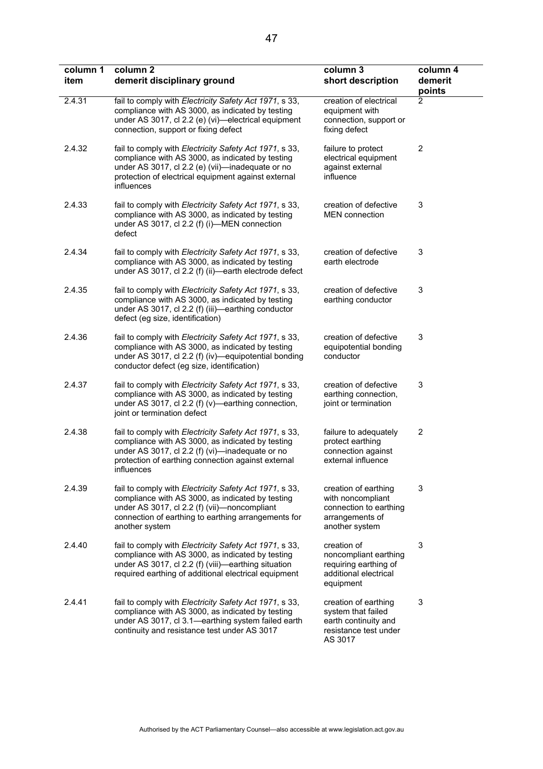| column 1 item | column 2 demerit disciplinary ground | column 3 short description | column 4 demerit points |
|---|---|---|---|
| 2.4.31 | fail to comply with *Electricity Safety Act 1971*, s 33, compliance with AS 3000, as indicated by testing under AS 3017, cl 2.2 (e) (vi)—electrical equipment connection, support or fixing defect | creation of electrical equipment with connection, support or fixing defect | 2 |
| 2.4.32 | fail to comply with *Electricity Safety Act 1971*, s 33, compliance with AS 3000, as indicated by testing under AS 3017, cl 2.2 (e) (vii)—inadequate or no protection of electrical equipment against external influences | failure to protect electrical equipment against external influence | 2 |
| 2.4.33 | fail to comply with *Electricity Safety Act 1971*, s 33, compliance with AS 3000, as indicated by testing under AS 3017, cl 2.2 (f) (i)—MEN connection defect | creation of defective MEN connection | 3 |
| 2.4.34 | fail to comply with *Electricity Safety Act 1971*, s 33, compliance with AS 3000, as indicated by testing under AS 3017, cl 2.2 (f) (ii)—earth electrode defect | creation of defective earth electrode | 3 |
| 2.4.35 | fail to comply with *Electricity Safety Act 1971*, s 33, compliance with AS 3000, as indicated by testing under AS 3017, cl 2.2 (f) (iii)—earthing conductor defect (eg size, identification) | creation of defective earthing conductor | 3 |
| 2.4.36 | fail to comply with *Electricity Safety Act 1971*, s 33, compliance with AS 3000, as indicated by testing under AS 3017, cl 2.2 (f) (iv)—equipotential bonding conductor defect (eg size, identification) | creation of defective equipotential bonding conductor | 3 |
| 2.4.37 | fail to comply with *Electricity Safety Act 1971*, s 33, compliance with AS 3000, as indicated by testing under AS 3017, cl 2.2 (f) (v)—earthing connection, joint or termination defect | creation of defective earthing connection, joint or termination | 3 |
| 2.4.38 | fail to comply with *Electricity Safety Act 1971*, s 33, compliance with AS 3000, as indicated by testing under AS 3017, cl 2.2 (f) (vi)—inadequate or no protection of earthing connection against external influences | failure to adequately protect earthing connection against external influence | 2 |
| 2.4.39 | fail to comply with *Electricity Safety Act 1971*, s 33, compliance with AS 3000, as indicated by testing under AS 3017, cl 2.2 (f) (vii)—noncompliant connection of earthing to earthing arrangements for another system | creation of earthing with noncompliant connection to earthing arrangements of another system | 3 |
| 2.4.40 | fail to comply with *Electricity Safety Act 1971*, s 33, compliance with AS 3000, as indicated by testing under AS 3017, cl 2.2 (f) (viii)—earthing situation required earthing of additional electrical equipment | creation of noncompliant earthing requiring earthing of additional electrical equipment | 3 |
| 2.4.41 | fail to comply with *Electricity Safety Act 1971*, s 33, compliance with AS 3000, as indicated by testing under AS 3017, cl 3.1—earthing system failed earth continuity and resistance test under AS 3017 | creation of earthing system that failed earth continuity and resistance test under AS 3017 | 3 |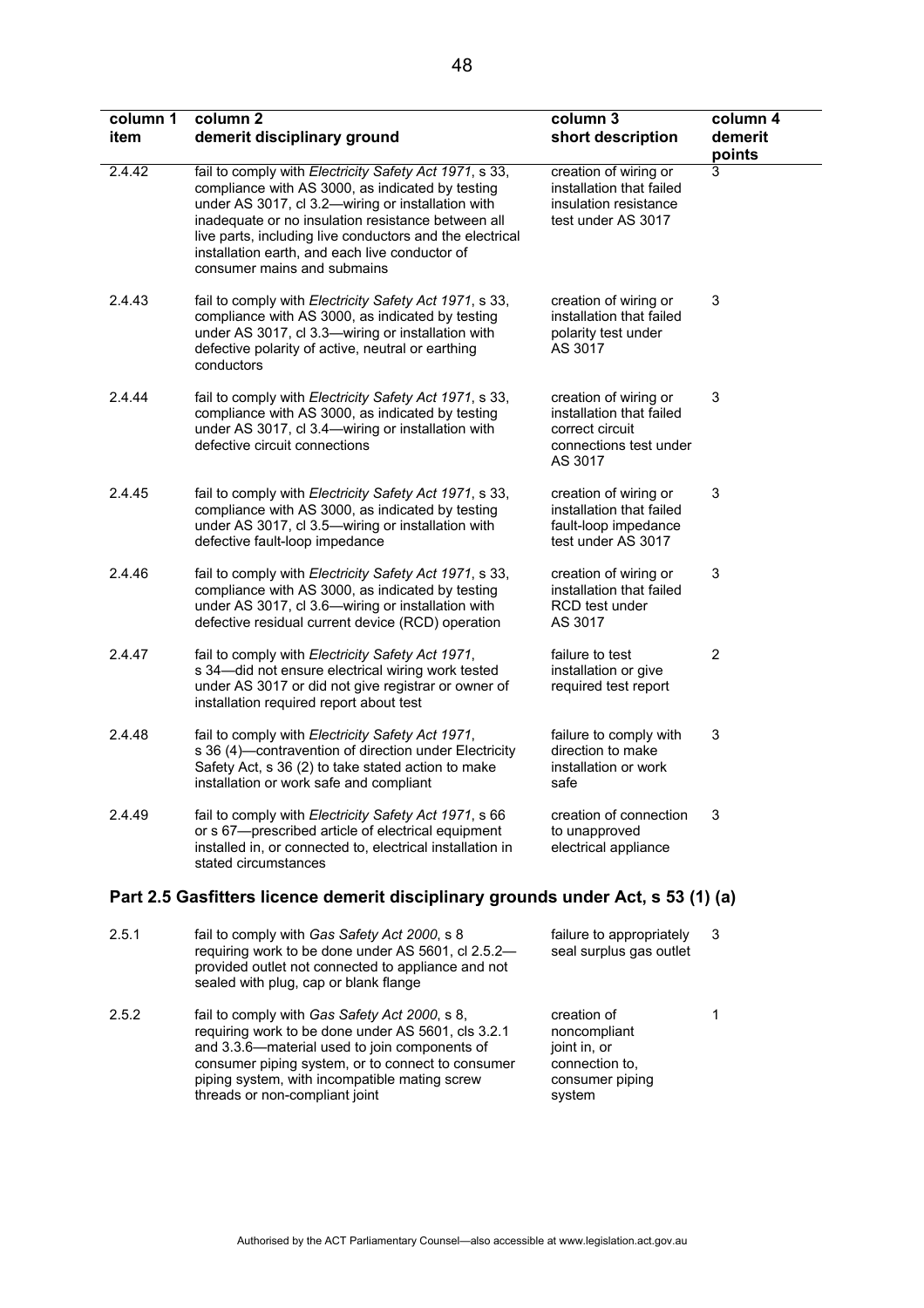| column 1 item | column 2 demerit disciplinary ground | column 3 short description | column 4 demerit points |
|---|---|---|---|
| 2.4.42 | fail to comply with *Electricity Safety Act 1971*, s 33, compliance with AS 3000, as indicated by testing under AS 3017, cl 3.2—wiring or installation with inadequate or no insulation resistance between all live parts, including live conductors and the electrical installation earth, and each live conductor of consumer mains and submains | creation of wiring or installation that failed insulation resistance test under AS 3017 | 3 |
| 2.4.43 | fail to comply with *Electricity Safety Act 1971*, s 33, compliance with AS 3000, as indicated by testing under AS 3017, cl 3.3—wiring or installation with defective polarity of active, neutral or earthing conductors | creation of wiring or installation that failed polarity test under AS 3017 | 3 |
| 2.4.44 | fail to comply with *Electricity Safety Act 1971*, s 33, compliance with AS 3000, as indicated by testing under AS 3017, cl 3.4—wiring or installation with defective circuit connections | creation of wiring or installation that failed correct circuit connections test under AS 3017 | 3 |
| 2.4.45 | fail to comply with *Electricity Safety Act 1971*, s 33, compliance with AS 3000, as indicated by testing under AS 3017, cl 3.5—wiring or installation with defective fault-loop impedance | creation of wiring or installation that failed fault-loop impedance test under AS 3017 | 3 |
| 2.4.46 | fail to comply with *Electricity Safety Act 1971*, s 33, compliance with AS 3000, as indicated by testing under AS 3017, cl 3.6—wiring or installation with defective residual current device (RCD) operation | creation of wiring or installation that failed RCD test under AS 3017 | 3 |
| 2.4.47 | fail to comply with *Electricity Safety Act 1971*, s 34—did not ensure electrical wiring work tested under AS 3017 or did not give registrar or owner of installation required report about test | failure to test installation or give required test report | 2 |
| 2.4.48 | fail to comply with *Electricity Safety Act 1971*, s 36 (4)—contravention of direction under Electricity Safety Act, s 36 (2) to take stated action to make installation or work safe and compliant | failure to comply with direction to make installation or work safe | 3 |
| 2.4.49 | fail to comply with *Electricity Safety Act 1971*, s 66 or s 67—prescribed article of electrical equipment installed in, or connected to, electrical installation in stated circumstances | creation of connection to unapproved electrical appliance | 3 |

## Part 2.5 Gasfitters licence demerit disciplinary grounds under Act, s 53 (1) (a)

| column 1 item | column 2 demerit disciplinary ground | column 3 short description | column 4 demerit points |
|---|---|---|---|
| 2.5.1 | fail to comply with *Gas Safety Act 2000*, s 8 requiring work to be done under AS 5601, cl 2.5.2—provided outlet not connected to appliance and not sealed with plug, cap or blank flange | failure to appropriately seal surplus gas outlet | 3 |
| 2.5.2 | fail to comply with *Gas Safety Act 2000*, s 8, requiring work to be done under AS 5601, cls 3.2.1 and 3.3.6—material used to join components of consumer piping system, or to connect to consumer piping system, with incompatible mating screw threads or non-compliant joint | creation of noncompliant joint in, or connection to, consumer piping system | 1 |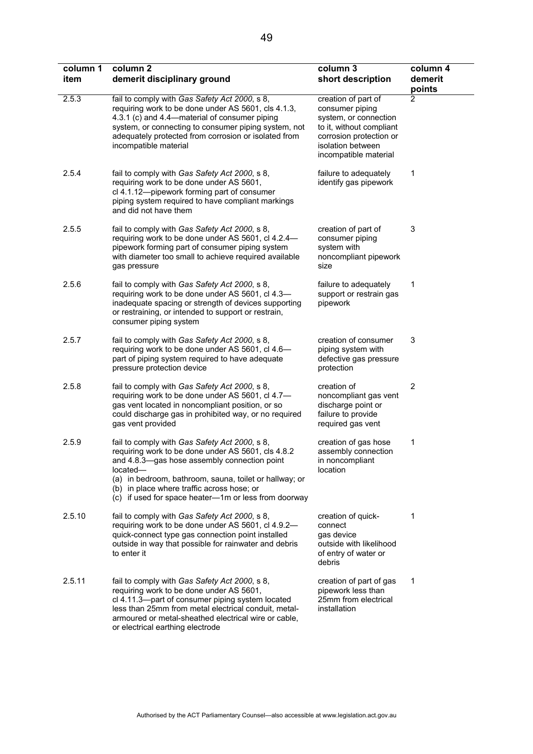| column 1 item | column 2 demerit disciplinary ground | column 3 short description | column 4 demerit points |
|---|---|---|---|
| 2.5.3 | fail to comply with *Gas Safety Act 2000*, s 8, requiring work to be done under AS 5601, cls 4.1.3, 4.3.1 (c) and 4.4—material of consumer piping system, or connecting to consumer piping system, not adequately protected from corrosion or isolated from incompatible material | creation of part of consumer piping system, or connection to it, without compliant corrosion protection or isolation between incompatible material | 2 |
| 2.5.4 | fail to comply with *Gas Safety Act 2000*, s 8, requiring work to be done under AS 5601, cl 4.1.12—pipework forming part of consumer piping system required to have compliant markings and did not have them | failure to adequately identify gas pipework | 1 |
| 2.5.5 | fail to comply with *Gas Safety Act 2000*, s 8, requiring work to be done under AS 5601, cl 4.2.4—pipework forming part of consumer piping system with diameter too small to achieve required available gas pressure | creation of part of consumer piping system with noncompliant pipework size | 3 |
| 2.5.6 | fail to comply with *Gas Safety Act 2000*, s 8, requiring work to be done under AS 5601, cl 4.3—inadequate spacing or strength of devices supporting or restraining, or intended to support or restrain, consumer piping system | failure to adequately support or restrain gas pipework | 1 |
| 2.5.7 | fail to comply with *Gas Safety Act 2000*, s 8, requiring work to be done under AS 5601, cl 4.6—part of piping system required to have adequate pressure protection device | creation of consumer piping system with defective gas pressure protection | 3 |
| 2.5.8 | fail to comply with *Gas Safety Act 2000*, s 8, requiring work to be done under AS 5601, cl 4.7—gas vent located in noncompliant position, or so could discharge gas in prohibited way, or no required gas vent provided | creation of noncompliant gas vent discharge point or failure to provide required gas vent | 2 |
| 2.5.9 | fail to comply with *Gas Safety Act 2000*, s 8, requiring work to be done under AS 5601, cls 4.8.2 and 4.8.3—gas hose assembly connection point located—<br>(a) in bedroom, bathroom, sauna, toilet or hallway; or<br>(b) in place where traffic across hose; or<br>(c) if used for space heater—1m or less from doorway | creation of gas hose assembly connection in noncompliant location | 1 |
| 2.5.10 | fail to comply with *Gas Safety Act 2000*, s 8, requiring work to be done under AS 5601, cl 4.9.2—quick-connect type gas connection point installed outside in way that possible for rainwater and debris to enter it | creation of quick-connect gas device outside with likelihood of entry of water or debris | 1 |
| 2.5.11 | fail to comply with *Gas Safety Act 2000*, s 8, requiring work to be done under AS 5601, cl 4.11.3—part of consumer piping system located less than 25mm from metal electrical conduit, metal-armoured or metal-sheathed electrical wire or cable, or electrical earthing electrode | creation of part of gas pipework less than 25mm from electrical installation | 1 |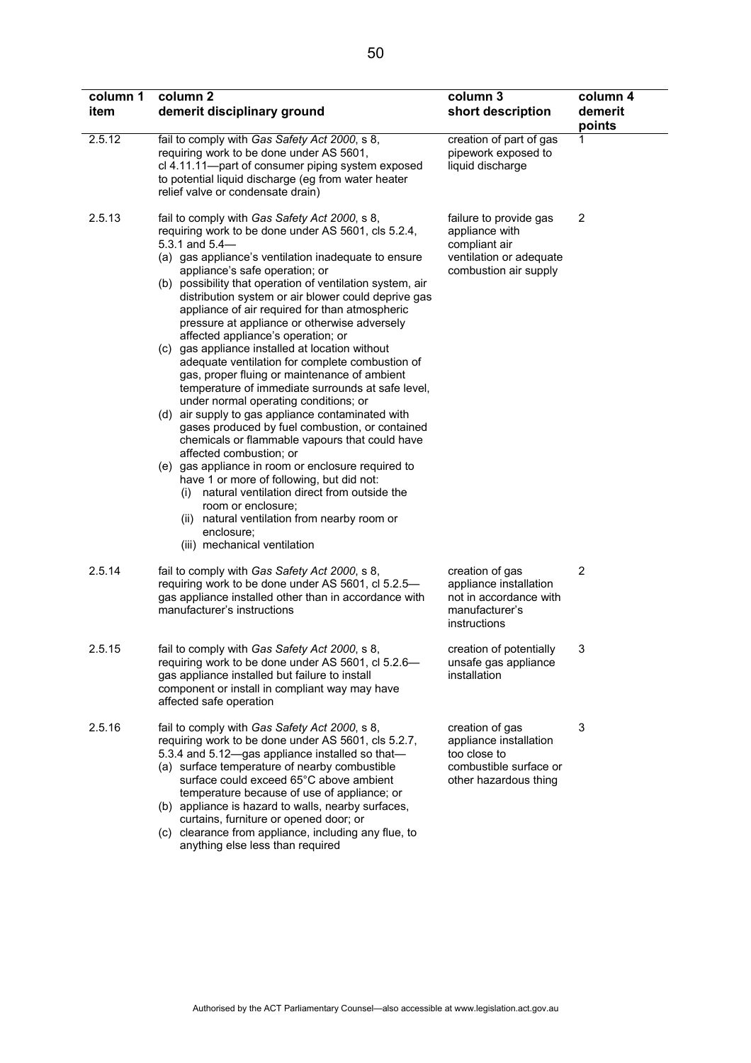| column 1 item | column 2 demerit disciplinary ground | column 3 short description | column 4 demerit points |
|---|---|---|---|
| 2.5.12 | fail to comply with *Gas Safety Act 2000*, s 8, requiring work to be done under AS 5601, cl 4.11.11—part of consumer piping system exposed to potential liquid discharge (eg from water heater relief valve or condensate drain) | creation of part of gas pipework exposed to liquid discharge | 1 |
| 2.5.13 | fail to comply with *Gas Safety Act 2000*, s 8, requiring work to be done under AS 5601, cls 5.2.4, 5.3.1 and 5.4—<br>(a) gas appliance's ventilation inadequate to ensure appliance's safe operation; or<br>(b) possibility that operation of ventilation system, air distribution system or air blower could deprive gas appliance of air required for than atmospheric pressure at appliance or otherwise adversely affected appliance's operation; or<br>(c) gas appliance installed at location without adequate ventilation for complete combustion of gas, proper fluing or maintenance of ambient temperature of immediate surrounds at safe level, under normal operating conditions; or<br>(d) air supply to gas appliance contaminated with gases produced by fuel combustion, or contained chemicals or flammable vapours that could have affected combustion; or<br>(e) gas appliance in room or enclosure required to have 1 or more of following, but did not:<br>(i) natural ventilation direct from outside the room or enclosure;<br>(ii) natural ventilation from nearby room or enclosure;<br>(iii) mechanical ventilation | failure to provide gas appliance with compliant air ventilation or adequate combustion air supply | 2 |
| 2.5.14 | fail to comply with *Gas Safety Act 2000*, s 8, requiring work to be done under AS 5601, cl 5.2.5—gas appliance installed other than in accordance with manufacturer's instructions | creation of gas appliance installation not in accordance with manufacturer's instructions | 2 |
| 2.5.15 | fail to comply with *Gas Safety Act 2000*, s 8, requiring work to be done under AS 5601, cl 5.2.6—gas appliance installed but failure to install component or install in compliant way may have affected safe operation | creation of potentially unsafe gas appliance installation | 3 |
| 2.5.16 | fail to comply with *Gas Safety Act 2000*, s 8, requiring work to be done under AS 5601, cls 5.2.7, 5.3.4 and 5.12—gas appliance installed so that—<br>(a) surface temperature of nearby combustible surface could exceed 65°C above ambient temperature because of use of appliance; or<br>(b) appliance is hazard to walls, nearby surfaces, curtains, furniture or opened door; or<br>(c) clearance from appliance, including any flue, to anything else less than required | creation of gas appliance installation too close to combustible surface or other hazardous thing | 3 |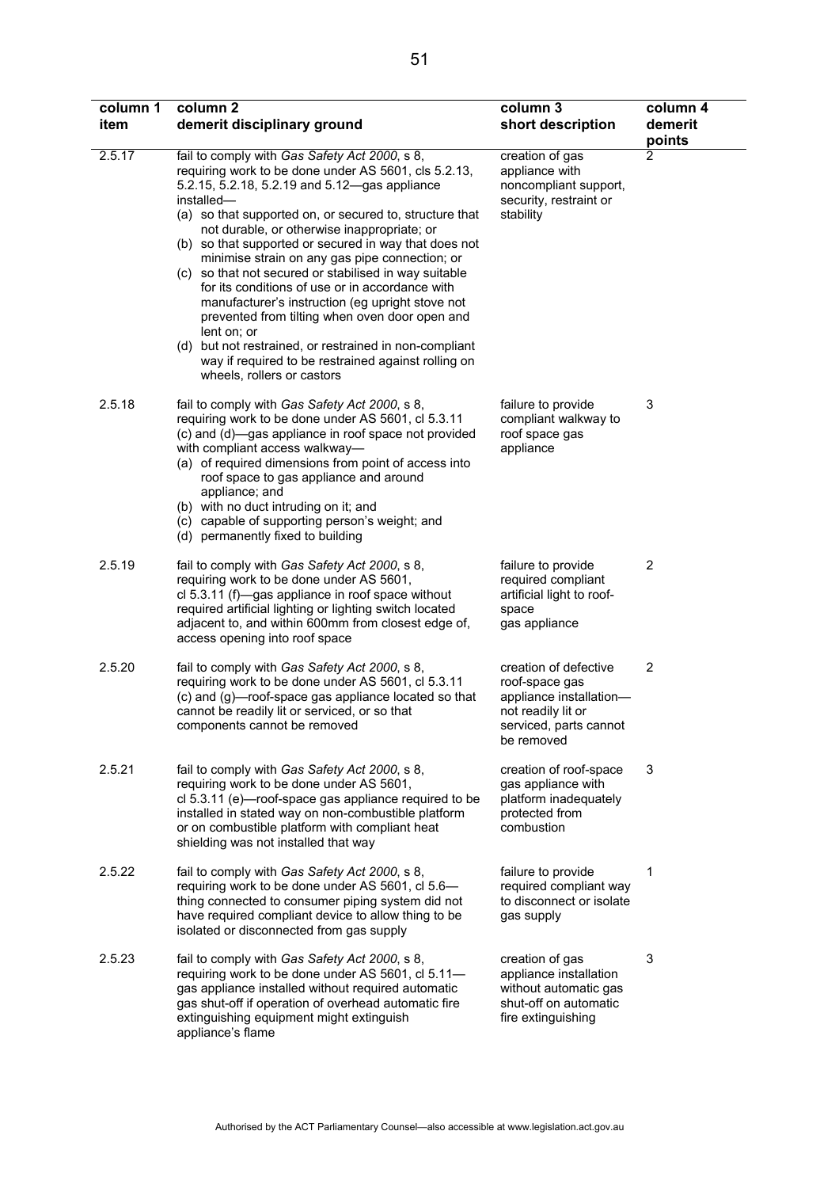| column 1 item | column 2 demerit disciplinary ground | column 3 short description | column 4 demerit points |
|---|---|---|---|
| 2.5.17 | fail to comply with *Gas Safety Act 2000*, s 8, requiring work to be done under AS 5601, cls 5.2.13, 5.2.15, 5.2.18, 5.2.19 and 5.12—gas appliance installed— (a) so that supported on, or secured to, structure that not durable, or otherwise inappropriate; or (b) so that supported or secured in way that does not minimise strain on any gas pipe connection; or (c) so that not secured or stabilised in way suitable for its conditions of use or in accordance with manufacturer's instruction (eg upright stove not prevented from tilting when oven door open and lent on; or (d) but not restrained, or restrained in non-compliant way if required to be restrained against rolling on wheels, rollers or castors | creation of gas appliance with noncompliant support, security, restraint or stability | 2 |
| 2.5.18 | fail to comply with *Gas Safety Act 2000*, s 8, requiring work to be done under AS 5601, cl 5.3.11 (c) and (d)—gas appliance in roof space not provided with compliant access walkway— (a) of required dimensions from point of access into roof space to gas appliance and around appliance; and (b) with no duct intruding on it; and (c) capable of supporting person's weight; and (d) permanently fixed to building | failure to provide compliant walkway to roof space gas appliance | 3 |
| 2.5.19 | fail to comply with *Gas Safety Act 2000*, s 8, requiring work to be done under AS 5601, cl 5.3.11 (f)—gas appliance in roof space without required artificial lighting or lighting switch located adjacent to, and within 600mm from closest edge of, access opening into roof space | failure to provide required compliant artificial light to roof-space gas appliance | 2 |
| 2.5.20 | fail to comply with *Gas Safety Act 2000*, s 8, requiring work to be done under AS 5601, cl 5.3.11 (c) and (g)—roof-space gas appliance located so that cannot be readily lit or serviced, or so that components cannot be removed | creation of defective roof-space gas appliance installation—not readily lit or serviced, parts cannot be removed | 2 |
| 2.5.21 | fail to comply with *Gas Safety Act 2000*, s 8, requiring work to be done under AS 5601, cl 5.3.11 (e)—roof-space gas appliance required to be installed in stated way on non-combustible platform or on combustible platform with compliant heat shielding was not installed that way | creation of roof-space gas appliance with platform inadequately protected from combustion | 3 |
| 2.5.22 | fail to comply with *Gas Safety Act 2000*, s 8, requiring work to be done under AS 5601, cl 5.6—thing connected to consumer piping system did not have required compliant device to allow thing to be isolated or disconnected from gas supply | failure to provide required compliant way to disconnect or isolate gas supply | 1 |
| 2.5.23 | fail to comply with *Gas Safety Act 2000*, s 8, requiring work to be done under AS 5601, cl 5.11—gas appliance installed without required automatic gas shut-off if operation of overhead automatic fire extinguishing equipment might extinguish appliance's flame | creation of gas appliance installation without automatic gas shut-off on automatic fire extinguishing | 3 |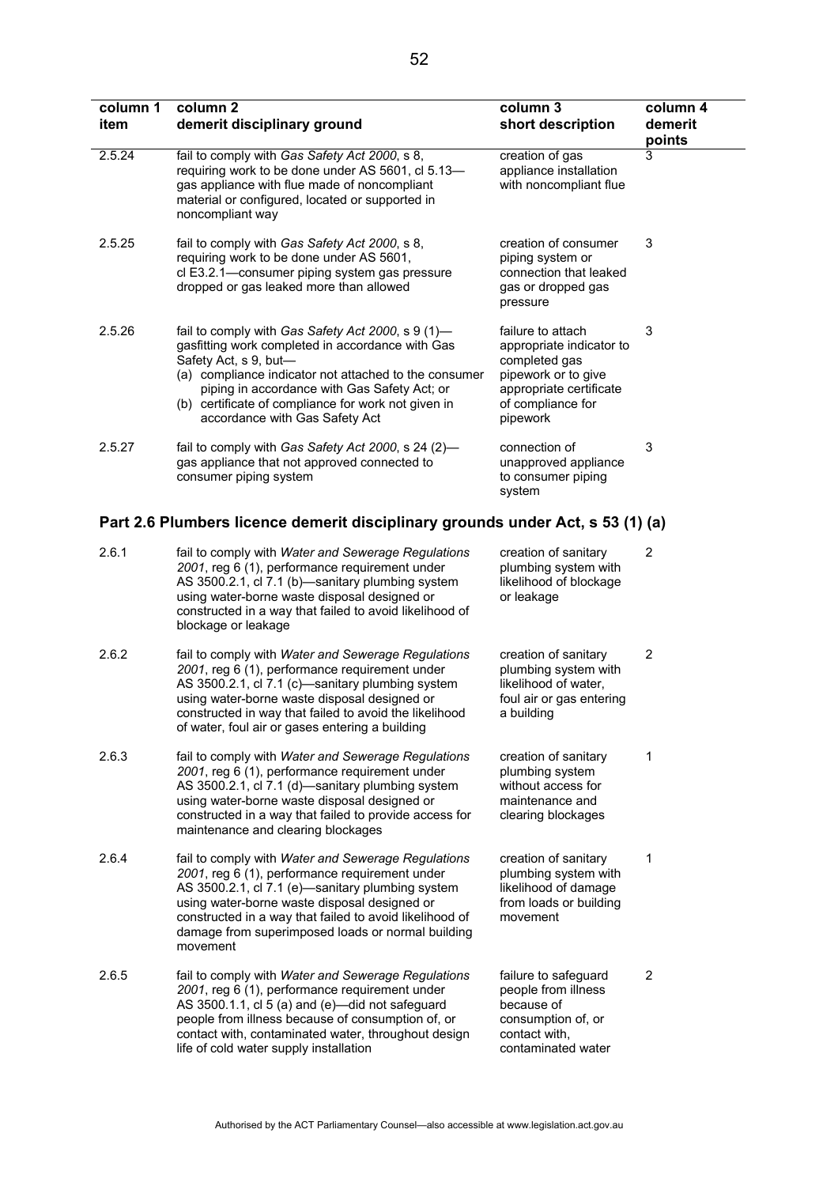| column 1 item | column 2 demerit disciplinary ground | column 3 short description | column 4 demerit points |
|---|---|---|---|
| 2.5.24 | fail to comply with *Gas Safety Act 2000*, s 8, requiring work to be done under AS 5601, cl 5.13—gas appliance with flue made of noncompliant material or configured, located or supported in noncompliant way | creation of gas appliance installation with noncompliant flue | 3 |
| 2.5.25 | fail to comply with *Gas Safety Act 2000*, s 8, requiring work to be done under AS 5601, cl E3.2.1—consumer piping system gas pressure dropped or gas leaked more than allowed | creation of consumer piping system or connection that leaked gas or dropped gas pressure | 3 |
| 2.5.26 | fail to comply with *Gas Safety Act 2000*, s 9 (1)—gasfitting work completed in accordance with Gas Safety Act, s 9, but—<br>(a) compliance indicator not attached to the consumer piping in accordance with Gas Safety Act; or<br>(b) certificate of compliance for work not given in accordance with Gas Safety Act | failure to attach appropriate indicator to completed gas pipework or to give appropriate certificate of compliance for pipework | 3 |
| 2.5.27 | fail to comply with *Gas Safety Act 2000*, s 24 (2)—gas appliance that not approved connected to consumer piping system | connection of unapproved appliance to consumer piping system | 3 |

## Part 2.6 Plumbers licence demerit disciplinary grounds under Act, s 53 (1) (a)

| column 1 item | column 2 demerit disciplinary ground | column 3 short description | column 4 demerit points |
|---|---|---|---|
| 2.6.1 | fail to comply with *Water and Sewerage Regulations 2001*, reg 6 (1), performance requirement under AS 3500.2.1, cl 7.1 (b)—sanitary plumbing system using water-borne waste disposal designed or constructed in a way that failed to avoid likelihood of blockage or leakage | creation of sanitary plumbing system with likelihood of blockage or leakage | 2 |
| 2.6.2 | fail to comply with *Water and Sewerage Regulations 2001*, reg 6 (1), performance requirement under AS 3500.2.1, cl 7.1 (c)—sanitary plumbing system using water-borne waste disposal designed or constructed in way that failed to avoid the likelihood of water, foul air or gases entering a building | creation of sanitary plumbing system with likelihood of water, foul air or gas entering a building | 2 |
| 2.6.3 | fail to comply with *Water and Sewerage Regulations 2001*, reg 6 (1), performance requirement under AS 3500.2.1, cl 7.1 (d)—sanitary plumbing system using water-borne waste disposal designed or constructed in a way that failed to provide access for maintenance and clearing blockages | creation of sanitary plumbing system without access for maintenance and clearing blockages | 1 |
| 2.6.4 | fail to comply with *Water and Sewerage Regulations 2001*, reg 6 (1), performance requirement under AS 3500.2.1, cl 7.1 (e)—sanitary plumbing system using water-borne waste disposal designed or constructed in a way that failed to avoid likelihood of damage from superimposed loads or normal building movement | creation of sanitary plumbing system with likelihood of damage from loads or building movement | 1 |
| 2.6.5 | fail to comply with *Water and Sewerage Regulations 2001*, reg 6 (1), performance requirement under AS 3500.1.1, cl 5 (a) and (e)—did not safeguard people from illness because of consumption of, or contact with, contaminated water, throughout design life of cold water supply installation | failure to safeguard people from illness because of consumption of, or contact with, contaminated water | 2 |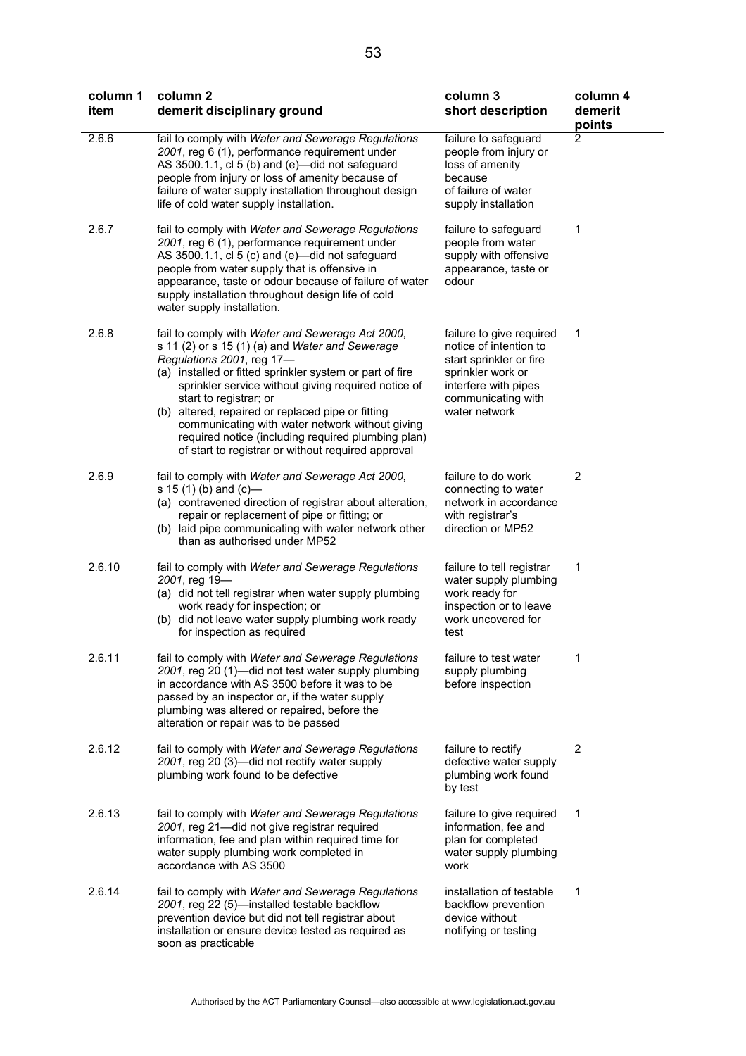| column 1 item | column 2 demerit disciplinary ground | column 3 short description | column 4 demerit points |
|---|---|---|---|
| 2.6.6 | fail to comply with *Water and Sewerage Regulations 2001*, reg 6 (1), performance requirement under AS 3500.1.1, cl 5 (b) and (e)—did not safeguard people from injury or loss of amenity because of failure of water supply installation throughout design life of cold water supply installation. | failure to safeguard people from injury or loss of amenity because of failure of water supply installation | 2 |
| 2.6.7 | fail to comply with *Water and Sewerage Regulations 2001*, reg 6 (1), performance requirement under AS 3500.1.1, cl 5 (c) and (e)—did not safeguard people from water supply that is offensive in appearance, taste or odour because of failure of water supply installation throughout design life of cold water supply installation. | failure to safeguard people from water supply with offensive appearance, taste or odour | 1 |
| 2.6.8 | fail to comply with *Water and Sewerage Act 2000*, s 11 (2) or s 15 (1) (a) and *Water and Sewerage Regulations 2001*, reg 17—<br>(a) installed or fitted sprinkler system or part of fire sprinkler service without giving required notice of start to registrar; or<br>(b) altered, repaired or replaced pipe or fitting communicating with water network without giving required notice (including required plumbing plan) of start to registrar or without required approval | failure to give required notice of intention to start sprinkler or fire sprinkler work or interfere with pipes communicating with water network | 1 |
| 2.6.9 | fail to comply with *Water and Sewerage Act 2000*, s 15 (1) (b) and (c)—<br>(a) contravened direction of registrar about alteration, repair or replacement of pipe or fitting; or<br>(b) laid pipe communicating with water network other than as authorised under MP52 | failure to do work connecting to water network in accordance with registrar's direction or MP52 | 2 |
| 2.6.10 | fail to comply with *Water and Sewerage Regulations 2001*, reg 19—<br>(a) did not tell registrar when water supply plumbing work ready for inspection; or<br>(b) did not leave water supply plumbing work ready for inspection as required | failure to tell registrar water supply plumbing work ready for inspection or to leave work uncovered for test | 1 |
| 2.6.11 | fail to comply with *Water and Sewerage Regulations 2001*, reg 20 (1)—did not test water supply plumbing in accordance with AS 3500 before it was to be passed by an inspector or, if the water supply plumbing was altered or repaired, before the alteration or repair was to be passed | failure to test water supply plumbing before inspection | 1 |
| 2.6.12 | fail to comply with *Water and Sewerage Regulations 2001*, reg 20 (3)—did not rectify water supply plumbing work found to be defective | failure to rectify defective water supply plumbing work found by test | 2 |
| 2.6.13 | fail to comply with *Water and Sewerage Regulations 2001*, reg 21—did not give registrar required information, fee and plan within required time for water supply plumbing work completed in accordance with AS 3500 | failure to give required information, fee and plan for completed water supply plumbing work | 1 |
| 2.6.14 | fail to comply with *Water and Sewerage Regulations 2001*, reg 22 (5)—installed testable backflow prevention device but did not tell registrar about installation or ensure device tested as required as soon as practicable | installation of testable backflow prevention device without notifying or testing | 1 |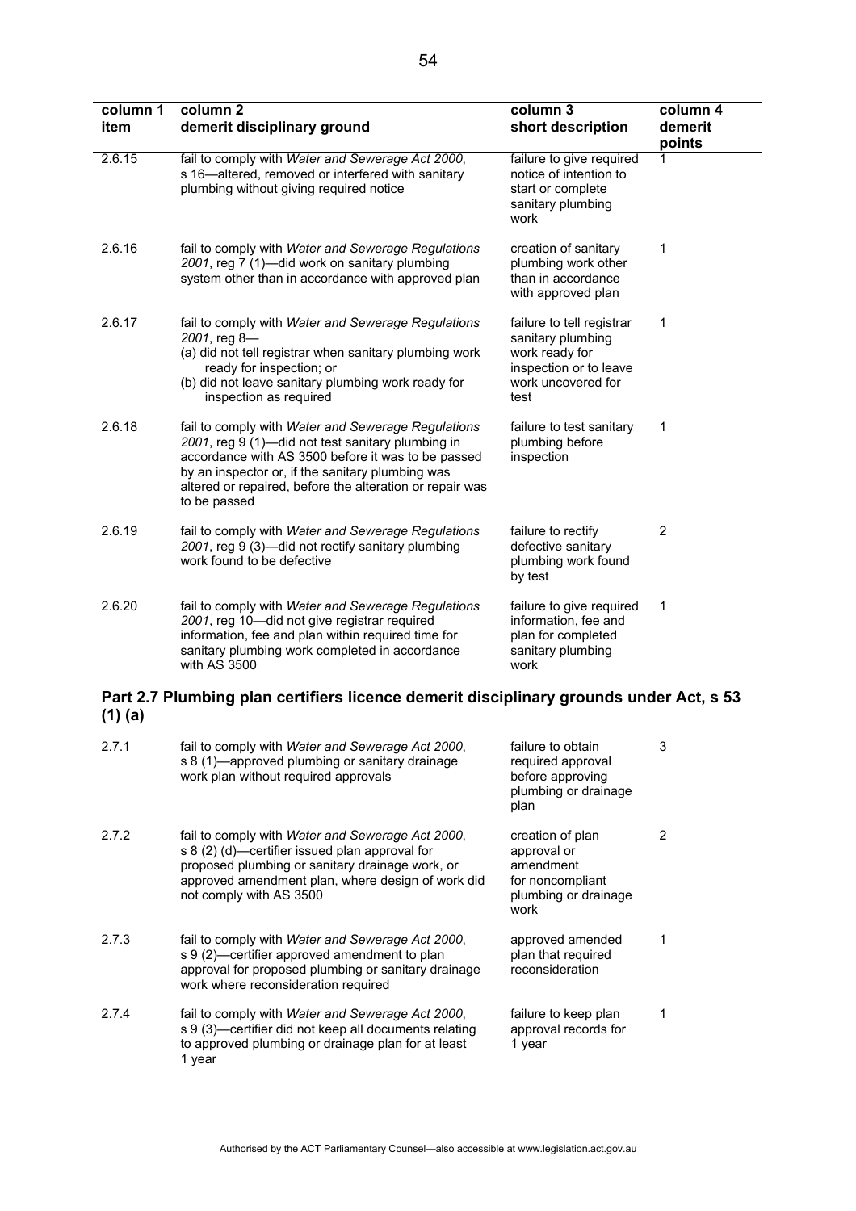| column 1 item | column 2 demerit disciplinary ground | column 3 short description | column 4 demerit points |
|---|---|---|---|
| 2.6.15 | fail to comply with *Water and Sewerage Act 2000*, s 16—altered, removed or interfered with sanitary plumbing without giving required notice | failure to give required notice of intention to start or complete sanitary plumbing work | 1 |
| 2.6.16 | fail to comply with *Water and Sewerage Regulations 2001*, reg 7 (1)—did work on sanitary plumbing system other than in accordance with approved plan | creation of sanitary plumbing work other than in accordance with approved plan | 1 |
| 2.6.17 | fail to comply with *Water and Sewerage Regulations 2001*, reg 8—<br>(a) did not tell registrar when sanitary plumbing work ready for inspection; or<br>(b) did not leave sanitary plumbing work ready for inspection as required | failure to tell registrar sanitary plumbing work ready for inspection or to leave work uncovered for test | 1 |
| 2.6.18 | fail to comply with *Water and Sewerage Regulations 2001*, reg 9 (1)—did not test sanitary plumbing in accordance with AS 3500 before it was to be passed by an inspector or, if the sanitary plumbing was altered or repaired, before the alteration or repair was to be passed | failure to test sanitary plumbing before inspection | 1 |
| 2.6.19 | fail to comply with *Water and Sewerage Regulations 2001*, reg 9 (3)—did not rectify sanitary plumbing work found to be defective | failure to rectify defective sanitary plumbing work found by test | 2 |
| 2.6.20 | fail to comply with *Water and Sewerage Regulations 2001*, reg 10—did not give registrar required information, fee and plan within required time for sanitary plumbing work completed in accordance with AS 3500 | failure to give required information, fee and plan for completed sanitary plumbing work | 1 |

## Part 2.7 Plumbing plan certifiers licence demerit disciplinary grounds under Act, s 53 (1) (a)

| column 1 item | column 2 demerit disciplinary ground | column 3 short description | column 4 demerit points |
|---|---|---|---|
| 2.7.1 | fail to comply with *Water and Sewerage Act 2000*, s 8 (1)—approved plumbing or sanitary drainage work plan without required approvals | failure to obtain required approval before approving plumbing or drainage plan | 3 |
| 2.7.2 | fail to comply with *Water and Sewerage Act 2000*, s 8 (2) (d)—certifier issued plan approval for proposed plumbing or sanitary drainage work, or approved amendment plan, where design of work did not comply with AS 3500 | creation of plan approval or amendment for noncompliant plumbing or drainage work | 2 |
| 2.7.3 | fail to comply with *Water and Sewerage Act 2000*, s 9 (2)—certifier approved amendment to plan approval for proposed plumbing or sanitary drainage work where reconsideration required | approved amended plan that required reconsideration | 1 |
| 2.7.4 | fail to comply with *Water and Sewerage Act 2000*, s 9 (3)—certifier did not keep all documents relating to approved plumbing or drainage plan for at least 1 year | failure to keep plan approval records for 1 year | 1 |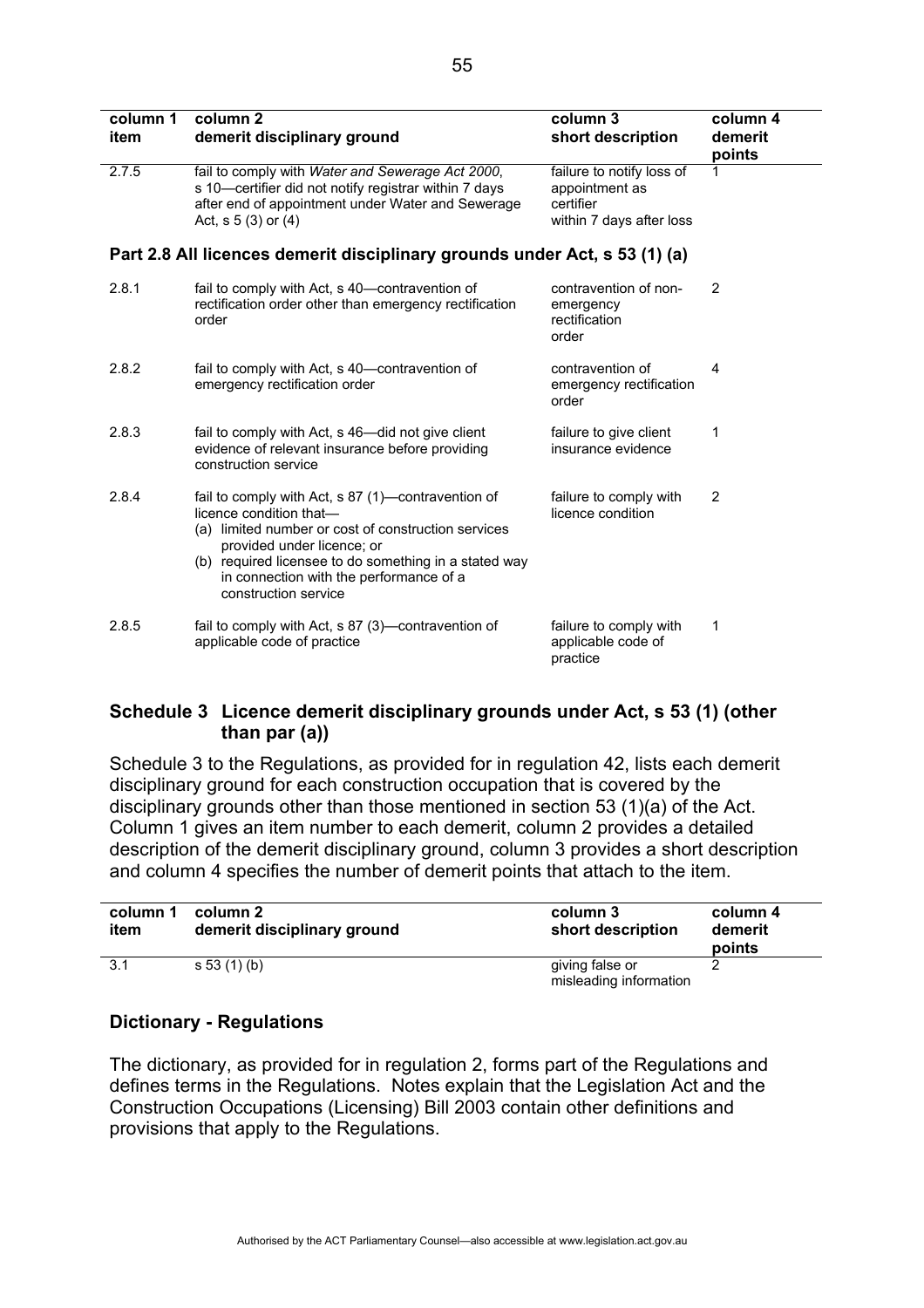| column 1 item | column 2 demerit disciplinary ground | column 3 short description | column 4 demerit points |
|---|---|---|---|
| 2.7.5 | fail to comply with *Water and Sewerage Act 2000*, s 10—certifier did not notify registrar within 7 days after end of appointment under Water and Sewerage Act, s 5 (3) or (4) | failure to notify loss of appointment as certifier within 7 days after loss | 1 |

**Part 2.8 All licences demerit disciplinary grounds under Act, s 53 (1) (a)**

| column 1 item | column 2 demerit disciplinary ground | column 3 short description | column 4 demerit points |
|---|---|---|---|
| 2.8.1 | fail to comply with Act, s 40—contravention of rectification order other than emergency rectification order | contravention of non-emergency rectification order | 2 |
| 2.8.2 | fail to comply with Act, s 40—contravention of emergency rectification order | contravention of emergency rectification order | 4 |
| 2.8.3 | fail to comply with Act, s 46—did not give client evidence of relevant insurance before providing construction service | failure to give client insurance evidence | 1 |
| 2.8.4 | fail to comply with Act, s 87 (1)—contravention of licence condition that— (a) limited number or cost of construction services provided under licence; or (b) required licensee to do something in a stated way in connection with the performance of a construction service | failure to comply with licence condition | 2 |
| 2.8.5 | fail to comply with Act, s 87 (3)—contravention of applicable code of practice | failure to comply with applicable code of practice | 1 |

## Schedule 3 Licence demerit disciplinary grounds under Act, s 53 (1) (other than par (a))

Schedule 3 to the Regulations, as provided for in regulation 42, lists each demerit disciplinary ground for each construction occupation that is covered by the disciplinary grounds other than those mentioned in section 53 (1)(a) of the Act. Column 1 gives an item number to each demerit, column 2 provides a detailed description of the demerit disciplinary ground, column 3 provides a short description and column 4 specifies the number of demerit points that attach to the item.

| column 1 item | column 2 demerit disciplinary ground | column 3 short description | column 4 demerit points |
|---|---|---|---|
| 3.1 | s 53 (1) (b) | giving false or misleading information | 2 |

## Dictionary - Regulations

The dictionary, as provided for in regulation 2, forms part of the Regulations and defines terms in the Regulations. Notes explain that the Legislation Act and the Construction Occupations (Licensing) Bill 2003 contain other definitions and provisions that apply to the Regulations.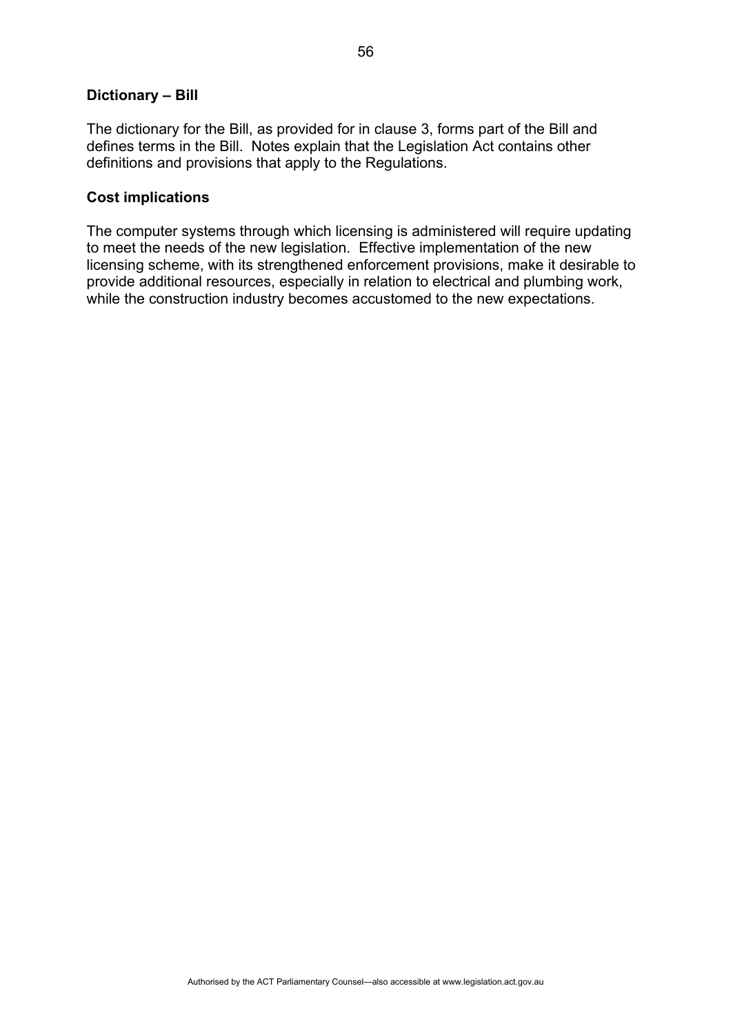**Dictionary – Bill**

The dictionary for the Bill, as provided for in clause 3, forms part of the Bill and defines terms in the Bill. Notes explain that the Legislation Act contains other definitions and provisions that apply to the Regulations.

**Cost implications**

The computer systems through which licensing is administered will require updating to meet the needs of the new legislation. Effective implementation of the new licensing scheme, with its strengthened enforcement provisions, make it desirable to provide additional resources, especially in relation to electrical and plumbing work, while the construction industry becomes accustomed to the new expectations.